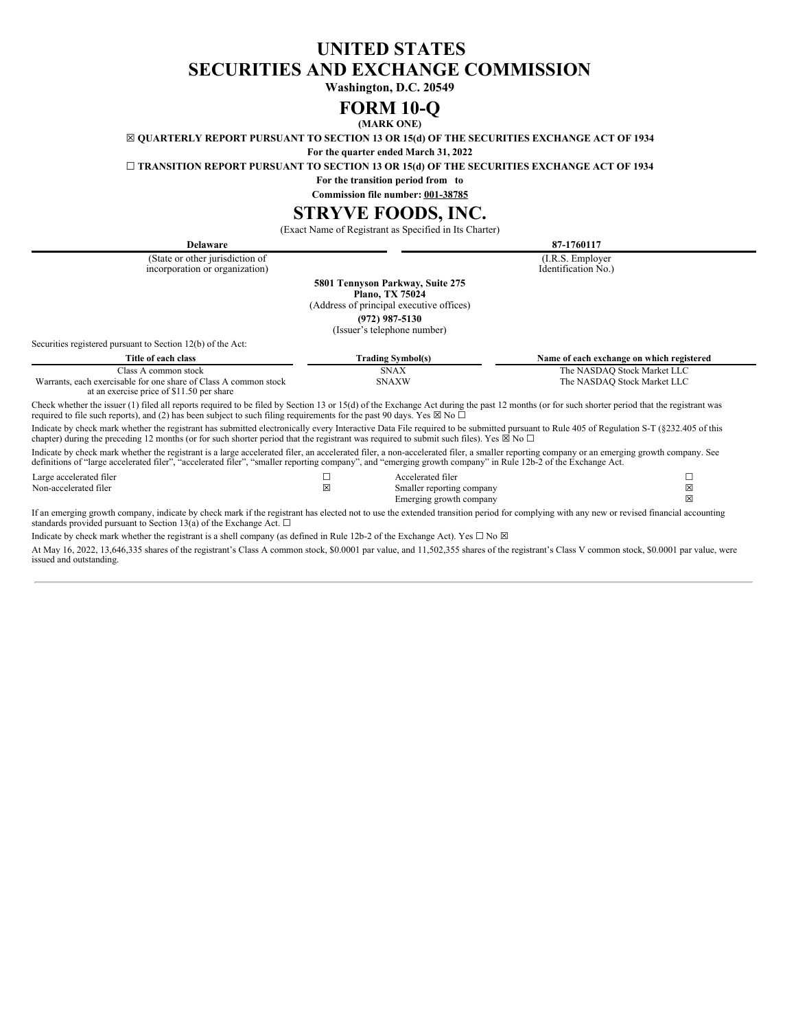# UNITED STATES
# SECURITIES AND EXCHANGE COMMISSION

**Washington, D.C. 20549**

# FORM 10-Q

**(MARK ONE)**

☒ **QUARTERLY REPORT PURSUANT TO SECTION 13 OR 15(d) OF THE SECURITIES EXCHANGE ACT OF 1934**

**For the quarter ended March 31, 2022**

☐ **TRANSITION REPORT PURSUANT TO SECTION 13 OR 15(d) OF THE SECURITIES EXCHANGE ACT OF 1934**

**For the transition period from to**

**Commission file number: 001-38785**

# STRYVE FOODS, INC.

(Exact Name of Registrant as Specified in Its Charter)

| **Delaware** | **87-1760117** |
|---|---|
| (State or other jurisdiction of incorporation or organization) | (I.R.S. Employer Identification No.) |

**5801 Tennyson Parkway, Suite 275**
**Plano, TX 75024**
(Address of principal executive offices)

**(972) 987-5130**
(Issuer's telephone number)

Securities registered pursuant to Section 12(b) of the Act:

| Title of each class | Trading Symbol(s) | Name of each exchange on which registered |
|---|---|---|
| Class A common stock | SNAX | The NASDAQ Stock Market LLC |
| Warrants, each exercisable for one share of Class A common stock at an exercise price of $11.50 per share | SNAXW | The NASDAQ Stock Market LLC |

Check whether the issuer (1) filed all reports required to be filed by Section 13 or 15(d) of the Exchange Act during the past 12 months (or for such shorter period that the registrant was required to file such reports), and (2) has been subject to such filing requirements for the past 90 days. Yes ☒ No ☐

Indicate by check mark whether the registrant has submitted electronically every Interactive Data File required to be submitted pursuant to Rule 405 of Regulation S-T (§232.405 of this chapter) during the preceding 12 months (or for such shorter period that the registrant was required to submit such files). Yes ☒ No ☐

Indicate by check mark whether the registrant is a large accelerated filer, an accelerated filer, a non-accelerated filer, a smaller reporting company or an emerging growth company. See definitions of "large accelerated filer", "accelerated filer", "smaller reporting company", and "emerging growth company" in Rule 12b-2 of the Exchange Act.

| | | | |
|---|---|---|---|
| Large accelerated filer | ☐ | Accelerated filer | ☐ |
| Non-accelerated filer | ☒ | Smaller reporting company | ☒ |
| | | Emerging growth company | ☒ |

If an emerging growth company, indicate by check mark if the registrant has elected not to use the extended transition period for complying with any new or revised financial accounting standards provided pursuant to Section 13(a) of the Exchange Act. ☐

Indicate by check mark whether the registrant is a shell company (as defined in Rule 12b-2 of the Exchange Act). Yes ☐ No ☒

At May 16, 2022, 13,646,335 shares of the registrant's Class A common stock, $0.0001 par value, and 11,502,355 shares of the registrant's Class V common stock, $0.0001 par value, were issued and outstanding.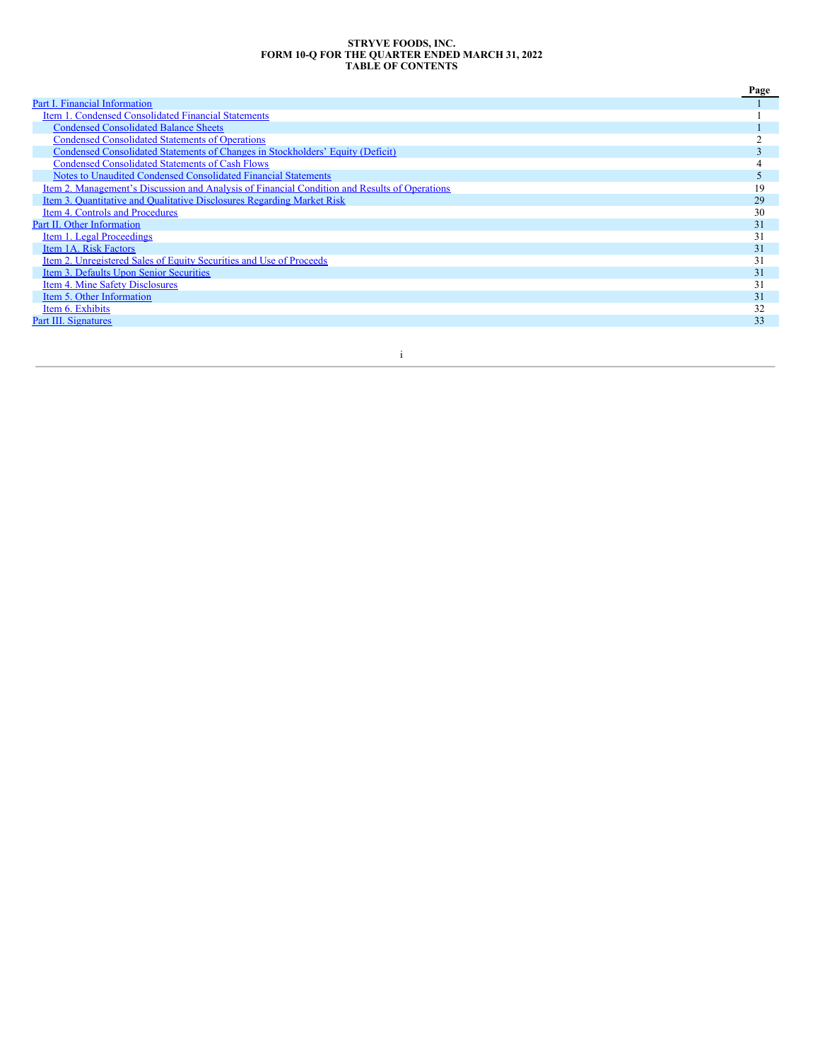**STRYVE FOODS, INC.**
**FORM 10-Q FOR THE QUARTER ENDED MARCH 31, 2022**
**TABLE OF CONTENTS**

| | Page |
|---|---|
| Part I. Financial Information | 1 |
| Item 1. Condensed Consolidated Financial Statements | 1 |
| Condensed Consolidated Balance Sheets | 1 |
| Condensed Consolidated Statements of Operations | 2 |
| Condensed Consolidated Statements of Changes in Stockholders' Equity (Deficit) | 3 |
| Condensed Consolidated Statements of Cash Flows | 4 |
| Notes to Unaudited Condensed Consolidated Financial Statements | 5 |
| Item 2. Management's Discussion and Analysis of Financial Condition and Results of Operations | 19 |
| Item 3. Quantitative and Qualitative Disclosures Regarding Market Risk | 29 |
| Item 4. Controls and Procedures | 30 |
| Part II. Other Information | 31 |
| Item 1. Legal Proceedings | 31 |
| Item 1A. Risk Factors | 31 |
| Item 2. Unregistered Sales of Equity Securities and Use of Proceeds | 31 |
| Item 3. Defaults Upon Senior Securities | 31 |
| Item 4. Mine Safety Disclosures | 31 |
| Item 5. Other Information | 31 |
| Item 6. Exhibits | 32 |
| Part III. Signatures | 33 |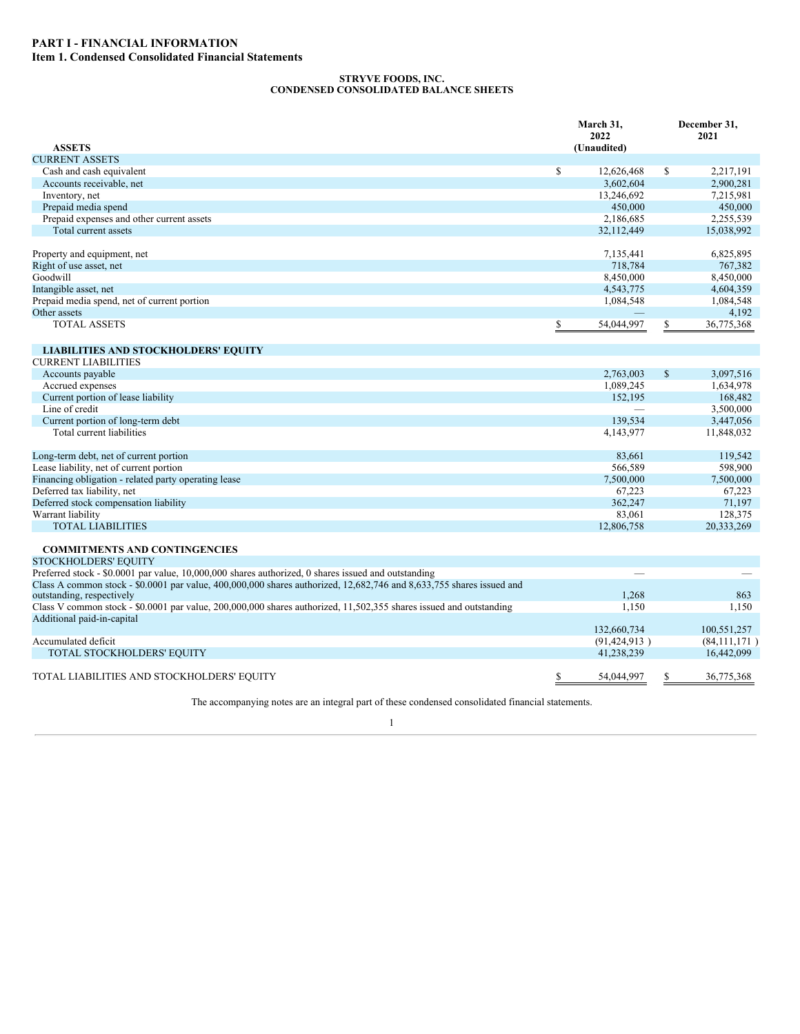# PART I - FINANCIAL INFORMATION

## Item 1. Condensed Consolidated Financial Statements

**STRYVE FOODS, INC.**
**CONDENSED CONSOLIDATED BALANCE SHEETS**

| | March 31, 2022 (Unaudited) | December 31, 2021 |
|---|---|---|
| **ASSETS** | | |
| CURRENT ASSETS | | |
| Cash and cash equivalent | $ 12,626,468 | $ 2,217,191 |
| Accounts receivable, net | 3,602,604 | 2,900,281 |
| Inventory, net | 13,246,692 | 7,215,981 |
| Prepaid media spend | 450,000 | 450,000 |
| Prepaid expenses and other current assets | 2,186,685 | 2,255,539 |
| Total current assets | 32,112,449 | 15,038,992 |
| | | |
| Property and equipment, net | 7,135,441 | 6,825,895 |
| Right of use asset, net | 718,784 | 767,382 |
| Goodwill | 8,450,000 | 8,450,000 |
| Intangible asset, net | 4,543,775 | 4,604,359 |
| Prepaid media spend, net of current portion | 1,084,548 | 1,084,548 |
| Other assets | — | 4,192 |
| TOTAL ASSETS | $ 54,044,997 | $ 36,775,368 |
| | | |
| **LIABILITIES AND STOCKHOLDERS' EQUITY** | | |
| CURRENT LIABILITIES | | |
| Accounts payable | 2,763,003 | $ 3,097,516 |
| Accrued expenses | 1,089,245 | 1,634,978 |
| Current portion of lease liability | 152,195 | 168,482 |
| Line of credit | — | 3,500,000 |
| Current portion of long-term debt | 139,534 | 3,447,056 |
| Total current liabilities | 4,143,977 | 11,848,032 |
| | | |
| Long-term debt, net of current portion | 83,661 | 119,542 |
| Lease liability, net of current portion | 566,589 | 598,900 |
| Financing obligation - related party operating lease | 7,500,000 | 7,500,000 |
| Deferred tax liability, net | 67,223 | 67,223 |
| Deferred stock compensation liability | 362,247 | 71,197 |
| Warrant liability | 83,061 | 128,375 |
| TOTAL LIABILITIES | 12,806,758 | 20,333,269 |
| | | |
| **COMMITMENTS AND CONTINGENCIES** | | |
| STOCKHOLDERS' EQUITY | | |
| Preferred stock - $0.0001 par value, 10,000,000 shares authorized, 0 shares issued and outstanding | — | — |
| Class A common stock - $0.0001 par value, 400,000,000 shares authorized, 12,682,746 and 8,633,755 shares issued and outstanding, respectively | 1,268 | 863 |
| Class V common stock - $0.0001 par value, 200,000,000 shares authorized, 11,502,355 shares issued and outstanding | 1,150 | 1,150 |
| Additional paid-in-capital | 132,660,734 | 100,551,257 |
| Accumulated deficit | (91,424,913 ) | (84,111,171 ) |
| TOTAL STOCKHOLDERS' EQUITY | 41,238,239 | 16,442,099 |
| | | |
| TOTAL LIABILITIES AND STOCKHOLDERS' EQUITY | $ 54,044,997 | $ 36,775,368 |

The accompanying notes are an integral part of these condensed consolidated financial statements.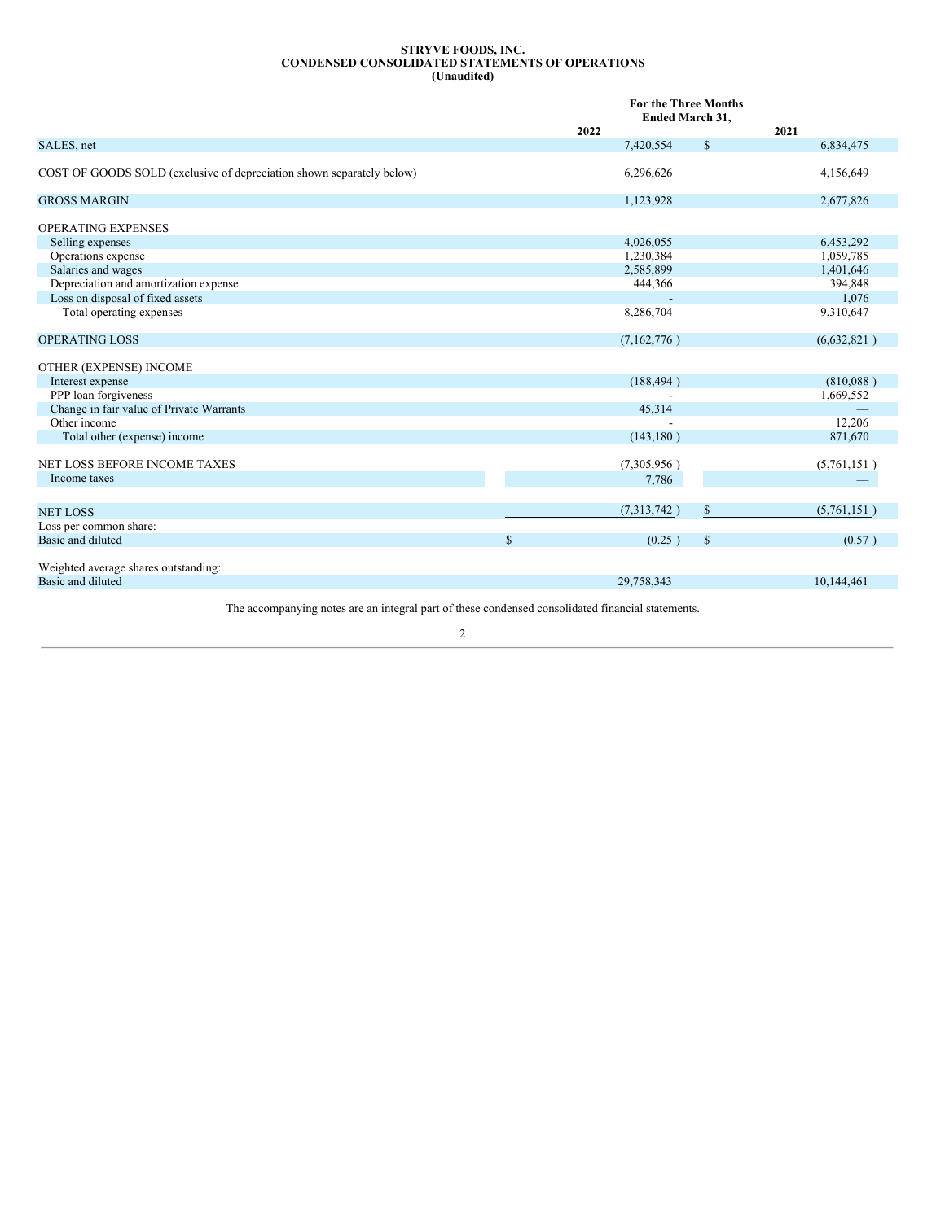**STRYVE FOODS, INC.**
**CONDENSED CONSOLIDATED STATEMENTS OF OPERATIONS**
**(Unaudited)**

| | For the Three Months Ended March 31, | |
|---|---|---|
| | 2022 | 2021 |
| SALES, net | 7,420,554 | $ 6,834,475 |
| COST OF GOODS SOLD (exclusive of depreciation shown separately below) | 6,296,626 | 4,156,649 |
| GROSS MARGIN | 1,123,928 | 2,677,826 |
| OPERATING EXPENSES | | |
| Selling expenses | 4,026,055 | 6,453,292 |
| Operations expense | 1,230,384 | 1,059,785 |
| Salaries and wages | 2,585,899 | 1,401,646 |
| Depreciation and amortization expense | 444,366 | 394,848 |
| Loss on disposal of fixed assets | - | 1,076 |
| Total operating expenses | 8,286,704 | 9,310,647 |
| OPERATING LOSS | (7,162,776 ) | (6,632,821 ) |
| OTHER (EXPENSE) INCOME | | |
| Interest expense | (188,494 ) | (810,088 ) |
| PPP loan forgiveness | - | 1,669,552 |
| Change in fair value of Private Warrants | 45,314 | — |
| Other income | - | 12,206 |
| Total other (expense) income | (143,180 ) | 871,670 |
| NET LOSS BEFORE INCOME TAXES | (7,305,956 ) | (5,761,151 ) |
| Income taxes | 7,786 | — |
| NET LOSS | (7,313,742 ) | $ (5,761,151 ) |
| Loss per common share: | | |
| Basic and diluted | $ (0.25 ) | $ (0.57 ) |
| Weighted average shares outstanding: | | |
| Basic and diluted | 29,758,343 | 10,144,461 |

The accompanying notes are an integral part of these condensed consolidated financial statements.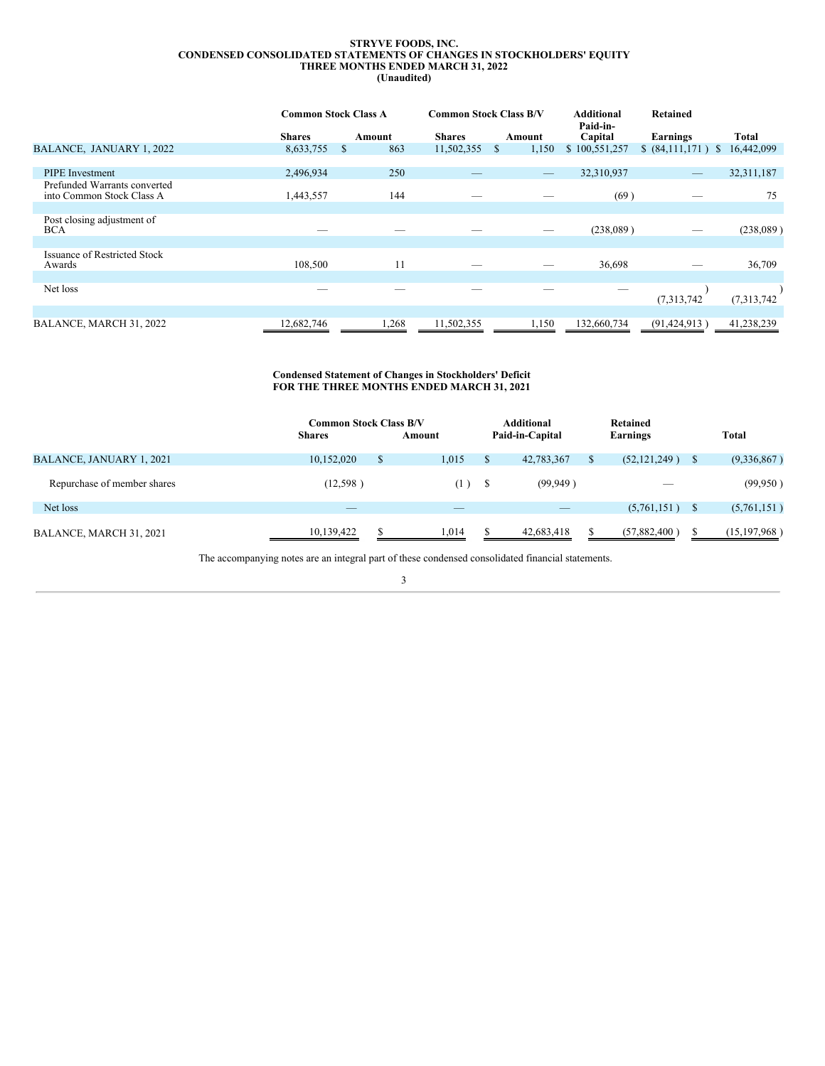**STRYVE FOODS, INC.**
**CONDENSED CONSOLIDATED STATEMENTS OF CHANGES IN STOCKHOLDERS' EQUITY**
**THREE MONTHS ENDED MARCH 31, 2022**
**(Unaudited)**

| | Common Stock Class A | | Common Stock Class B/V | | Additional Paid-in- | Retained | |
|---|---|---|---|---|---|---|---|
| | Shares | Amount | Shares | Amount | Capital | Earnings | Total |
| BALANCE, JANUARY 1, 2022 | 8,633,755 | $ 863 | 11,502,355 | $ 1,150 | $ 100,551,257 | $ (84,111,171) | $ 16,442,099 |
| PIPE Investment | 2,496,934 | 250 | — | — | 32,310,937 | — | 32,311,187 |
| Prefunded Warrants converted into Common Stock Class A | 1,443,557 | 144 | — | — | (69) | — | 75 |
| Post closing adjustment of BCA | — | — | — | — | (238,089) | — | (238,089) |
| Issuance of Restricted Stock Awards | 108,500 | 11 | — | — | 36,698 | — | 36,709 |
| Net loss | — | — | — | — | — | (7,313,742) | (7,313,742) |
| BALANCE, MARCH 31, 2022 | 12,682,746 | 1,268 | 11,502,355 | 1,150 | 132,660,734 | (91,424,913) | 41,238,239 |

**Condensed Statement of Changes in Stockholders' Deficit**
**FOR THE THREE MONTHS ENDED MARCH 31, 2021**

| | Common Stock Class B/V | | Additional | Retained | |
|---|---|---|---|---|---|
| | Shares | Amount | Paid-in-Capital | Earnings | Total |
| BALANCE, JANUARY 1, 2021 | 10,152,020 | $ 1,015 | $ 42,783,367 | $ (52,121,249) | $ (9,336,867) |
| Repurchase of member shares | (12,598) | (1) | $ (99,949) | — | (99,950) |
| Net loss | — | — | — | (5,761,151) | $ (5,761,151) |
| BALANCE, MARCH 31, 2021 | 10,139,422 | $ 1,014 | $ 42,683,418 | $ (57,882,400) | $ (15,197,968) |

The accompanying notes are an integral part of these condensed consolidated financial statements.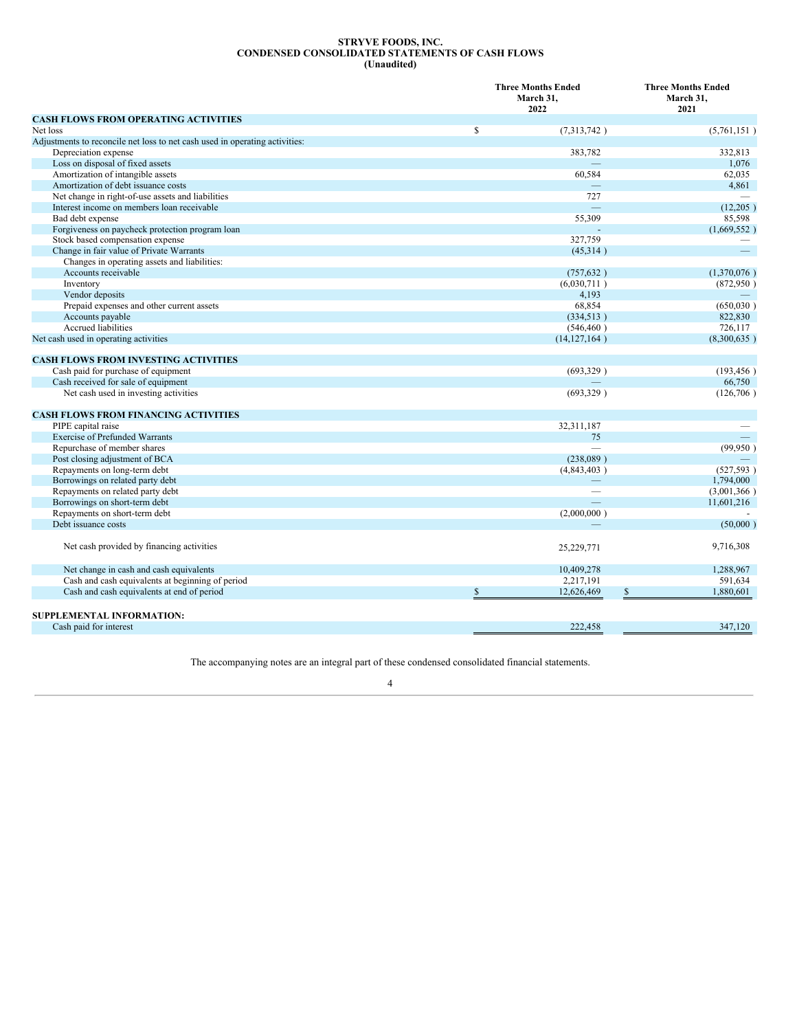**STRYVE FOODS, INC.**
**CONDENSED CONSOLIDATED STATEMENTS OF CASH FLOWS**
**(Unaudited)**

| | Three Months Ended March 31, 2022 | Three Months Ended March 31, 2021 |
|---|---|---|
| **CASH FLOWS FROM OPERATING ACTIVITIES** | | |
| Net loss | $ (7,313,742 ) | (5,761,151 ) |
| Adjustments to reconcile net loss to net cash used in operating activities: | | |
| Depreciation expense | 383,782 | 332,813 |
| Loss on disposal of fixed assets | — | 1,076 |
| Amortization of intangible assets | 60,584 | 62,035 |
| Amortization of debt issuance costs | — | 4,861 |
| Net change in right-of-use assets and liabilities | 727 | — |
| Interest income on members loan receivable | — | (12,205 ) |
| Bad debt expense | 55,309 | 85,598 |
| Forgiveness on paycheck protection program loan | - | (1,669,552 ) |
| Stock based compensation expense | 327,759 | — |
| Change in fair value of Private Warrants | (45,314 ) | — |
| Changes in operating assets and liabilities: | | |
| Accounts receivable | (757,632 ) | (1,370,076 ) |
| Inventory | (6,030,711 ) | (872,950 ) |
| Vendor deposits | 4,193 | — |
| Prepaid expenses and other current assets | 68,854 | (650,030 ) |
| Accounts payable | (334,513 ) | 822,830 |
| Accrued liabilities | (546,460 ) | 726,117 |
| Net cash used in operating activities | (14,127,164 ) | (8,300,635 ) |
| | | |
| **CASH FLOWS FROM INVESTING ACTIVITIES** | | |
| Cash paid for purchase of equipment | (693,329 ) | (193,456 ) |
| Cash received for sale of equipment | — | 66,750 |
| Net cash used in investing activities | (693,329 ) | (126,706 ) |
| | | |
| **CASH FLOWS FROM FINANCING ACTIVITIES** | | |
| PIPE capital raise | 32,311,187 | — |
| Exercise of Prefunded Warrants | 75 | — |
| Repurchase of member shares | — | (99,950 ) |
| Post closing adjustment of BCA | (238,089 ) | — |
| Repayments on long-term debt | (4,843,403 ) | (527,593 ) |
| Borrowings on related party debt | — | 1,794,000 |
| Repayments on related party debt | — | (3,001,366 ) |
| Borrowings on short-term debt | — | 11,601,216 |
| Repayments on short-term debt | (2,000,000 ) | - |
| Debt issuance costs | — | (50,000 ) |
| | | |
| Net cash provided by financing activities | 25,229,771 | 9,716,308 |
| | | |
| Net change in cash and cash equivalents | 10,409,278 | 1,288,967 |
| Cash and cash equivalents at beginning of period | 2,217,191 | 591,634 |
| Cash and cash equivalents at end of period | $ 12,626,469 | $ 1,880,601 |
| | | |
| **SUPPLEMENTAL INFORMATION:** | | |
| Cash paid for interest | 222,458 | 347,120 |

The accompanying notes are an integral part of these condensed consolidated financial statements.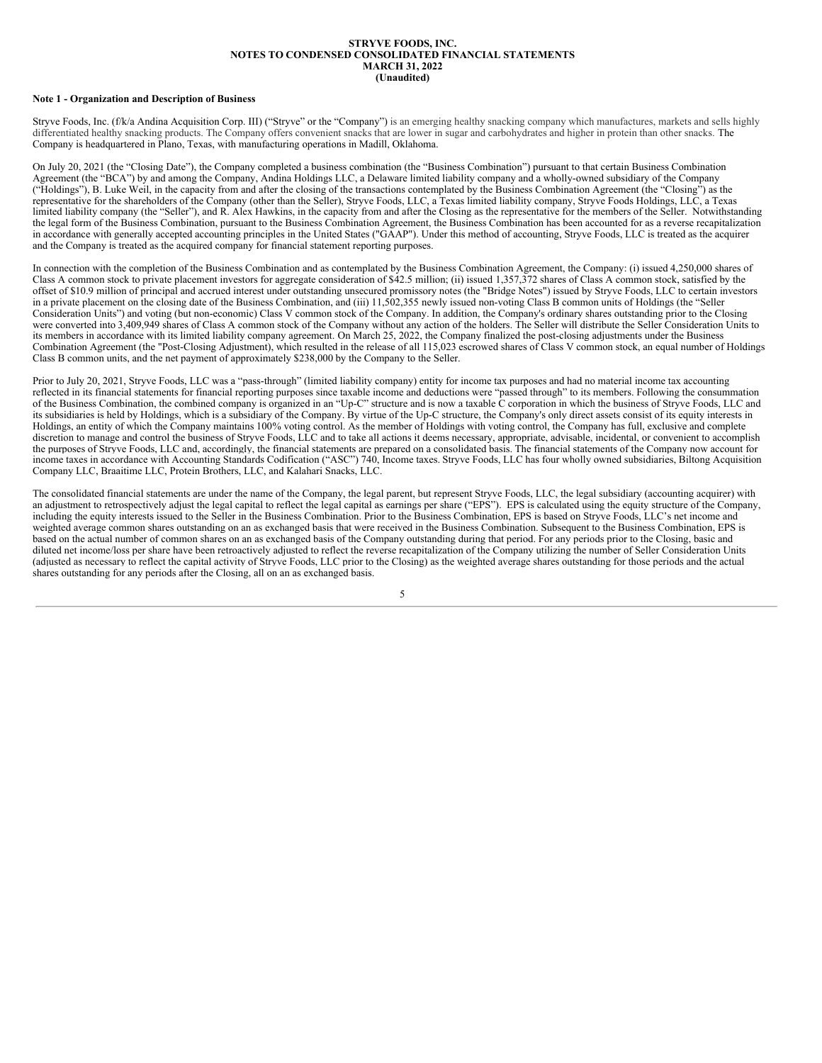**STRYVE FOODS, INC.**
**NOTES TO CONDENSED CONSOLIDATED FINANCIAL STATEMENTS**
**MARCH 31, 2022**
**(Unaudited)**

**Note 1 - Organization and Description of Business**

Stryve Foods, Inc. (f/k/a Andina Acquisition Corp. III) ("Stryve" or the "Company") is an emerging healthy snacking company which manufactures, markets and sells highly differentiated healthy snacking products. The Company offers convenient snacks that are lower in sugar and carbohydrates and higher in protein than other snacks. The Company is headquartered in Plano, Texas, with manufacturing operations in Madill, Oklahoma.

On July 20, 2021 (the "Closing Date"), the Company completed a business combination (the "Business Combination") pursuant to that certain Business Combination Agreement (the "BCA") by and among the Company, Andina Holdings LLC, a Delaware limited liability company and a wholly-owned subsidiary of the Company ("Holdings"), B. Luke Weil, in the capacity from and after the closing of the transactions contemplated by the Business Combination Agreement (the "Closing") as the representative for the shareholders of the Company (other than the Seller), Stryve Foods, LLC, a Texas limited liability company, Stryve Foods Holdings, LLC, a Texas limited liability company (the "Seller"), and R. Alex Hawkins, in the capacity from and after the Closing as the representative for the members of the Seller. Notwithstanding the legal form of the Business Combination, pursuant to the Business Combination Agreement, the Business Combination has been accounted for as a reverse recapitalization in accordance with generally accepted accounting principles in the United States ("GAAP"). Under this method of accounting, Stryve Foods, LLC is treated as the acquirer and the Company is treated as the acquired company for financial statement reporting purposes.

In connection with the completion of the Business Combination and as contemplated by the Business Combination Agreement, the Company: (i) issued 4,250,000 shares of Class A common stock to private placement investors for aggregate consideration of $42.5 million; (ii) issued 1,357,372 shares of Class A common stock, satisfied by the offset of $10.9 million of principal and accrued interest under outstanding unsecured promissory notes (the "Bridge Notes") issued by Stryve Foods, LLC to certain investors in a private placement on the closing date of the Business Combination, and (iii) 11,502,355 newly issued non-voting Class B common units of Holdings (the "Seller Consideration Units") and voting (but non-economic) Class V common stock of the Company. In addition, the Company's ordinary shares outstanding prior to the Closing were converted into 3,409,949 shares of Class A common stock of the Company without any action of the holders. The Seller will distribute the Seller Consideration Units to its members in accordance with its limited liability company agreement. On March 25, 2022, the Company finalized the post-closing adjustments under the Business Combination Agreement (the "Post-Closing Adjustment), which resulted in the release of all 115,023 escrowed shares of Class V common stock, an equal number of Holdings Class B common units, and the net payment of approximately $238,000 by the Company to the Seller.

Prior to July 20, 2021, Stryve Foods, LLC was a "pass-through" (limited liability company) entity for income tax purposes and had no material income tax accounting reflected in its financial statements for financial reporting purposes since taxable income and deductions were "passed through" to its members. Following the consummation of the Business Combination, the combined company is organized in an "Up-C" structure and is now a taxable C corporation in which the business of Stryve Foods, LLC and its subsidiaries is held by Holdings, which is a subsidiary of the Company. By virtue of the Up-C structure, the Company's only direct assets consist of its equity interests in Holdings, an entity of which the Company maintains 100% voting control. As the member of Holdings with voting control, the Company has full, exclusive and complete discretion to manage and control the business of Stryve Foods, LLC and to take all actions it deems necessary, appropriate, advisable, incidental, or convenient to accomplish the purposes of Stryve Foods, LLC and, accordingly, the financial statements are prepared on a consolidated basis. The financial statements of the Company now account for income taxes in accordance with Accounting Standards Codification ("ASC") 740, Income taxes. Stryve Foods, LLC has four wholly owned subsidiaries, Biltong Acquisition Company LLC, Braaitime LLC, Protein Brothers, LLC, and Kalahari Snacks, LLC.

The consolidated financial statements are under the name of the Company, the legal parent, but represent Stryve Foods, LLC, the legal subsidiary (accounting acquirer) with an adjustment to retrospectively adjust the legal capital to reflect the legal capital as earnings per share ("EPS"). EPS is calculated using the equity structure of the Company, including the equity interests issued to the Seller in the Business Combination. Prior to the Business Combination, EPS is based on Stryve Foods, LLC's net income and weighted average common shares outstanding on an as exchanged basis that were received in the Business Combination. Subsequent to the Business Combination, EPS is based on the actual number of common shares on an as exchanged basis of the Company outstanding during that period. For any periods prior to the Closing, basic and diluted net income/loss per share have been retroactively adjusted to reflect the reverse recapitalization of the Company utilizing the number of Seller Consideration Units (adjusted as necessary to reflect the capital activity of Stryve Foods, LLC prior to the Closing) as the weighted average shares outstanding for those periods and the actual shares outstanding for any periods after the Closing, all on an as exchanged basis.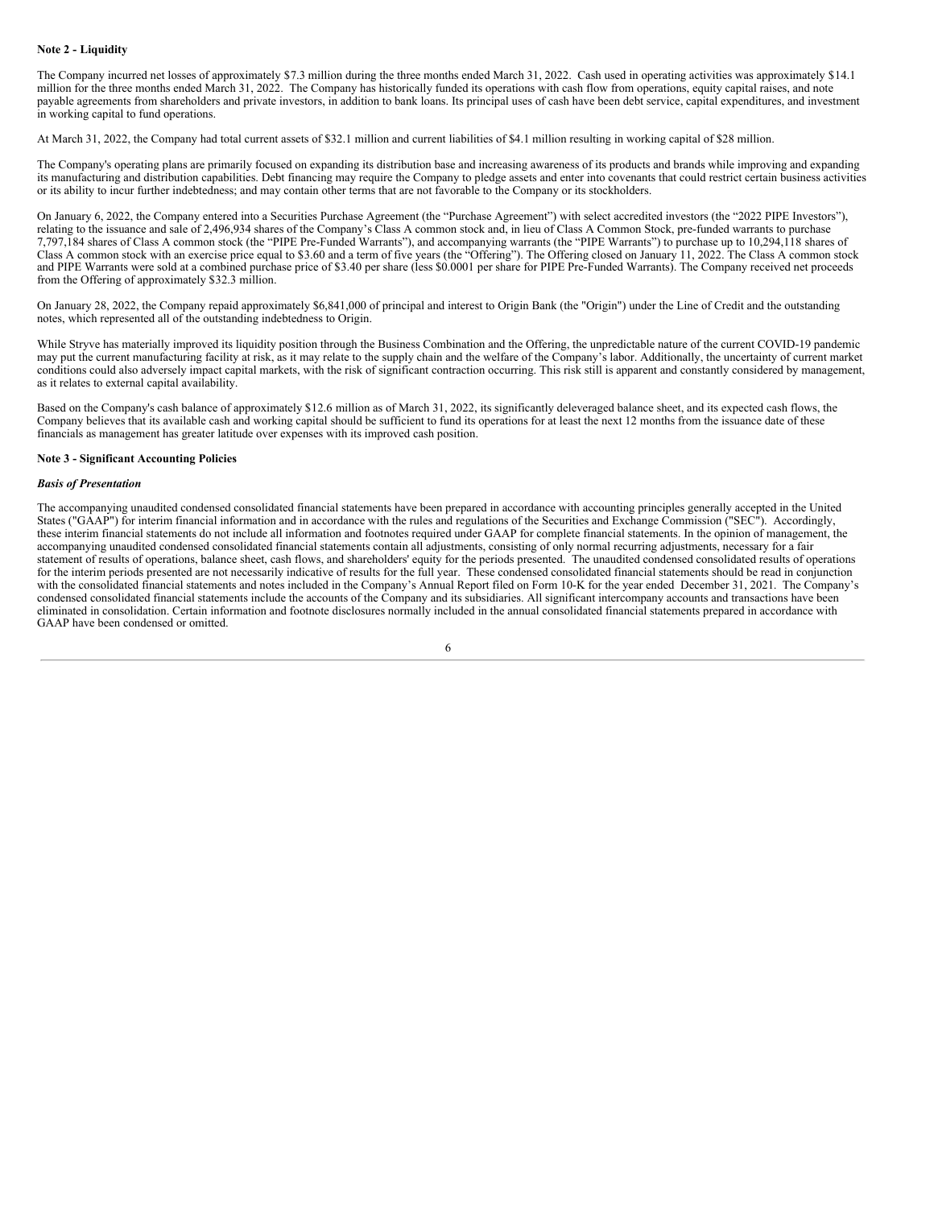**Note 2 - Liquidity**

The Company incurred net losses of approximately $7.3 million during the three months ended March 31, 2022. Cash used in operating activities was approximately $14.1 million for the three months ended March 31, 2022. The Company has historically funded its operations with cash flow from operations, equity capital raises, and note payable agreements from shareholders and private investors, in addition to bank loans. Its principal uses of cash have been debt service, capital expenditures, and investment in working capital to fund operations.

At March 31, 2022, the Company had total current assets of $32.1 million and current liabilities of $4.1 million resulting in working capital of $28 million.

The Company's operating plans are primarily focused on expanding its distribution base and increasing awareness of its products and brands while improving and expanding its manufacturing and distribution capabilities. Debt financing may require the Company to pledge assets and enter into covenants that could restrict certain business activities or its ability to incur further indebtedness; and may contain other terms that are not favorable to the Company or its stockholders.

On January 6, 2022, the Company entered into a Securities Purchase Agreement (the "Purchase Agreement") with select accredited investors (the "2022 PIPE Investors"), relating to the issuance and sale of 2,496,934 shares of the Company's Class A common stock and, in lieu of Class A Common Stock, pre-funded warrants to purchase 7,797,184 shares of Class A common stock (the "PIPE Pre-Funded Warrants"), and accompanying warrants (the "PIPE Warrants") to purchase up to 10,294,118 shares of Class A common stock with an exercise price equal to $3.60 and a term of five years (the "Offering"). The Offering closed on January 11, 2022. The Class A common stock and PIPE Warrants were sold at a combined purchase price of $3.40 per share (less $0.0001 per share for PIPE Pre-Funded Warrants). The Company received net proceeds from the Offering of approximately $32.3 million.

On January 28, 2022, the Company repaid approximately $6,841,000 of principal and interest to Origin Bank (the "Origin") under the Line of Credit and the outstanding notes, which represented all of the outstanding indebtedness to Origin.

While Stryve has materially improved its liquidity position through the Business Combination and the Offering, the unpredictable nature of the current COVID-19 pandemic may put the current manufacturing facility at risk, as it may relate to the supply chain and the welfare of the Company's labor. Additionally, the uncertainty of current market conditions could also adversely impact capital markets, with the risk of significant contraction occurring. This risk still is apparent and constantly considered by management, as it relates to external capital availability.

Based on the Company's cash balance of approximately $12.6 million as of March 31, 2022, its significantly deleveraged balance sheet, and its expected cash flows, the Company believes that its available cash and working capital should be sufficient to fund its operations for at least the next 12 months from the issuance date of these financials as management has greater latitude over expenses with its improved cash position.

**Note 3 - Significant Accounting Policies**

***Basis of Presentation***

The accompanying unaudited condensed consolidated financial statements have been prepared in accordance with accounting principles generally accepted in the United States ("GAAP") for interim financial information and in accordance with the rules and regulations of the Securities and Exchange Commission ("SEC"). Accordingly, these interim financial statements do not include all information and footnotes required under GAAP for complete financial statements. In the opinion of management, the accompanying unaudited condensed consolidated financial statements contain all adjustments, consisting of only normal recurring adjustments, necessary for a fair statement of results of operations, balance sheet, cash flows, and shareholders' equity for the periods presented. The unaudited condensed consolidated results of operations for the interim periods presented are not necessarily indicative of results for the full year. These condensed consolidated financial statements should be read in conjunction with the consolidated financial statements and notes included in the Company's Annual Report filed on Form 10-K for the year ended December 31, 2021. The Company's condensed consolidated financial statements include the accounts of the Company and its subsidiaries. All significant intercompany accounts and transactions have been eliminated in consolidation. Certain information and footnote disclosures normally included in the annual consolidated financial statements prepared in accordance with GAAP have been condensed or omitted.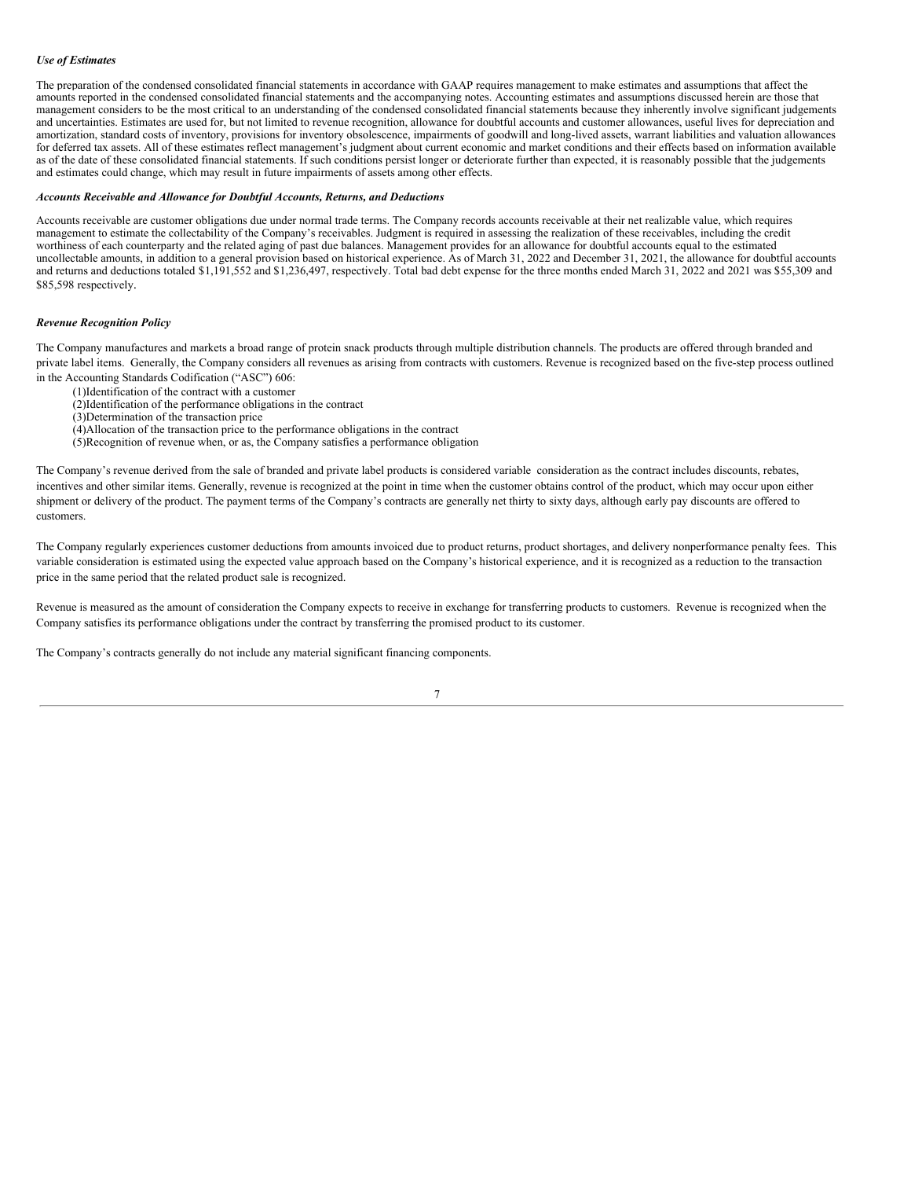***Use of Estimates***

The preparation of the condensed consolidated financial statements in accordance with GAAP requires management to make estimates and assumptions that affect the amounts reported in the condensed consolidated financial statements and the accompanying notes. Accounting estimates and assumptions discussed herein are those that management considers to be the most critical to an understanding of the condensed consolidated financial statements because they inherently involve significant judgements and uncertainties. Estimates are used for, but not limited to revenue recognition, allowance for doubtful accounts and customer allowances, useful lives for depreciation and amortization, standard costs of inventory, provisions for inventory obsolescence, impairments of goodwill and long-lived assets, warrant liabilities and valuation allowances for deferred tax assets. All of these estimates reflect management's judgment about current economic and market conditions and their effects based on information available as of the date of these consolidated financial statements. If such conditions persist longer or deteriorate further than expected, it is reasonably possible that the judgements and estimates could change, which may result in future impairments of assets among other effects.

***Accounts Receivable and Allowance for Doubtful Accounts, Returns, and Deductions***

Accounts receivable are customer obligations due under normal trade terms. The Company records accounts receivable at their net realizable value, which requires management to estimate the collectability of the Company's receivables. Judgment is required in assessing the realization of these receivables, including the credit worthiness of each counterparty and the related aging of past due balances. Management provides for an allowance for doubtful accounts equal to the estimated uncollectable amounts, in addition to a general provision based on historical experience. As of March 31, 2022 and December 31, 2021, the allowance for doubtful accounts and returns and deductions totaled $1,191,552 and $1,236,497, respectively. Total bad debt expense for the three months ended March 31, 2022 and 2021 was $55,309 and $85,598 respectively.

***Revenue Recognition Policy***

The Company manufactures and markets a broad range of protein snack products through multiple distribution channels. The products are offered through branded and private label items. Generally, the Company considers all revenues as arising from contracts with customers. Revenue is recognized based on the five-step process outlined in the Accounting Standards Codification ("ASC") 606:

(1) Identification of the contract with a customer
(2) Identification of the performance obligations in the contract
(3) Determination of the transaction price
(4) Allocation of the transaction price to the performance obligations in the contract
(5) Recognition of revenue when, or as, the Company satisfies a performance obligation

The Company's revenue derived from the sale of branded and private label products is considered variable consideration as the contract includes discounts, rebates, incentives and other similar items. Generally, revenue is recognized at the point in time when the customer obtains control of the product, which may occur upon either shipment or delivery of the product. The payment terms of the Company's contracts are generally net thirty to sixty days, although early pay discounts are offered to customers.

The Company regularly experiences customer deductions from amounts invoiced due to product returns, product shortages, and delivery nonperformance penalty fees. This variable consideration is estimated using the expected value approach based on the Company's historical experience, and it is recognized as a reduction to the transaction price in the same period that the related product sale is recognized.

Revenue is measured as the amount of consideration the Company expects to receive in exchange for transferring products to customers. Revenue is recognized when the Company satisfies its performance obligations under the contract by transferring the promised product to its customer.

The Company's contracts generally do not include any material significant financing components.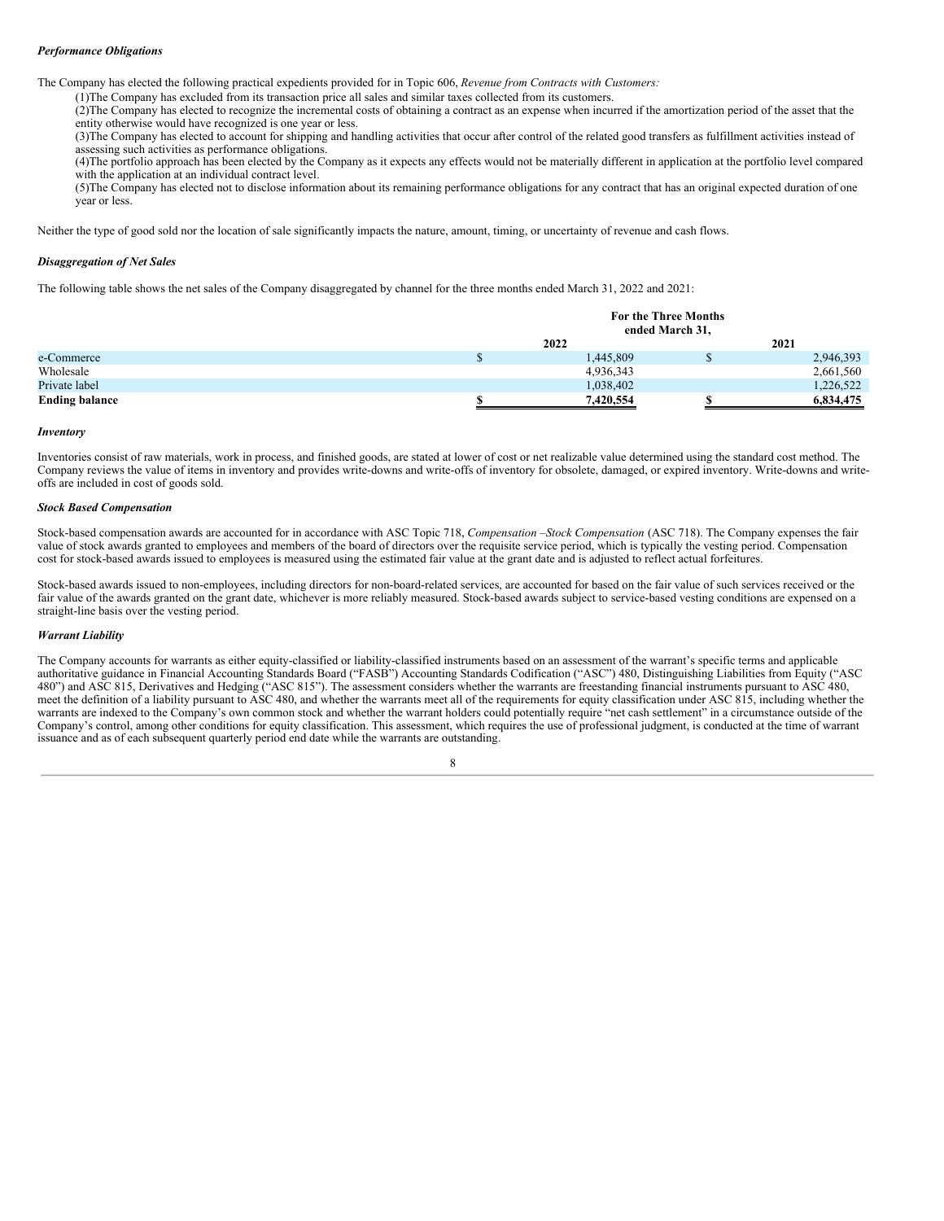***Performance Obligations***

The Company has elected the following practical expedients provided for in Topic 606, *Revenue from Contracts with Customers:*

(1)The Company has excluded from its transaction price all sales and similar taxes collected from its customers.
(2)The Company has elected to recognize the incremental costs of obtaining a contract as an expense when incurred if the amortization period of the asset that the entity otherwise would have recognized is one year or less.
(3)The Company has elected to account for shipping and handling activities that occur after control of the related good transfers as fulfillment activities instead of assessing such activities as performance obligations.
(4)The portfolio approach has been elected by the Company as it expects any effects would not be materially different in application at the portfolio level compared with the application at an individual contract level.
(5)The Company has elected not to disclose information about its remaining performance obligations for any contract that has an original expected duration of one year or less.

Neither the type of good sold nor the location of sale significantly impacts the nature, amount, timing, or uncertainty of revenue and cash flows.

***Disaggregation of Net Sales***

The following table shows the net sales of the Company disaggregated by channel for the three months ended March 31, 2022 and 2021:

| | For the Three Months ended March 31, | |
|---|---|---|
| | 2022 | 2021 |
| e-Commerce | $ 1,445,809 | $ 2,946,393 |
| Wholesale | 4,936,343 | 2,661,560 |
| Private label | 1,038,402 | 1,226,522 |
| **Ending balance** | **$ 7,420,554** | **$ 6,834,475** |

***Inventory***

Inventories consist of raw materials, work in process, and finished goods, are stated at lower of cost or net realizable value determined using the standard cost method. The Company reviews the value of items in inventory and provides write-downs and write-offs of inventory for obsolete, damaged, or expired inventory. Write-downs and write-offs are included in cost of goods sold.

***Stock Based Compensation***

Stock-based compensation awards are accounted for in accordance with ASC Topic 718, *Compensation –Stock Compensation* (ASC 718). The Company expenses the fair value of stock awards granted to employees and members of the board of directors over the requisite service period, which is typically the vesting period. Compensation cost for stock-based awards issued to employees is measured using the estimated fair value at the grant date and is adjusted to reflect actual forfeitures.

Stock-based awards issued to non-employees, including directors for non-board-related services, are accounted for based on the fair value of such services received or the fair value of the awards granted on the grant date, whichever is more reliably measured. Stock-based awards subject to service-based vesting conditions are expensed on a straight-line basis over the vesting period.

***Warrant Liability***

The Company accounts for warrants as either equity-classified or liability-classified instruments based on an assessment of the warrant's specific terms and applicable authoritative guidance in Financial Accounting Standards Board ("FASB") Accounting Standards Codification ("ASC") 480, Distinguishing Liabilities from Equity ("ASC 480") and ASC 815, Derivatives and Hedging ("ASC 815"). The assessment considers whether the warrants are freestanding financial instruments pursuant to ASC 480, meet the definition of a liability pursuant to ASC 480, and whether the warrants meet all of the requirements for equity classification under ASC 815, including whether the warrants are indexed to the Company's own common stock and whether the warrant holders could potentially require "net cash settlement" in a circumstance outside of the Company's control, among other conditions for equity classification. This assessment, which requires the use of professional judgment, is conducted at the time of warrant issuance and as of each subsequent quarterly period end date while the warrants are outstanding.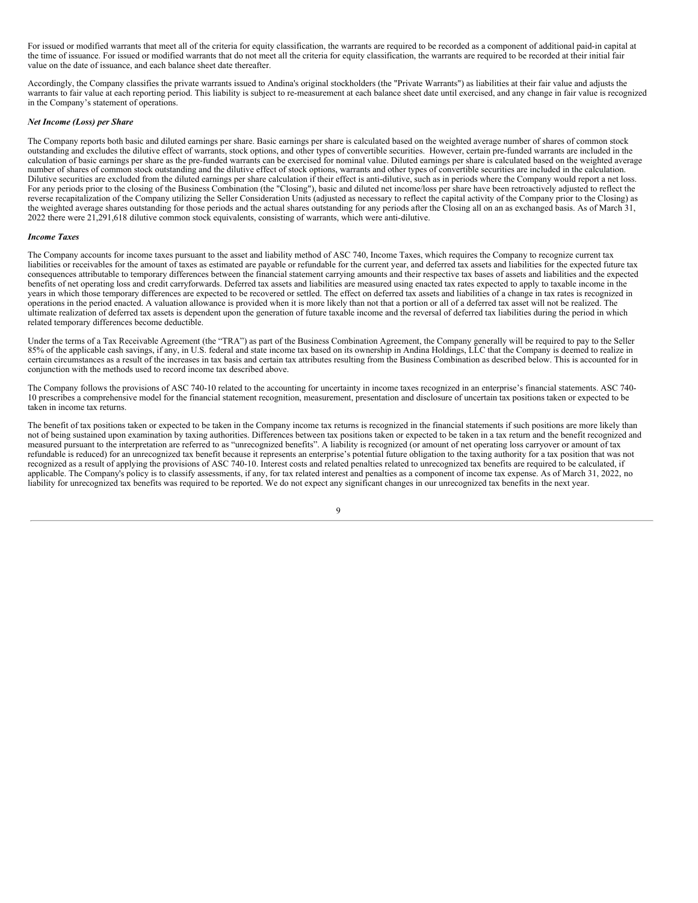For issued or modified warrants that meet all of the criteria for equity classification, the warrants are required to be recorded as a component of additional paid-in capital at the time of issuance. For issued or modified warrants that do not meet all the criteria for equity classification, the warrants are required to be recorded at their initial fair value on the date of issuance, and each balance sheet date thereafter.

Accordingly, the Company classifies the private warrants issued to Andina's original stockholders (the "Private Warrants") as liabilities at their fair value and adjusts the warrants to fair value at each reporting period. This liability is subject to re-measurement at each balance sheet date until exercised, and any change in fair value is recognized in the Company's statement of operations.

***Net Income (Loss) per Share***

The Company reports both basic and diluted earnings per share. Basic earnings per share is calculated based on the weighted average number of shares of common stock outstanding and excludes the dilutive effect of warrants, stock options, and other types of convertible securities. However, certain pre-funded warrants are included in the calculation of basic earnings per share as the pre-funded warrants can be exercised for nominal value. Diluted earnings per share is calculated based on the weighted average number of shares of common stock outstanding and the dilutive effect of stock options, warrants and other types of convertible securities are included in the calculation. Dilutive securities are excluded from the diluted earnings per share calculation if their effect is anti-dilutive, such as in periods where the Company would report a net loss. For any periods prior to the closing of the Business Combination (the "Closing"), basic and diluted net income/loss per share have been retroactively adjusted to reflect the reverse recapitalization of the Company utilizing the Seller Consideration Units (adjusted as necessary to reflect the capital activity of the Company prior to the Closing) as the weighted average shares outstanding for those periods and the actual shares outstanding for any periods after the Closing all on an as exchanged basis. As of March 31, 2022 there were 21,291,618 dilutive common stock equivalents, consisting of warrants, which were anti-dilutive.

***Income Taxes***

The Company accounts for income taxes pursuant to the asset and liability method of ASC 740, Income Taxes, which requires the Company to recognize current tax liabilities or receivables for the amount of taxes as estimated are payable or refundable for the current year, and deferred tax assets and liabilities for the expected future tax consequences attributable to temporary differences between the financial statement carrying amounts and their respective tax bases of assets and liabilities and the expected benefits of net operating loss and credit carryforwards. Deferred tax assets and liabilities are measured using enacted tax rates expected to apply to taxable income in the years in which those temporary differences are expected to be recovered or settled. The effect on deferred tax assets and liabilities of a change in tax rates is recognized in operations in the period enacted. A valuation allowance is provided when it is more likely than not that a portion or all of a deferred tax asset will not be realized. The ultimate realization of deferred tax assets is dependent upon the generation of future taxable income and the reversal of deferred tax liabilities during the period in which related temporary differences become deductible.

Under the terms of a Tax Receivable Agreement (the "TRA") as part of the Business Combination Agreement, the Company generally will be required to pay to the Seller 85% of the applicable cash savings, if any, in U.S. federal and state income tax based on its ownership in Andina Holdings, LLC that the Company is deemed to realize in certain circumstances as a result of the increases in tax basis and certain tax attributes resulting from the Business Combination as described below. This is accounted for in conjunction with the methods used to record income tax described above.

The Company follows the provisions of ASC 740-10 related to the accounting for uncertainty in income taxes recognized in an enterprise's financial statements. ASC 740-10 prescribes a comprehensive model for the financial statement recognition, measurement, presentation and disclosure of uncertain tax positions taken or expected to be taken in income tax returns.

The benefit of tax positions taken or expected to be taken in the Company income tax returns is recognized in the financial statements if such positions are more likely than not of being sustained upon examination by taxing authorities. Differences between tax positions taken or expected to be taken in a tax return and the benefit recognized and measured pursuant to the interpretation are referred to as "unrecognized benefits". A liability is recognized (or amount of net operating loss carryover or amount of tax refundable is reduced) for an unrecognized tax benefit because it represents an enterprise's potential future obligation to the taxing authority for a tax position that was not recognized as a result of applying the provisions of ASC 740-10. Interest costs and related penalties related to unrecognized tax benefits are required to be calculated, if applicable. The Company's policy is to classify assessments, if any, for tax related interest and penalties as a component of income tax expense. As of March 31, 2022, no liability for unrecognized tax benefits was required to be reported. We do not expect any significant changes in our unrecognized tax benefits in the next year.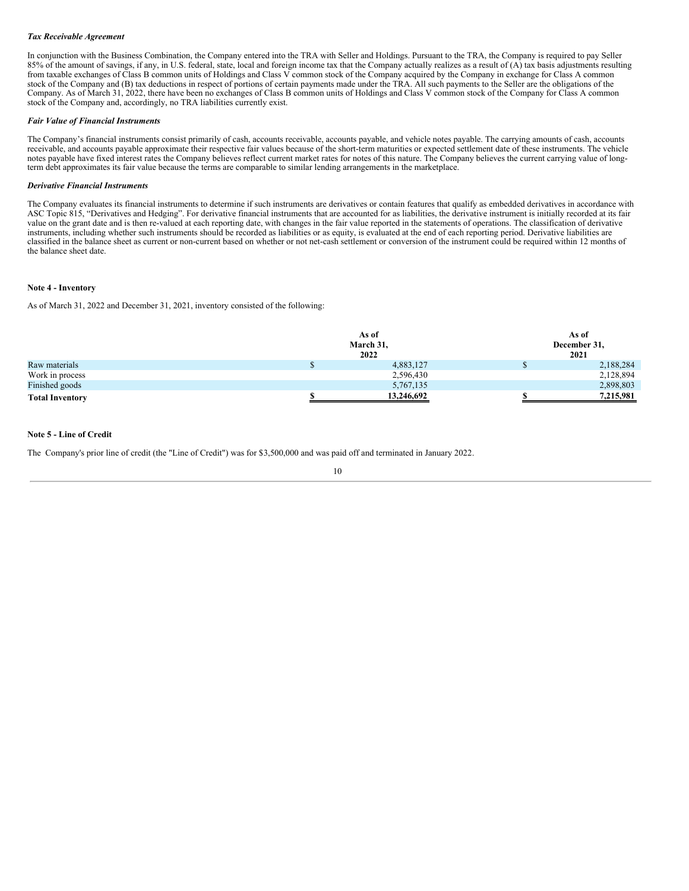***Tax Receivable Agreement***

In conjunction with the Business Combination, the Company entered into the TRA with Seller and Holdings. Pursuant to the TRA, the Company is required to pay Seller 85% of the amount of savings, if any, in U.S. federal, state, local and foreign income tax that the Company actually realizes as a result of (A) tax basis adjustments resulting from taxable exchanges of Class B common units of Holdings and Class V common stock of the Company acquired by the Company in exchange for Class A common stock of the Company and (B) tax deductions in respect of portions of certain payments made under the TRA. All such payments to the Seller are the obligations of the Company. As of March 31, 2022, there have been no exchanges of Class B common units of Holdings and Class V common stock of the Company for Class A common stock of the Company and, accordingly, no TRA liabilities currently exist.

***Fair Value of Financial Instruments***

The Company's financial instruments consist primarily of cash, accounts receivable, accounts payable, and vehicle notes payable. The carrying amounts of cash, accounts receivable, and accounts payable approximate their respective fair values because of the short-term maturities or expected settlement date of these instruments. The vehicle notes payable have fixed interest rates the Company believes reflect current market rates for notes of this nature. The Company believes the current carrying value of long-term debt approximates its fair value because the terms are comparable to similar lending arrangements in the marketplace.

***Derivative Financial Instruments***

The Company evaluates its financial instruments to determine if such instruments are derivatives or contain features that qualify as embedded derivatives in accordance with ASC Topic 815, "Derivatives and Hedging". For derivative financial instruments that are accounted for as liabilities, the derivative instrument is initially recorded at its fair value on the grant date and is then re-valued at each reporting date, with changes in the fair value reported in the statements of operations. The classification of derivative instruments, including whether such instruments should be recorded as liabilities or as equity, is evaluated at the end of each reporting period. Derivative liabilities are classified in the balance sheet as current or non-current based on whether or not net-cash settlement or conversion of the instrument could be required within 12 months of the balance sheet date.

**Note 4 - Inventory**

As of March 31, 2022 and December 31, 2021, inventory consisted of the following:

| | As of March 31, 2022 | As of December 31, 2021 |
|---|---|---|
| Raw materials | $ 4,883,127 | $ 2,188,284 |
| Work in process | 2,596,430 | 2,128,894 |
| Finished goods | 5,767,135 | 2,898,803 |
| **Total Inventory** | **$ 13,246,692** | **$ 7,215,981** |

**Note 5 - Line of Credit**

The Company's prior line of credit (the "Line of Credit") was for $3,500,000 and was paid off and terminated in January 2022.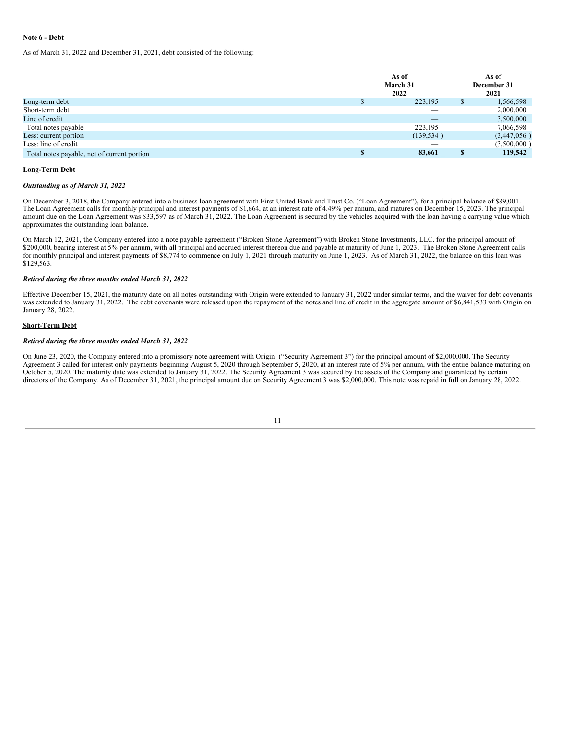**Note 6 - Debt**

As of March 31, 2022 and December 31, 2021, debt consisted of the following:

| | As of March 31 2022 | As of December 31 2021 |
|---|---|---|
| Long-term debt | $ 223,195 | $ 1,566,598 |
| Short-term debt | — | 2,000,000 |
| Line of credit | — | 3,500,000 |
| Total notes payable | 223,195 | 7,066,598 |
| Less: current portion | (139,534 ) | (3,447,056 ) |
| Less: line of credit | — | (3,500,000 ) |
| Total notes payable, net of current portion | **$ 83,661** | **$ 119,542** |

**Long-Term Debt**

***Outstanding as of March 31, 2022***

On December 3, 2018, the Company entered into a business loan agreement with First United Bank and Trust Co. ("Loan Agreement"), for a principal balance of $89,001. The Loan Agreement calls for monthly principal and interest payments of $1,664, at an interest rate of 4.49% per annum, and matures on December 15, 2023. The principal amount due on the Loan Agreement was $33,597 as of March 31, 2022. The Loan Agreement is secured by the vehicles acquired with the loan having a carrying value which approximates the outstanding loan balance.

On March 12, 2021, the Company entered into a note payable agreement ("Broken Stone Agreement") with Broken Stone Investments, LLC. for the principal amount of $200,000, bearing interest at 5% per annum, with all principal and accrued interest thereon due and payable at maturity of June 1, 2023. The Broken Stone Agreement calls for monthly principal and interest payments of $8,774 to commence on July 1, 2021 through maturity on June 1, 2023. As of March 31, 2022, the balance on this loan was $129,563.

***Retired during the three months ended March 31, 2022***

Effective December 15, 2021, the maturity date on all notes outstanding with Origin were extended to January 31, 2022 under similar terms, and the waiver for debt covenants was extended to January 31, 2022. The debt covenants were released upon the repayment of the notes and line of credit in the aggregate amount of $6,841,533 with Origin on January 28, 2022.

**Short-Term Debt**

***Retired during the three months ended March 31, 2022***

On June 23, 2020, the Company entered into a promissory note agreement with Origin ("Security Agreement 3") for the principal amount of $2,000,000. The Security Agreement 3 called for interest only payments beginning August 5, 2020 through September 5, 2020, at an interest rate of 5% per annum, with the entire balance maturing on October 5, 2020. The maturity date was extended to January 31, 2022. The Security Agreement 3 was secured by the assets of the Company and guaranteed by certain directors of the Company. As of December 31, 2021, the principal amount due on Security Agreement 3 was $2,000,000. This note was repaid in full on January 28, 2022.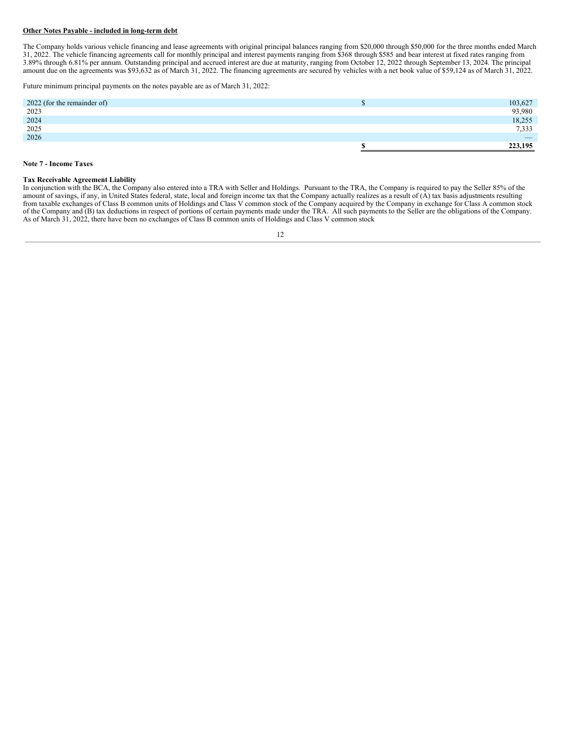**Other Notes Payable - included in long-term debt**

The Company holds various vehicle financing and lease agreements with original principal balances ranging from $20,000 through $50,000 for the three months ended March 31, 2022. The vehicle financing agreements call for monthly principal and interest payments ranging from $368 through $585 and bear interest at fixed rates ranging from 3.89% through 6.81% per annum. Outstanding principal and accrued interest are due at maturity, ranging from October 12, 2022 through September 13, 2024. The principal amount due on the agreements was $93,632 as of March 31, 2022. The financing agreements are secured by vehicles with a net book value of $59,124 as of March 31, 2022.

Future minimum principal payments on the notes payable are as of March 31, 2022:

| | | |
|---|---|---|
| 2022 (for the remainder of) | $ | 103,627 |
| 2023 | | 93,980 |
| 2024 | | 18,255 |
| 2025 | | 7,333 |
| 2026 | | — |
| | **$** | **223,195** |

**Note 7 - Income Taxes**

**Tax Receivable Agreement Liability**

In conjunction with the BCA, the Company also entered into a TRA with Seller and Holdings. Pursuant to the TRA, the Company is required to pay the Seller 85% of the amount of savings, if any, in United States federal, state, local and foreign income tax that the Company actually realizes as a result of (A) tax basis adjustments resulting from taxable exchanges of Class B common units of Holdings and Class V common stock of the Company acquired by the Company in exchange for Class A common stock of the Company and (B) tax deductions in respect of portions of certain payments made under the TRA. All such payments to the Seller are the obligations of the Company. As of March 31, 2022, there have been no exchanges of Class B common units of Holdings and Class V common stock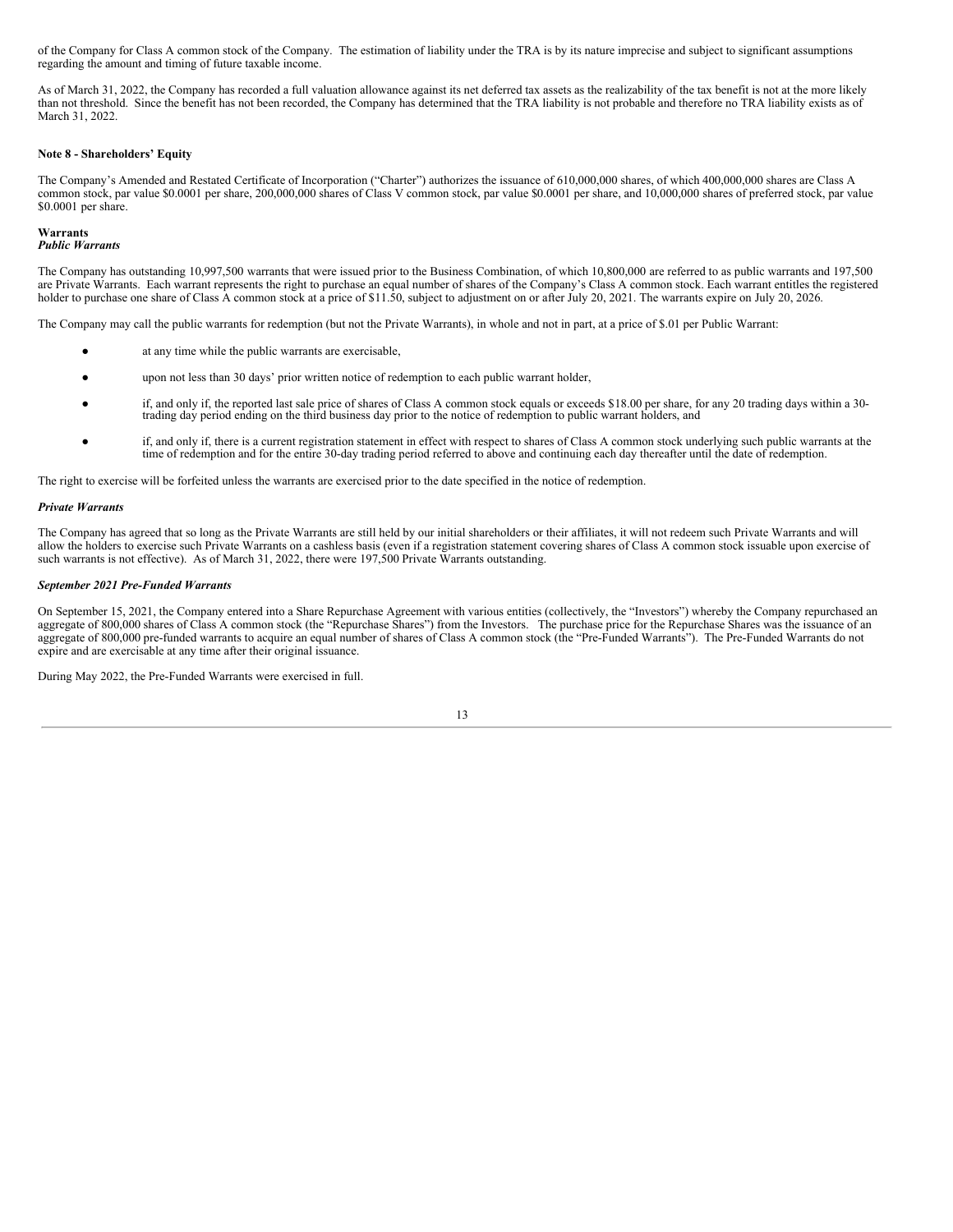of the Company for Class A common stock of the Company. The estimation of liability under the TRA is by its nature imprecise and subject to significant assumptions regarding the amount and timing of future taxable income.

As of March 31, 2022, the Company has recorded a full valuation allowance against its net deferred tax assets as the realizability of the tax benefit is not at the more likely than not threshold. Since the benefit has not been recorded, the Company has determined that the TRA liability is not probable and therefore no TRA liability exists as of March 31, 2022.

**Note 8 - Shareholders' Equity**

The Company's Amended and Restated Certificate of Incorporation ("Charter") authorizes the issuance of 610,000,000 shares, of which 400,000,000 shares are Class A common stock, par value $0.0001 per share, 200,000,000 shares of Class V common stock, par value $0.0001 per share, and 10,000,000 shares of preferred stock, par value $0.0001 per share.

**Warrants**

***Public Warrants***

The Company has outstanding 10,997,500 warrants that were issued prior to the Business Combination, of which 10,800,000 are referred to as public warrants and 197,500 are Private Warrants. Each warrant represents the right to purchase an equal number of shares of the Company's Class A common stock. Each warrant entitles the registered holder to purchase one share of Class A common stock at a price of $11.50, subject to adjustment on or after July 20, 2021. The warrants expire on July 20, 2026.

The Company may call the public warrants for redemption (but not the Private Warrants), in whole and not in part, at a price of $.01 per Public Warrant:

- at any time while the public warrants are exercisable,
- upon not less than 30 days' prior written notice of redemption to each public warrant holder,
- if, and only if, the reported last sale price of shares of Class A common stock equals or exceeds $18.00 per share, for any 20 trading days within a 30-trading day period ending on the third business day prior to the notice of redemption to public warrant holders, and
- if, and only if, there is a current registration statement in effect with respect to shares of Class A common stock underlying such public warrants at the time of redemption and for the entire 30-day trading period referred to above and continuing each day thereafter until the date of redemption.

The right to exercise will be forfeited unless the warrants are exercised prior to the date specified in the notice of redemption.

***Private Warrants***

The Company has agreed that so long as the Private Warrants are still held by our initial shareholders or their affiliates, it will not redeem such Private Warrants and will allow the holders to exercise such Private Warrants on a cashless basis (even if a registration statement covering shares of Class A common stock issuable upon exercise of such warrants is not effective). As of March 31, 2022, there were 197,500 Private Warrants outstanding.

***September 2021 Pre-Funded Warrants***

On September 15, 2021, the Company entered into a Share Repurchase Agreement with various entities (collectively, the "Investors") whereby the Company repurchased an aggregate of 800,000 shares of Class A common stock (the "Repurchase Shares") from the Investors. The purchase price for the Repurchase Shares was the issuance of an aggregate of 800,000 pre-funded warrants to acquire an equal number of shares of Class A common stock (the "Pre-Funded Warrants"). The Pre-Funded Warrants do not expire and are exercisable at any time after their original issuance.

During May 2022, the Pre-Funded Warrants were exercised in full.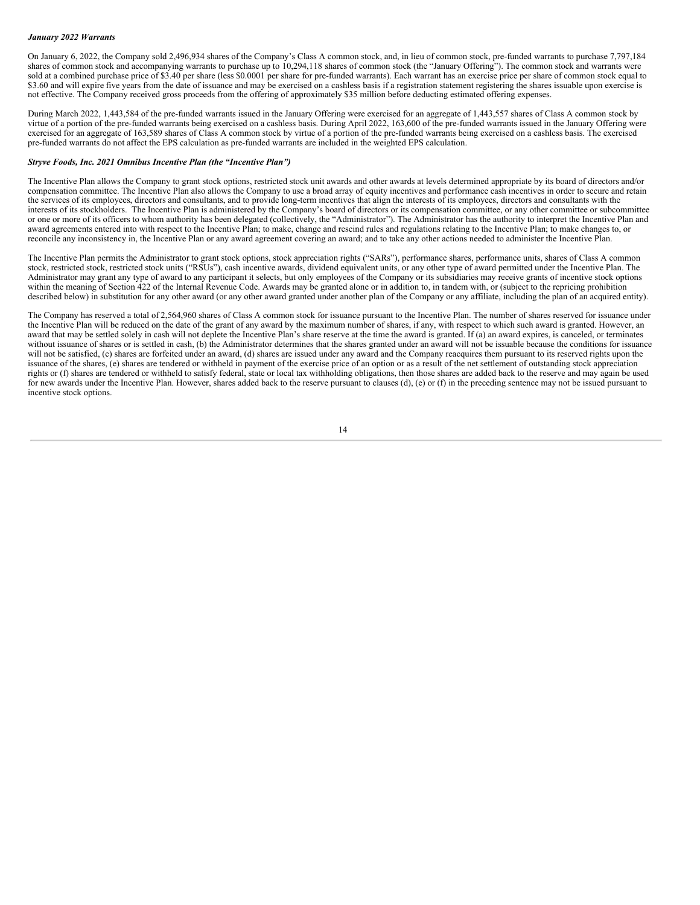***January 2022 Warrants***

On January 6, 2022, the Company sold 2,496,934 shares of the Company's Class A common stock, and, in lieu of common stock, pre-funded warrants to purchase 7,797,184 shares of common stock and accompanying warrants to purchase up to 10,294,118 shares of common stock (the "January Offering"). The common stock and warrants were sold at a combined purchase price of $3.40 per share (less $0.0001 per share for pre-funded warrants). Each warrant has an exercise price per share of common stock equal to $3.60 and will expire five years from the date of issuance and may be exercised on a cashless basis if a registration statement registering the shares issuable upon exercise is not effective. The Company received gross proceeds from the offering of approximately $35 million before deducting estimated offering expenses.

During March 2022, 1,443,584 of the pre-funded warrants issued in the January Offering were exercised for an aggregate of 1,443,557 shares of Class A common stock by virtue of a portion of the pre-funded warrants being exercised on a cashless basis. During April 2022, 163,600 of the pre-funded warrants issued in the January Offering were exercised for an aggregate of 163,589 shares of Class A common stock by virtue of a portion of the pre-funded warrants being exercised on a cashless basis. The exercised pre-funded warrants do not affect the EPS calculation as pre-funded warrants are included in the weighted EPS calculation.

***Stryve Foods, Inc. 2021 Omnibus Incentive Plan (the "Incentive Plan")***

The Incentive Plan allows the Company to grant stock options, restricted stock unit awards and other awards at levels determined appropriate by its board of directors and/or compensation committee. The Incentive Plan also allows the Company to use a broad array of equity incentives and performance cash incentives in order to secure and retain the services of its employees, directors and consultants, and to provide long-term incentives that align the interests of its employees, directors and consultants with the interests of its stockholders. The Incentive Plan is administered by the Company's board of directors or its compensation committee, or any other committee or subcommittee or one or more of its officers to whom authority has been delegated (collectively, the "Administrator"). The Administrator has the authority to interpret the Incentive Plan and award agreements entered into with respect to the Incentive Plan; to make, change and rescind rules and regulations relating to the Incentive Plan; to make changes to, or reconcile any inconsistency in, the Incentive Plan or any award agreement covering an award; and to take any other actions needed to administer the Incentive Plan.

The Incentive Plan permits the Administrator to grant stock options, stock appreciation rights ("SARs"), performance shares, performance units, shares of Class A common stock, restricted stock, restricted stock units ("RSUs"), cash incentive awards, dividend equivalent units, or any other type of award permitted under the Incentive Plan. The Administrator may grant any type of award to any participant it selects, but only employees of the Company or its subsidiaries may receive grants of incentive stock options within the meaning of Section 422 of the Internal Revenue Code. Awards may be granted alone or in addition to, in tandem with, or (subject to the repricing prohibition described below) in substitution for any other award (or any other award granted under another plan of the Company or any affiliate, including the plan of an acquired entity).

The Company has reserved a total of 2,564,960 shares of Class A common stock for issuance pursuant to the Incentive Plan. The number of shares reserved for issuance under the Incentive Plan will be reduced on the date of the grant of any award by the maximum number of shares, if any, with respect to which such award is granted. However, an award that may be settled solely in cash will not deplete the Incentive Plan's share reserve at the time the award is granted. If (a) an award expires, is canceled, or terminates without issuance of shares or is settled in cash, (b) the Administrator determines that the shares granted under an award will not be issuable because the conditions for issuance will not be satisfied, (c) shares are forfeited under an award, (d) shares are issued under any award and the Company reacquires them pursuant to its reserved rights upon the issuance of the shares, (e) shares are tendered or withheld in payment of the exercise price of an option or as a result of the net settlement of outstanding stock appreciation rights or (f) shares are tendered or withheld to satisfy federal, state or local tax withholding obligations, then those shares are added back to the reserve and may again be used for new awards under the Incentive Plan. However, shares added back to the reserve pursuant to clauses (d), (e) or (f) in the preceding sentence may not be issued pursuant to incentive stock options.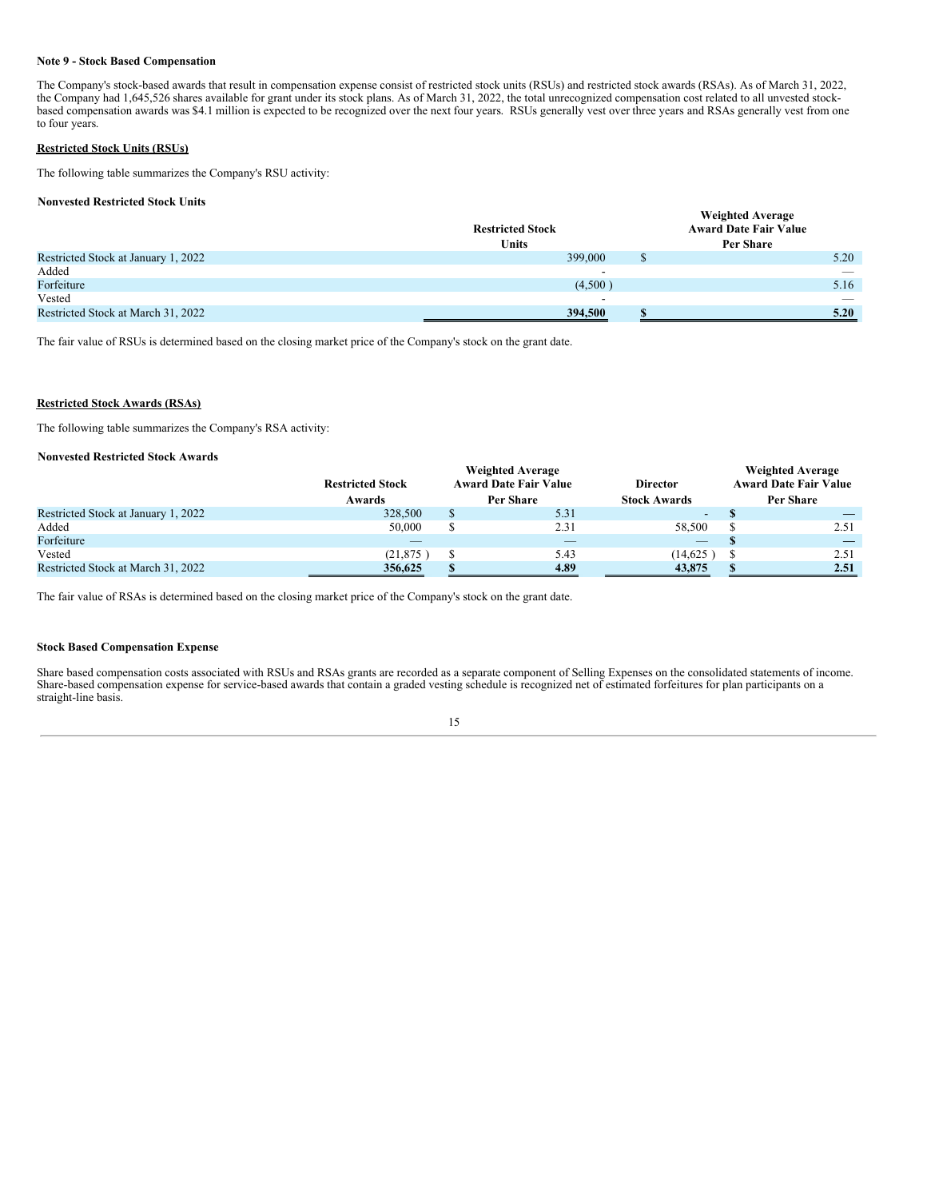**Note 9 - Stock Based Compensation**

The Company's stock-based awards that result in compensation expense consist of restricted stock units (RSUs) and restricted stock awards (RSAs). As of March 31, 2022, the Company had 1,645,526 shares available for grant under its stock plans. As of March 31, 2022, the total unrecognized compensation cost related to all unvested stock-based compensation awards was $4.1 million is expected to be recognized over the next four years. RSUs generally vest over three years and RSAs generally vest from one to four years.

**Restricted Stock Units (RSUs)**

The following table summarizes the Company's RSU activity:

**Nonvested Restricted Stock Units**

| | Restricted Stock Units | Weighted Average Award Date Fair Value Per Share |
|---|---|---|
| Restricted Stock at January 1, 2022 | 399,000 | $ 5.20 |
| Added | - | — |
| Forfeiture | (4,500 ) | 5.16 |
| Vested | - | — |
| Restricted Stock at March 31, 2022 | **394,500** | **$ 5.20** |

The fair value of RSUs is determined based on the closing market price of the Company's stock on the grant date.

**Restricted Stock Awards (RSAs)**

The following table summarizes the Company's RSA activity:

**Nonvested Restricted Stock Awards**

| | Restricted Stock Awards | Weighted Average Award Date Fair Value Per Share | Director Stock Awards | Weighted Average Award Date Fair Value Per Share |
|---|---|---|---|---|
| Restricted Stock at January 1, 2022 | 328,500 | $ 5.31 | - | $ — |
| Added | 50,000 | $ 2.31 | 58,500 | $ 2.51 |
| Forfeiture | — | — | — | $ — |
| Vested | (21,875 ) | $ 5.43 | (14,625 ) | $ 2.51 |
| Restricted Stock at March 31, 2022 | **356,625** | **$ 4.89** | **43,875** | **$ 2.51** |

The fair value of RSAs is determined based on the closing market price of the Company's stock on the grant date.

**Stock Based Compensation Expense**

Share based compensation costs associated with RSUs and RSAs grants are recorded as a separate component of Selling Expenses on the consolidated statements of income. Share-based compensation expense for service-based awards that contain a graded vesting schedule is recognized net of estimated forfeitures for plan participants on a straight-line basis.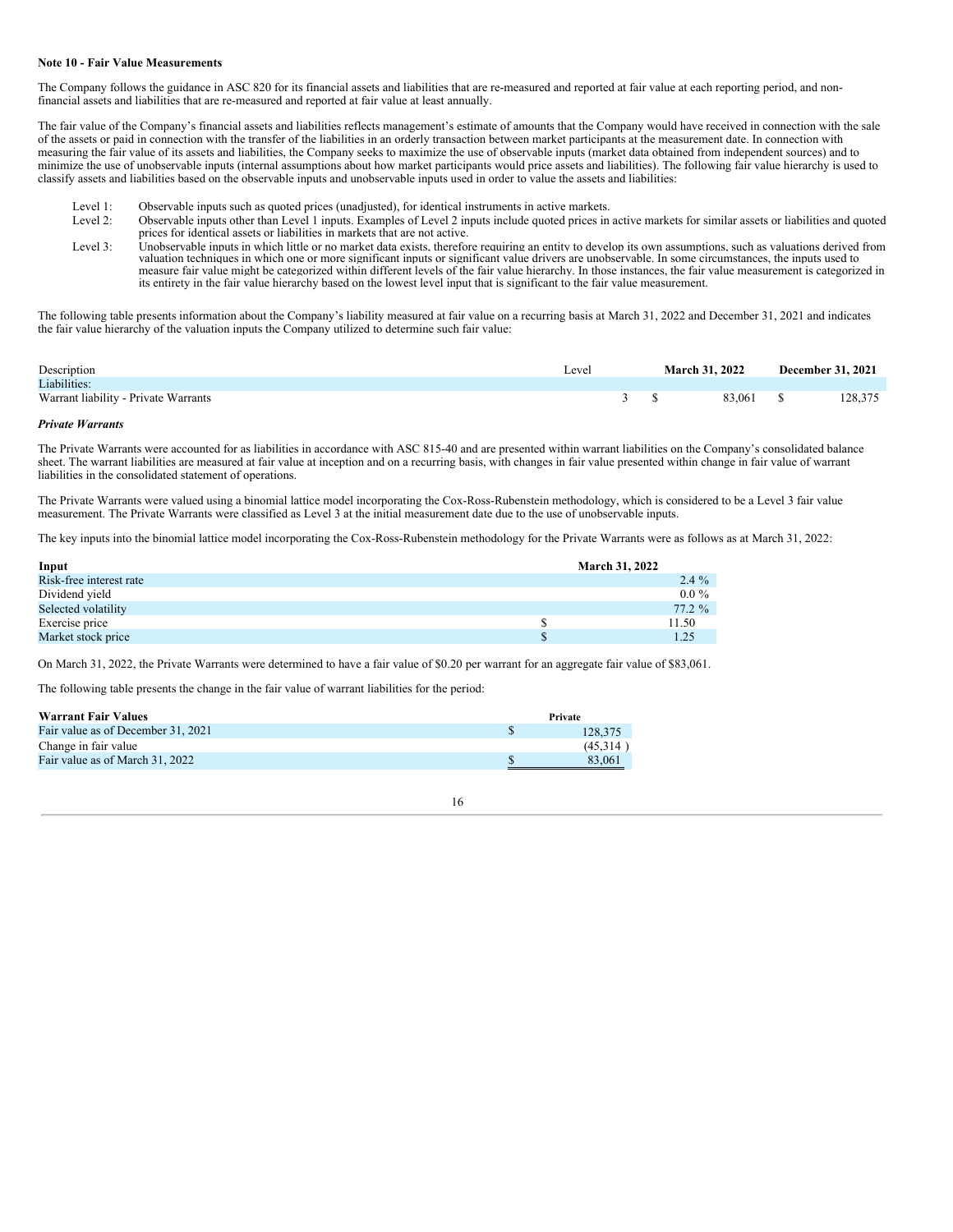### Note 10 - Fair Value Measurements

The Company follows the guidance in ASC 820 for its financial assets and liabilities that are re-measured and reported at fair value at each reporting period, and non-financial assets and liabilities that are re-measured and reported at fair value at least annually.

The fair value of the Company's financial assets and liabilities reflects management's estimate of amounts that the Company would have received in connection with the sale of the assets or paid in connection with the transfer of the liabilities in an orderly transaction between market participants at the measurement date. In connection with measuring the fair value of its assets and liabilities, the Company seeks to maximize the use of observable inputs (market data obtained from independent sources) and to minimize the use of unobservable inputs (internal assumptions about how market participants would price assets and liabilities). The following fair value hierarchy is used to classify assets and liabilities based on the observable inputs and unobservable inputs used in order to value the assets and liabilities:

- Level 1: Observable inputs such as quoted prices (unadjusted), for identical instruments in active markets.
- Level 2: Observable inputs other than Level 1 inputs. Examples of Level 2 inputs include quoted prices in active markets for similar assets or liabilities and quoted prices for identical assets or liabilities in markets that are not active.
- Level 3: Unobservable inputs in which little or no market data exists, therefore requiring an entity to develop its own assumptions, such as valuations derived from valuation techniques in which one or more significant inputs or significant value drivers are unobservable. In some circumstances, the inputs used to measure fair value might be categorized within different levels of the fair value hierarchy. In those instances, the fair value measurement is categorized in its entirety in the fair value hierarchy based on the lowest level input that is significant to the fair value measurement.

The following table presents information about the Company's liability measured at fair value on a recurring basis at March 31, 2022 and December 31, 2021 and indicates the fair value hierarchy of the valuation inputs the Company utilized to determine such fair value:

| Description | Level | March 31, 2022 | December 31, 2021 |
|---|---|---|---|
| Liabilities: | | | |
| Warrant liability - Private Warrants | 3 | $ 83,061 | $ 128,375 |

***Private Warrants***

The Private Warrants were accounted for as liabilities in accordance with ASC 815-40 and are presented within warrant liabilities on the Company's consolidated balance sheet. The warrant liabilities are measured at fair value at inception and on a recurring basis, with changes in fair value presented within change in fair value of warrant liabilities in the consolidated statement of operations.

The Private Warrants were valued using a binomial lattice model incorporating the Cox-Ross-Rubenstein methodology, which is considered to be a Level 3 fair value measurement. The Private Warrants were classified as Level 3 at the initial measurement date due to the use of unobservable inputs.

The key inputs into the binomial lattice model incorporating the Cox-Ross-Rubenstein methodology for the Private Warrants were as follows as at March 31, 2022:

| Input | March 31, 2022 |
|---|---|
| Risk-free interest rate | 2.4 % |
| Dividend yield | 0.0 % |
| Selected volatility | 77.2 % |
| Exercise price | $ 11.50 |
| Market stock price | $ 1.25 |

On March 31, 2022, the Private Warrants were determined to have a fair value of $0.20 per warrant for an aggregate fair value of $83,061.

The following table presents the change in the fair value of warrant liabilities for the period:

| Warrant Fair Values | Private |
|---|---|
| Fair value as of December 31, 2021 | $ 128,375 |
| Change in fair value | (45,314 ) |
| Fair value as of March 31, 2022 | $ 83,061 |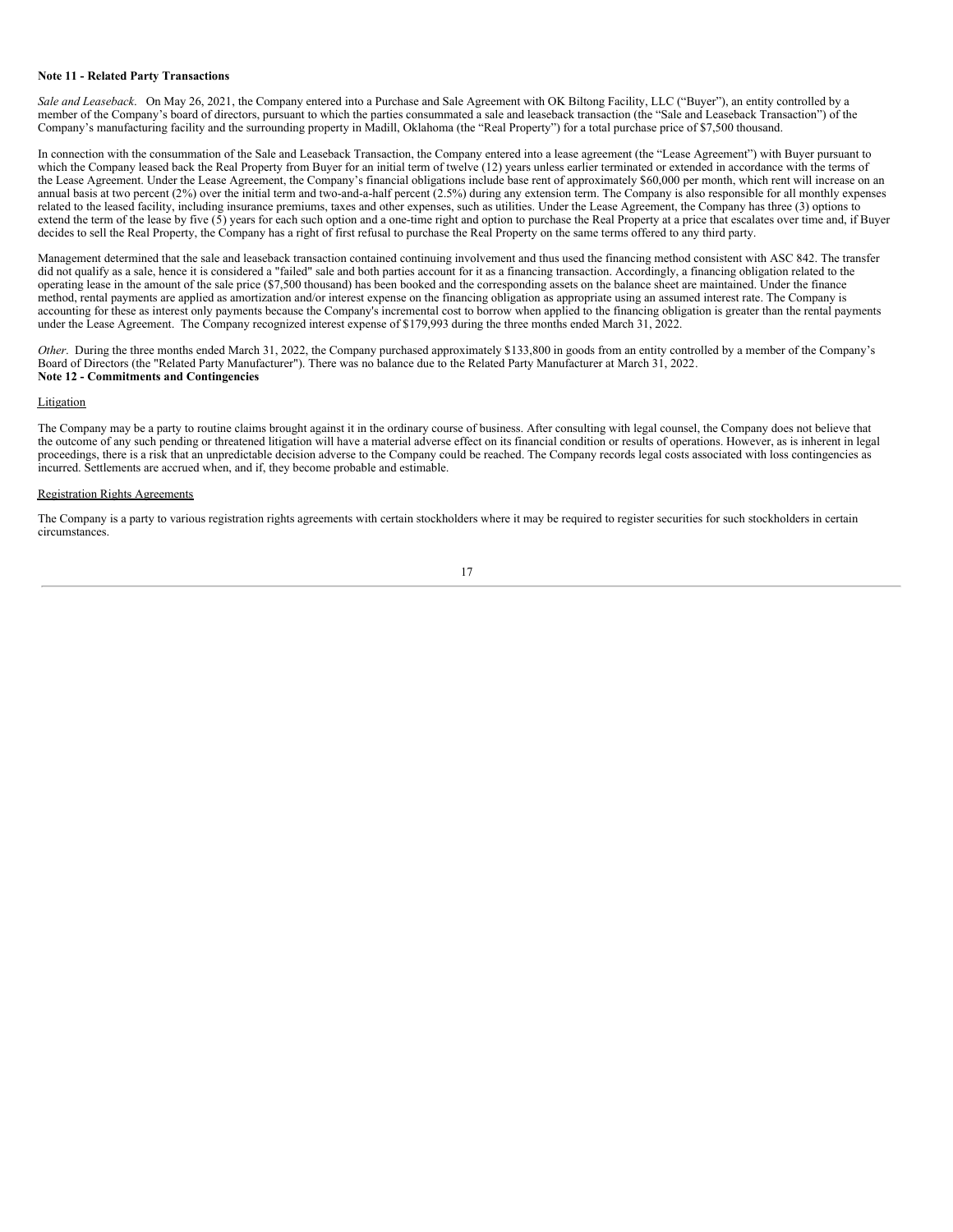**Note 11 - Related Party Transactions**

*Sale and Leaseback*. On May 26, 2021, the Company entered into a Purchase and Sale Agreement with OK Biltong Facility, LLC ("Buyer"), an entity controlled by a member of the Company's board of directors, pursuant to which the parties consummated a sale and leaseback transaction (the "Sale and Leaseback Transaction") of the Company's manufacturing facility and the surrounding property in Madill, Oklahoma (the "Real Property") for a total purchase price of $7,500 thousand.

In connection with the consummation of the Sale and Leaseback Transaction, the Company entered into a lease agreement (the "Lease Agreement") with Buyer pursuant to which the Company leased back the Real Property from Buyer for an initial term of twelve (12) years unless earlier terminated or extended in accordance with the terms of the Lease Agreement. Under the Lease Agreement, the Company's financial obligations include base rent of approximately $60,000 per month, which rent will increase on an annual basis at two percent (2%) over the initial term and two-and-a-half percent (2.5%) during any extension term. The Company is also responsible for all monthly expenses related to the leased facility, including insurance premiums, taxes and other expenses, such as utilities. Under the Lease Agreement, the Company has three (3) options to extend the term of the lease by five (5) years for each such option and a one-time right and option to purchase the Real Property at a price that escalates over time and, if Buyer decides to sell the Real Property, the Company has a right of first refusal to purchase the Real Property on the same terms offered to any third party.

Management determined that the sale and leaseback transaction contained continuing involvement and thus used the financing method consistent with ASC 842. The transfer did not qualify as a sale, hence it is considered a "failed" sale and both parties account for it as a financing transaction. Accordingly, a financing obligation related to the operating lease in the amount of the sale price ($7,500 thousand) has been booked and the corresponding assets on the balance sheet are maintained. Under the finance method, rental payments are applied as amortization and/or interest expense on the financing obligation as appropriate using an assumed interest rate. The Company is accounting for these as interest only payments because the Company's incremental cost to borrow when applied to the financing obligation is greater than the rental payments under the Lease Agreement. The Company recognized interest expense of $179,993 during the three months ended March 31, 2022.

*Other*. During the three months ended March 31, 2022, the Company purchased approximately $133,800 in goods from an entity controlled by a member of the Company's Board of Directors (the "Related Party Manufacturer"). There was no balance due to the Related Party Manufacturer at March 31, 2022.

**Note 12 - Commitments and Contingencies**

Litigation

The Company may be a party to routine claims brought against it in the ordinary course of business. After consulting with legal counsel, the Company does not believe that the outcome of any such pending or threatened litigation will have a material adverse effect on its financial condition or results of operations. However, as is inherent in legal proceedings, there is a risk that an unpredictable decision adverse to the Company could be reached. The Company records legal costs associated with loss contingencies as incurred. Settlements are accrued when, and if, they become probable and estimable.

Registration Rights Agreements

The Company is a party to various registration rights agreements with certain stockholders where it may be required to register securities for such stockholders in certain circumstances.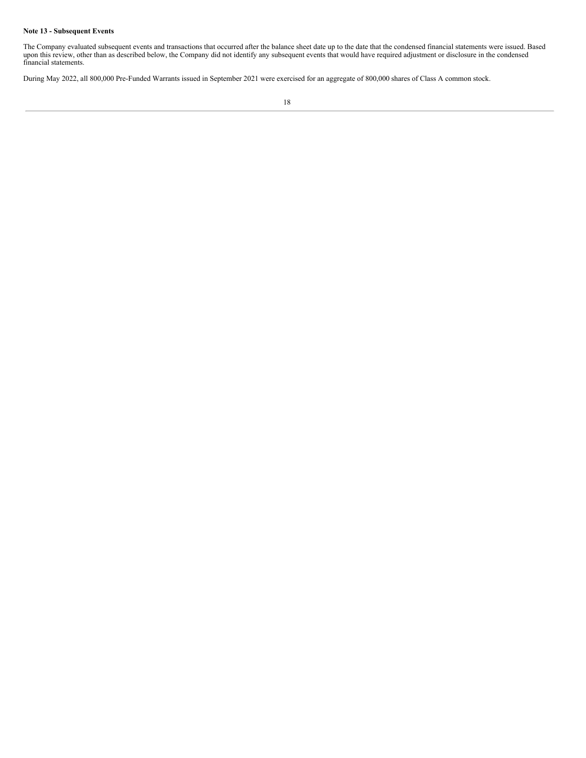**Note 13 - Subsequent Events**

The Company evaluated subsequent events and transactions that occurred after the balance sheet date up to the date that the condensed financial statements were issued. Based upon this review, other than as described below, the Company did not identify any subsequent events that would have required adjustment or disclosure in the condensed financial statements.

During May 2022, all 800,000 Pre-Funded Warrants issued in September 2021 were exercised for an aggregate of 800,000 shares of Class A common stock.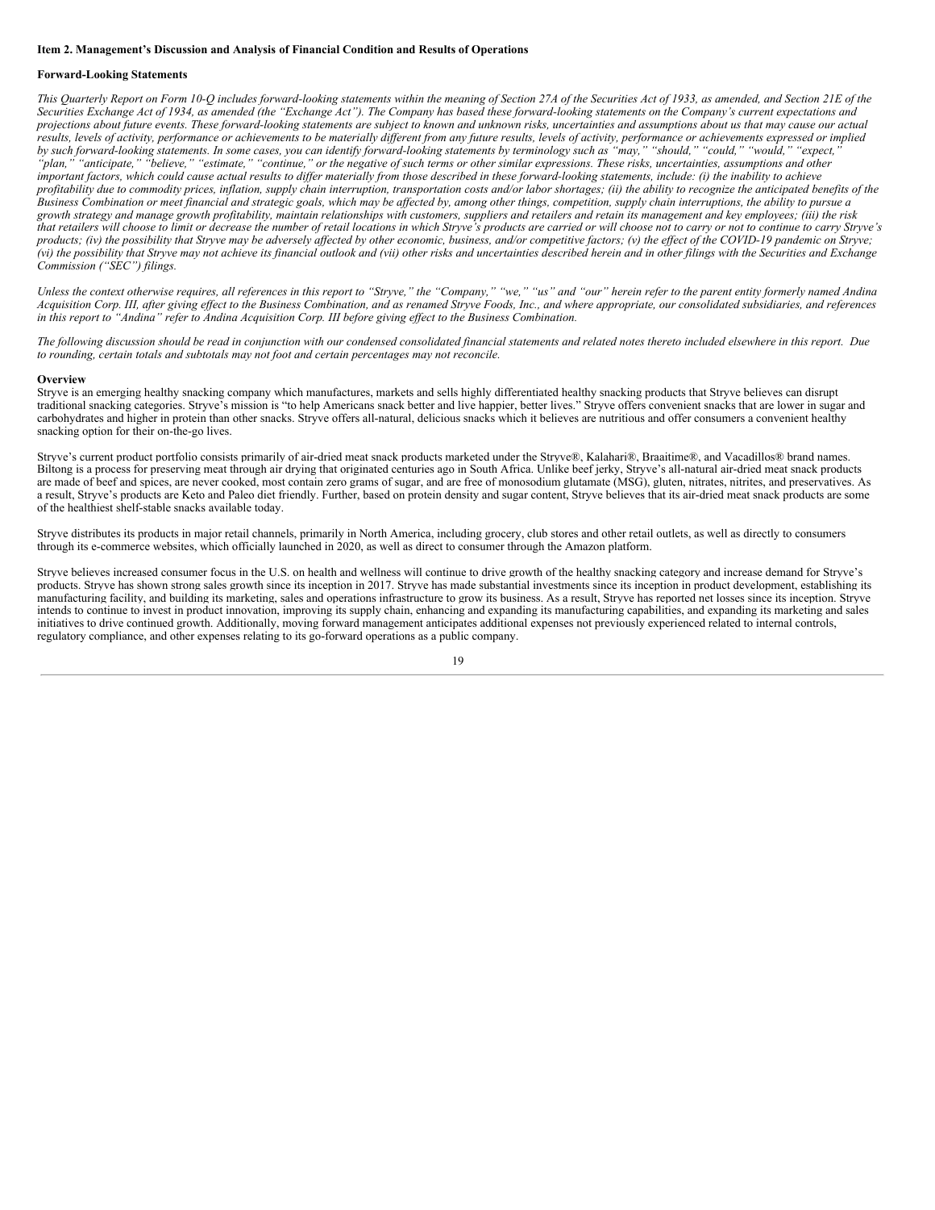## Item 2. Management's Discussion and Analysis of Financial Condition and Results of Operations

### Forward-Looking Statements

*This Quarterly Report on Form 10-Q includes forward-looking statements within the meaning of Section 27A of the Securities Act of 1933, as amended, and Section 21E of the Securities Exchange Act of 1934, as amended (the "Exchange Act"). The Company has based these forward-looking statements on the Company's current expectations and projections about future events. These forward-looking statements are subject to known and unknown risks, uncertainties and assumptions about us that may cause our actual results, levels of activity, performance or achievements to be materially different from any future results, levels of activity, performance or achievements expressed or implied by such forward-looking statements. In some cases, you can identify forward-looking statements by terminology such as "may," "should," "could," "would," "expect," "plan," "anticipate," "believe," "estimate," "continue," or the negative of such terms or other similar expressions. These risks, uncertainties, assumptions and other important factors, which could cause actual results to differ materially from those described in these forward-looking statements, include: (i) the inability to achieve profitability due to commodity prices, inflation, supply chain interruption, transportation costs and/or labor shortages; (ii) the ability to recognize the anticipated benefits of the Business Combination or meet financial and strategic goals, which may be affected by, among other things, competition, supply chain interruptions, the ability to pursue a growth strategy and manage growth profitability, maintain relationships with customers, suppliers and retailers and retain its management and key employees; (iii) the risk that retailers will choose to limit or decrease the number of retail locations in which Stryve's products are carried or will choose not to carry or not to continue to carry Stryve's products; (iv) the possibility that Stryve may be adversely affected by other economic, business, and/or competitive factors; (v) the effect of the COVID-19 pandemic on Stryve; (vi) the possibility that Stryve may not achieve its financial outlook and (vii) other risks and uncertainties described herein and in other filings with the Securities and Exchange Commission ("SEC") filings.*

*Unless the context otherwise requires, all references in this report to "Stryve," the "Company," "we," "us" and "our" herein refer to the parent entity formerly named Andina Acquisition Corp. III, after giving effect to the Business Combination, and as renamed Stryve Foods, Inc., and where appropriate, our consolidated subsidiaries, and references in this report to "Andina" refer to Andina Acquisition Corp. III before giving effect to the Business Combination.*

*The following discussion should be read in conjunction with our condensed consolidated financial statements and related notes thereto included elsewhere in this report. Due to rounding, certain totals and subtotals may not foot and certain percentages may not reconcile.*

### Overview

Stryve is an emerging healthy snacking company which manufactures, markets and sells highly differentiated healthy snacking products that Stryve believes can disrupt traditional snacking categories. Stryve's mission is "to help Americans snack better and live happier, better lives." Stryve offers convenient snacks that are lower in sugar and carbohydrates and higher in protein than other snacks. Stryve offers all-natural, delicious snacks which it believes are nutritious and offer consumers a convenient healthy snacking option for their on-the-go lives.

Stryve's current product portfolio consists primarily of air-dried meat snack products marketed under the Stryve®, Kalahari®, Braaitime®, and Vacadillos® brand names. Biltong is a process for preserving meat through air drying that originated centuries ago in South Africa. Unlike beef jerky, Stryve's all-natural air-dried meat snack products are made of beef and spices, are never cooked, most contain zero grams of sugar, and are free of monosodium glutamate (MSG), gluten, nitrates, nitrites, and preservatives. As a result, Stryve's products are Keto and Paleo diet friendly. Further, based on protein density and sugar content, Stryve believes that its air-dried meat snack products are some of the healthiest shelf-stable snacks available today.

Stryve distributes its products in major retail channels, primarily in North America, including grocery, club stores and other retail outlets, as well as directly to consumers through its e-commerce websites, which officially launched in 2020, as well as direct to consumer through the Amazon platform.

Stryve believes increased consumer focus in the U.S. on health and wellness will continue to drive growth of the healthy snacking category and increase demand for Stryve's products. Stryve has shown strong sales growth since its inception in 2017. Stryve has made substantial investments since its inception in product development, establishing its manufacturing facility, and building its marketing, sales and operations infrastructure to grow its business. As a result, Stryve has reported net losses since its inception. Stryve intends to continue to invest in product innovation, improving its supply chain, enhancing and expanding its manufacturing capabilities, and expanding its marketing and sales initiatives to drive continued growth. Additionally, moving forward management anticipates additional expenses not previously experienced related to internal controls, regulatory compliance, and other expenses relating to its go-forward operations as a public company.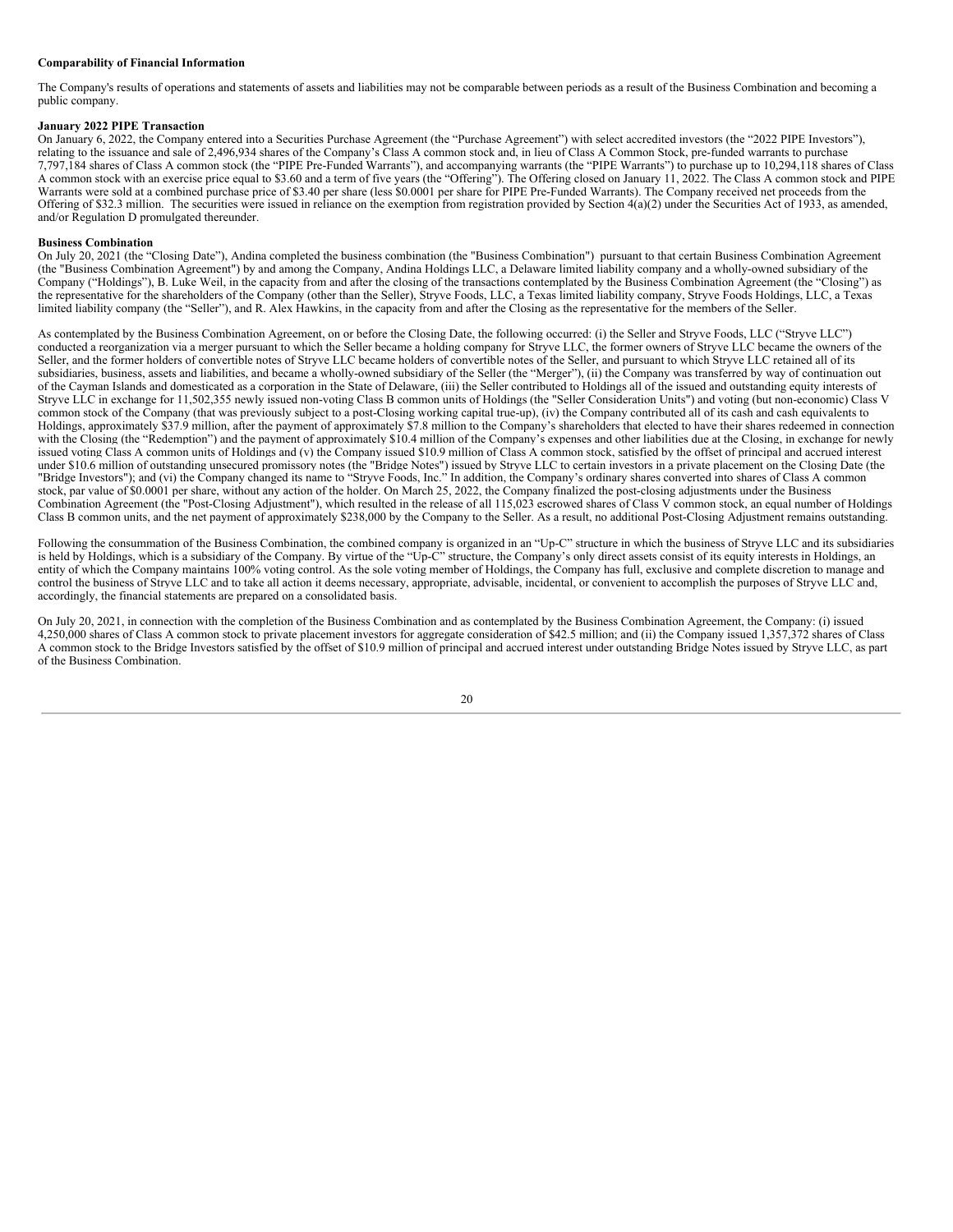**Comparability of Financial Information**

The Company's results of operations and statements of assets and liabilities may not be comparable between periods as a result of the Business Combination and becoming a public company.

**January 2022 PIPE Transaction**

On January 6, 2022, the Company entered into a Securities Purchase Agreement (the "Purchase Agreement") with select accredited investors (the "2022 PIPE Investors"), relating to the issuance and sale of 2,496,934 shares of the Company's Class A common stock and, in lieu of Class A Common Stock, pre-funded warrants to purchase 7,797,184 shares of Class A common stock (the "PIPE Pre-Funded Warrants"), and accompanying warrants (the "PIPE Warrants") to purchase up to 10,294,118 shares of Class A common stock with an exercise price equal to \$3.60 and a term of five years (the "Offering"). The Offering closed on January 11, 2022. The Class A common stock and PIPE Warrants were sold at a combined purchase price of \$3.40 per share (less \$0.0001 per share for PIPE Pre-Funded Warrants). The Company received net proceeds from the Offering of \$32.3 million. The securities were issued in reliance on the exemption from registration provided by Section 4(a)(2) under the Securities Act of 1933, as amended, and/or Regulation D promulgated thereunder.

**Business Combination**

On July 20, 2021 (the "Closing Date"), Andina completed the business combination (the "Business Combination") pursuant to that certain Business Combination Agreement (the "Business Combination Agreement") by and among the Company, Andina Holdings LLC, a Delaware limited liability company and a wholly-owned subsidiary of the Company ("Holdings"), B. Luke Weil, in the capacity from and after the closing of the transactions contemplated by the Business Combination Agreement (the "Closing") as the representative for the shareholders of the Company (other than the Seller), Stryve Foods, LLC, a Texas limited liability company, Stryve Foods Holdings, LLC, a Texas limited liability company (the "Seller"), and R. Alex Hawkins, in the capacity from and after the Closing as the representative for the members of the Seller.

As contemplated by the Business Combination Agreement, on or before the Closing Date, the following occurred: (i) the Seller and Stryve Foods, LLC ("Stryve LLC") conducted a reorganization via a merger pursuant to which the Seller became a holding company for Stryve LLC, the former owners of Stryve LLC became the owners of the Seller, and the former holders of convertible notes of Stryve LLC became holders of convertible notes of the Seller, and pursuant to which Stryve LLC retained all of its subsidiaries, business, assets and liabilities, and became a wholly-owned subsidiary of the Seller (the "Merger"), (ii) the Company was transferred by way of continuation out of the Cayman Islands and domesticated as a corporation in the State of Delaware, (iii) the Seller contributed to Holdings all of the issued and outstanding equity interests of Stryve LLC in exchange for 11,502,355 newly issued non-voting Class B common units of Holdings (the "Seller Consideration Units") and voting (but non-economic) Class V common stock of the Company (that was previously subject to a post-Closing working capital true-up), (iv) the Company contributed all of its cash and cash equivalents to Holdings, approximately \$37.9 million, after the payment of approximately \$7.8 million to the Company's shareholders that elected to have their shares redeemed in connection with the Closing (the "Redemption") and the payment of approximately \$10.4 million of the Company's expenses and other liabilities due at the Closing, in exchange for newly issued voting Class A common units of Holdings and (v) the Company issued \$10.9 million of Class A common stock, satisfied by the offset of principal and accrued interest under \$10.6 million of outstanding unsecured promissory notes (the "Bridge Notes") issued by Stryve LLC to certain investors in a private placement on the Closing Date (the "Bridge Investors"); and (vi) the Company changed its name to "Stryve Foods, Inc." In addition, the Company's ordinary shares converted into shares of Class A common stock, par value of \$0.0001 per share, without any action of the holder. On March 25, 2022, the Company finalized the post-closing adjustments under the Business Combination Agreement (the "Post-Closing Adjustment"), which resulted in the release of all 115,023 escrowed shares of Class V common stock, an equal number of Holdings Class B common units, and the net payment of approximately \$238,000 by the Company to the Seller. As a result, no additional Post-Closing Adjustment remains outstanding.

Following the consummation of the Business Combination, the combined company is organized in an "Up-C" structure in which the business of Stryve LLC and its subsidiaries is held by Holdings, which is a subsidiary of the Company. By virtue of the "Up-C" structure, the Company's only direct assets consist of its equity interests in Holdings, an entity of which the Company maintains 100% voting control. As the sole voting member of Holdings, the Company has full, exclusive and complete discretion to manage and control the business of Stryve LLC and to take all action it deems necessary, appropriate, advisable, incidental, or convenient to accomplish the purposes of Stryve LLC and, accordingly, the financial statements are prepared on a consolidated basis.

On July 20, 2021, in connection with the completion of the Business Combination and as contemplated by the Business Combination Agreement, the Company: (i) issued 4,250,000 shares of Class A common stock to private placement investors for aggregate consideration of \$42.5 million; and (ii) the Company issued 1,357,372 shares of Class A common stock to the Bridge Investors satisfied by the offset of \$10.9 million of principal and accrued interest under outstanding Bridge Notes issued by Stryve LLC, as part of the Business Combination.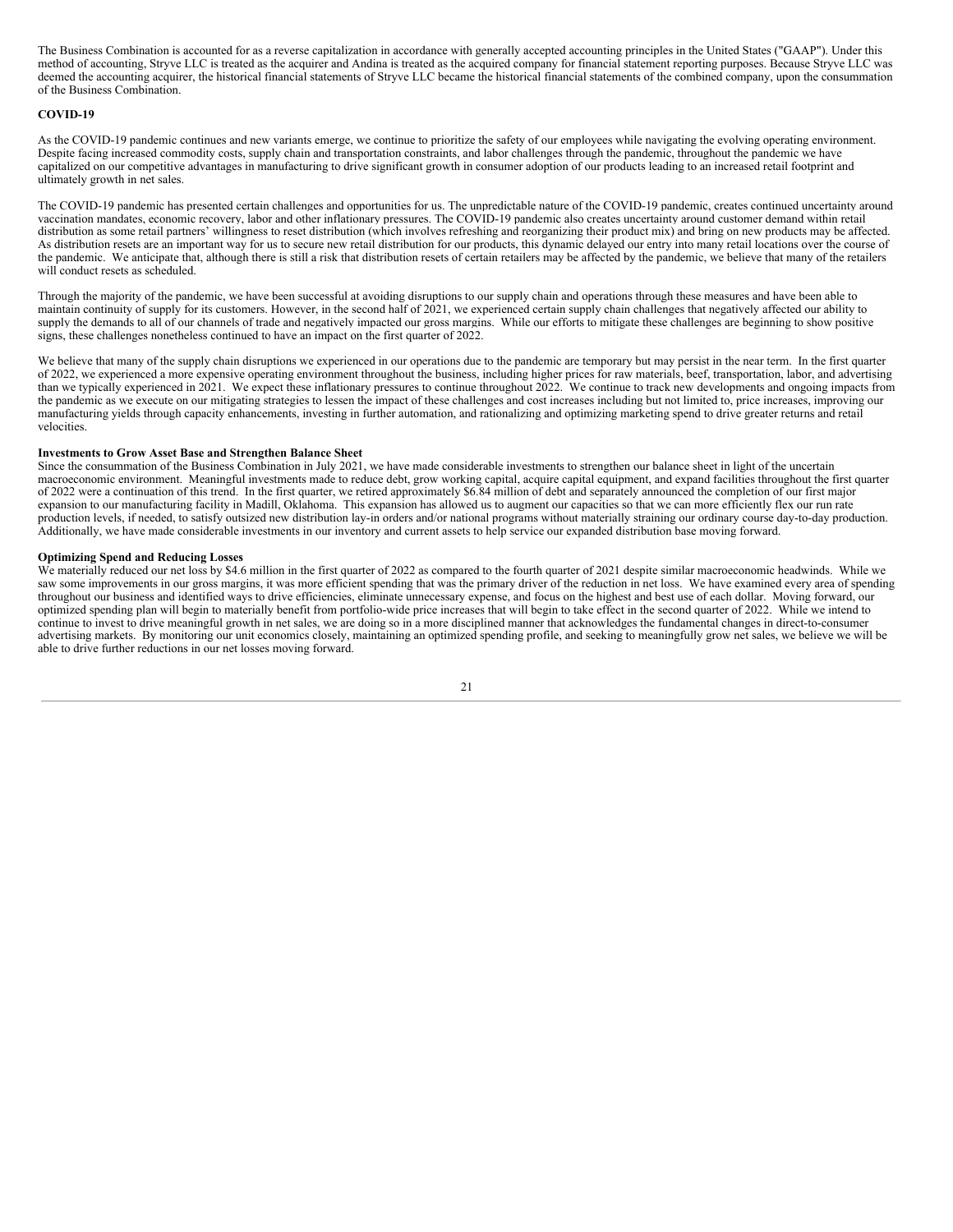The Business Combination is accounted for as a reverse capitalization in accordance with generally accepted accounting principles in the United States ("GAAP"). Under this method of accounting, Stryve LLC is treated as the acquirer and Andina is treated as the acquired company for financial statement reporting purposes. Because Stryve LLC was deemed the accounting acquirer, the historical financial statements of Stryve LLC became the historical financial statements of the combined company, upon the consummation of the Business Combination.

**COVID-19**

As the COVID-19 pandemic continues and new variants emerge, we continue to prioritize the safety of our employees while navigating the evolving operating environment. Despite facing increased commodity costs, supply chain and transportation constraints, and labor challenges through the pandemic, throughout the pandemic we have capitalized on our competitive advantages in manufacturing to drive significant growth in consumer adoption of our products leading to an increased retail footprint and ultimately growth in net sales.

The COVID-19 pandemic has presented certain challenges and opportunities for us. The unpredictable nature of the COVID-19 pandemic, creates continued uncertainty around vaccination mandates, economic recovery, labor and other inflationary pressures. The COVID-19 pandemic also creates uncertainty around customer demand within retail distribution as some retail partners' willingness to reset distribution (which involves refreshing and reorganizing their product mix) and bring on new products may be affected. As distribution resets are an important way for us to secure new retail distribution for our products, this dynamic delayed our entry into many retail locations over the course of the pandemic. We anticipate that, although there is still a risk that distribution resets of certain retailers may be affected by the pandemic, we believe that many of the retailers will conduct resets as scheduled.

Through the majority of the pandemic, we have been successful at avoiding disruptions to our supply chain and operations through these measures and have been able to maintain continuity of supply for its customers. However, in the second half of 2021, we experienced certain supply chain challenges that negatively affected our ability to supply the demands to all of our channels of trade and negatively impacted our gross margins. While our efforts to mitigate these challenges are beginning to show positive signs, these challenges nonetheless continued to have an impact on the first quarter of 2022.

We believe that many of the supply chain disruptions we experienced in our operations due to the pandemic are temporary but may persist in the near term. In the first quarter of 2022, we experienced a more expensive operating environment throughout the business, including higher prices for raw materials, beef, transportation, labor, and advertising than we typically experienced in 2021. We expect these inflationary pressures to continue throughout 2022. We continue to track new developments and ongoing impacts from the pandemic as we execute on our mitigating strategies to lessen the impact of these challenges and cost increases including but not limited to, price increases, improving our manufacturing yields through capacity enhancements, investing in further automation, and rationalizing and optimizing marketing spend to drive greater returns and retail velocities.

**Investments to Grow Asset Base and Strengthen Balance Sheet**

Since the consummation of the Business Combination in July 2021, we have made considerable investments to strengthen our balance sheet in light of the uncertain macroeconomic environment. Meaningful investments made to reduce debt, grow working capital, acquire capital equipment, and expand facilities throughout the first quarter of 2022 were a continuation of this trend. In the first quarter, we retired approximately $6.84 million of debt and separately announced the completion of our first major expansion to our manufacturing facility in Madill, Oklahoma. This expansion has allowed us to augment our capacities so that we can more efficiently flex our run rate production levels, if needed, to satisfy outsized new distribution lay-in orders and/or national programs without materially straining our ordinary course day-to-day production. Additionally, we have made considerable investments in our inventory and current assets to help service our expanded distribution base moving forward.

**Optimizing Spend and Reducing Losses**

We materially reduced our net loss by $4.6 million in the first quarter of 2022 as compared to the fourth quarter of 2021 despite similar macroeconomic headwinds. While we saw some improvements in our gross margins, it was more efficient spending that was the primary driver of the reduction in net loss. We have examined every area of spending throughout our business and identified ways to drive efficiencies, eliminate unnecessary expense, and focus on the highest and best use of each dollar. Moving forward, our optimized spending plan will begin to materially benefit from portfolio-wide price increases that will begin to take effect in the second quarter of 2022. While we intend to continue to invest to drive meaningful growth in net sales, we are doing so in a more disciplined manner that acknowledges the fundamental changes in direct-to-consumer advertising markets. By monitoring our unit economics closely, maintaining an optimized spending profile, and seeking to meaningfully grow net sales, we believe we will be able to drive further reductions in our net losses moving forward.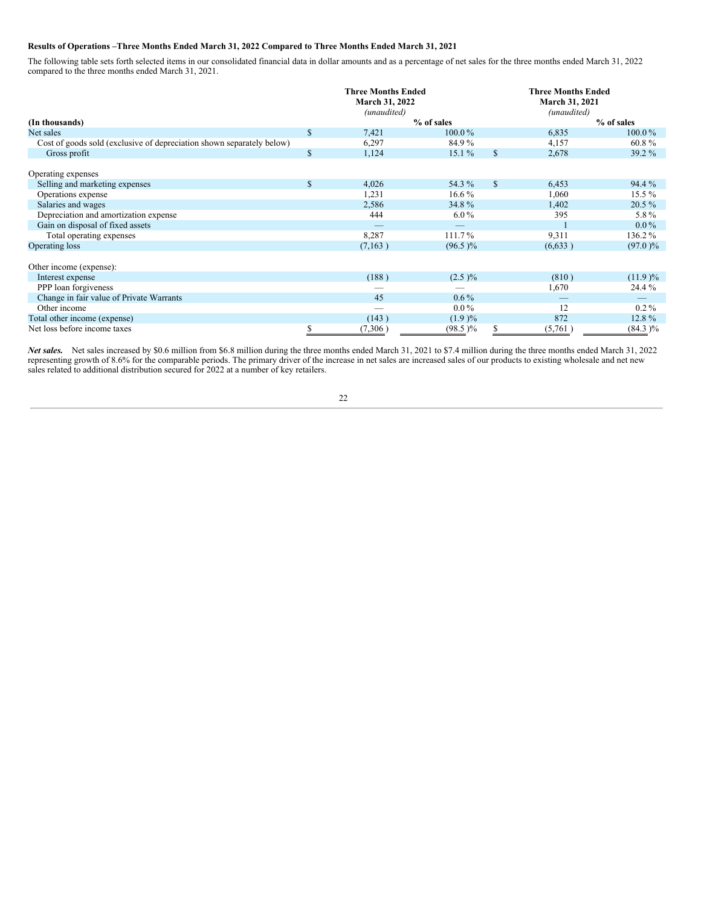**Results of Operations –Three Months Ended March 31, 2022 Compared to Three Months Ended March 31, 2021**

The following table sets forth selected items in our consolidated financial data in dollar amounts and as a percentage of net sales for the three months ended March 31, 2022 compared to the three months ended March 31, 2021.

| (In thousands) | Three Months Ended March 31, 2022 *(unaudited)* | % of sales | Three Months Ended March 31, 2021 *(unaudited)* | % of sales |
|---|---|---|---|---|
| Net sales | $ 7,421 | 100.0 % | 6,835 | 100.0 % |
| Cost of goods sold (exclusive of depreciation shown separately below) | 6,297 | 84.9 % | 4,157 | 60.8 % |
| Gross profit | $ 1,124 | 15.1 % | $ 2,678 | 39.2 % |
| | | | | |
| Operating expenses | | | | |
| Selling and marketing expenses | $ 4,026 | 54.3 % | $ 6,453 | 94.4 % |
| Operations expense | 1,231 | 16.6 % | 1,060 | 15.5 % |
| Salaries and wages | 2,586 | 34.8 % | 1,402 | 20.5 % |
| Depreciation and amortization expense | 444 | 6.0 % | 395 | 5.8 % |
| Gain on disposal of fixed assets | — | — | 1 | 0.0 % |
| Total operating expenses | 8,287 | 111.7 % | 9,311 | 136.2 % |
| Operating loss | (7,163 ) | (96.5 )% | (6,633 ) | (97.0 )% |
| | | | | |
| Other income (expense): | | | | |
| Interest expense | (188 ) | (2.5 )% | (810 ) | (11.9 )% |
| PPP loan forgiveness | — | — | 1,670 | 24.4 % |
| Change in fair value of Private Warrants | 45 | 0.6 % | — | — |
| Other income | — | 0.0 % | 12 | 0.2 % |
| Total other income (expense) | (143 ) | (1.9 )% | 872 | 12.8 % |
| Net loss before income taxes | $ (7,306 ) | (98.5 )% | $ (5,761 ) | (84.3 )% |

***Net sales.*** Net sales increased by $0.6 million from $6.8 million during the three months ended March 31, 2021 to $7.4 million during the three months ended March 31, 2022 representing growth of 8.6% for the comparable periods. The primary driver of the increase in net sales are increased sales of our products to existing wholesale and net new sales related to additional distribution secured for 2022 at a number of key retailers.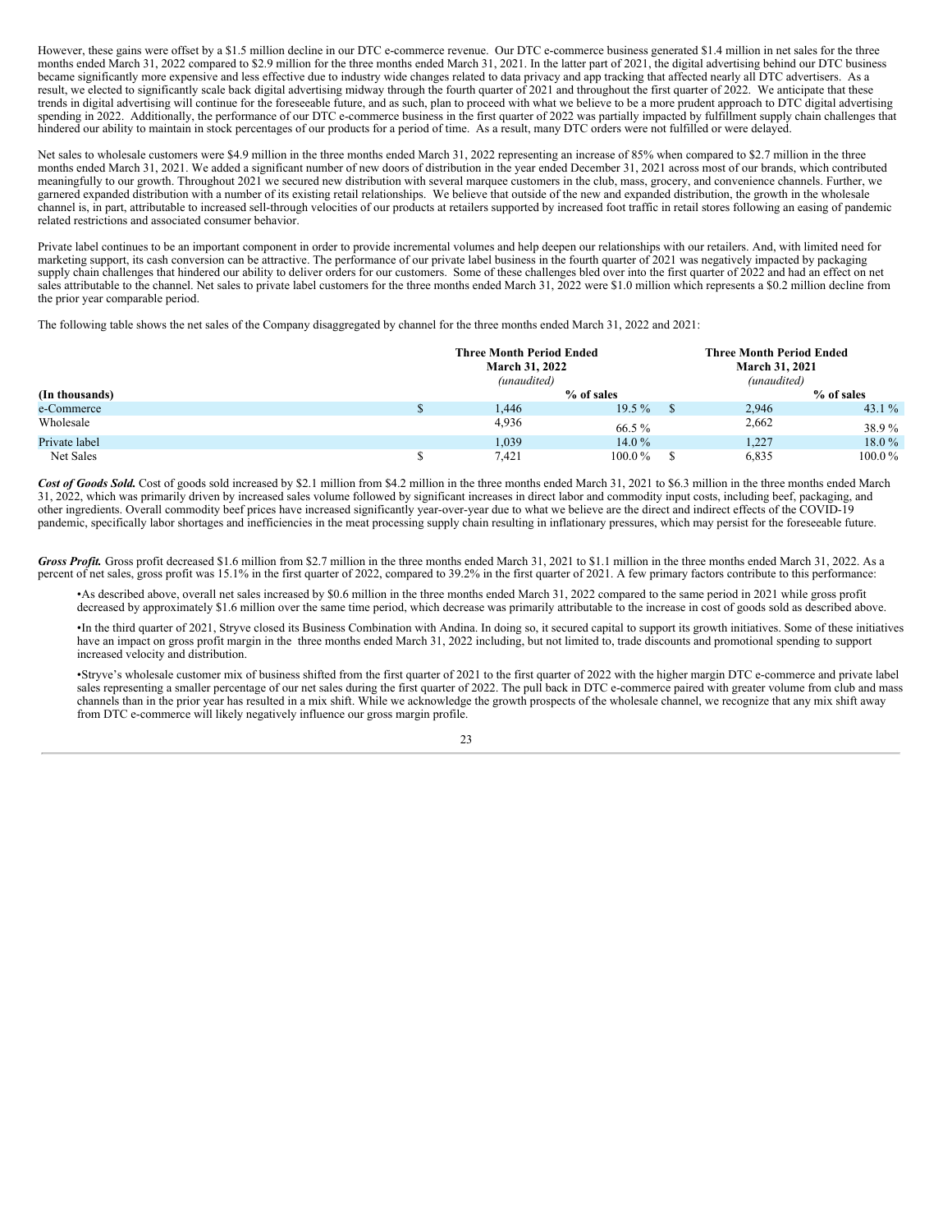However, these gains were offset by a $1.5 million decline in our DTC e-commerce revenue. Our DTC e-commerce business generated $1.4 million in net sales for the three months ended March 31, 2022 compared to $2.9 million for the three months ended March 31, 2021. In the latter part of 2021, the digital advertising behind our DTC business became significantly more expensive and less effective due to industry wide changes related to data privacy and app tracking that affected nearly all DTC advertisers. As a result, we elected to significantly scale back digital advertising midway through the fourth quarter of 2021 and throughout the first quarter of 2022. We anticipate that these trends in digital advertising will continue for the foreseeable future, and as such, plan to proceed with what we believe to be a more prudent approach to DTC digital advertising spending in 2022. Additionally, the performance of our DTC e-commerce business in the first quarter of 2022 was partially impacted by fulfillment supply chain challenges that hindered our ability to maintain in stock percentages of our products for a period of time. As a result, many DTC orders were not fulfilled or were delayed.

Net sales to wholesale customers were $4.9 million in the three months ended March 31, 2022 representing an increase of 85% when compared to $2.7 million in the three months ended March 31, 2021. We added a significant number of new doors of distribution in the year ended December 31, 2021 across most of our brands, which contributed meaningfully to our growth. Throughout 2021 we secured new distribution with several marquee customers in the club, mass, grocery, and convenience channels. Further, we garnered expanded distribution with a number of its existing retail relationships. We believe that outside of the new and expanded distribution, the growth in the wholesale channel is, in part, attributable to increased sell-through velocities of our products at retailers supported by increased foot traffic in retail stores following an easing of pandemic related restrictions and associated consumer behavior.

Private label continues to be an important component in order to provide incremental volumes and help deepen our relationships with our retailers. And, with limited need for marketing support, its cash conversion can be attractive. The performance of our private label business in the fourth quarter of 2021 was negatively impacted by packaging supply chain challenges that hindered our ability to deliver orders for our customers. Some of these challenges bled over into the first quarter of 2022 and had an effect on net sales attributable to the channel. Net sales to private label customers for the three months ended March 31, 2022 were $1.0 million which represents a $0.2 million decline from the prior year comparable period.

The following table shows the net sales of the Company disaggregated by channel for the three months ended March 31, 2022 and 2021:

| | Three Month Period Ended March 31, 2022 *(unaudited)* | | Three Month Period Ended March 31, 2021 *(unaudited)* | |
|---|---|---|---|---|
| **(In thousands)** | | **% of sales** | | **% of sales** |
| e-Commerce | $ 1,446 | 19.5 % | $ 2,946 | 43.1 % |
| Wholesale | 4,936 | 66.5 % | 2,662 | 38.9 % |
| Private label | 1,039 | 14.0 % | 1,227 | 18.0 % |
| Net Sales | $ 7,421 | 100.0 % | $ 6,835 | 100.0 % |

***Cost of Goods Sold.*** Cost of goods sold increased by $2.1 million from $4.2 million in the three months ended March 31, 2021 to $6.3 million in the three months ended March 31, 2022, which was primarily driven by increased sales volume followed by significant increases in direct labor and commodity input costs, including beef, packaging, and other ingredients. Overall commodity beef prices have increased significantly year-over-year due to what we believe are the direct and indirect effects of the COVID-19 pandemic, specifically labor shortages and inefficiencies in the meat processing supply chain resulting in inflationary pressures, which may persist for the foreseeable future.

***Gross Profit.*** Gross profit decreased $1.6 million from $2.7 million in the three months ended March 31, 2021 to $1.1 million in the three months ended March 31, 2022. As a percent of net sales, gross profit was 15.1% in the first quarter of 2022, compared to 39.2% in the first quarter of 2021. A few primary factors contribute to this performance:

- As described above, overall net sales increased by $0.6 million in the three months ended March 31, 2022 compared to the same period in 2021 while gross profit decreased by approximately $1.6 million over the same time period, which decrease was primarily attributable to the increase in cost of goods sold as described above.
- In the third quarter of 2021, Stryve closed its Business Combination with Andina. In doing so, it secured capital to support its growth initiatives. Some of these initiatives have an impact on gross profit margin in the three months ended March 31, 2022 including, but not limited to, trade discounts and promotional spending to support increased velocity and distribution.
- Stryve's wholesale customer mix of business shifted from the first quarter of 2021 to the first quarter of 2022 with the higher margin DTC e-commerce and private label sales representing a smaller percentage of our net sales during the first quarter of 2022. The pull back in DTC e-commerce paired with greater volume from club and mass channels than in the prior year has resulted in a mix shift. While we acknowledge the growth prospects of the wholesale channel, we recognize that any mix shift away from DTC e-commerce will likely negatively influence our gross margin profile.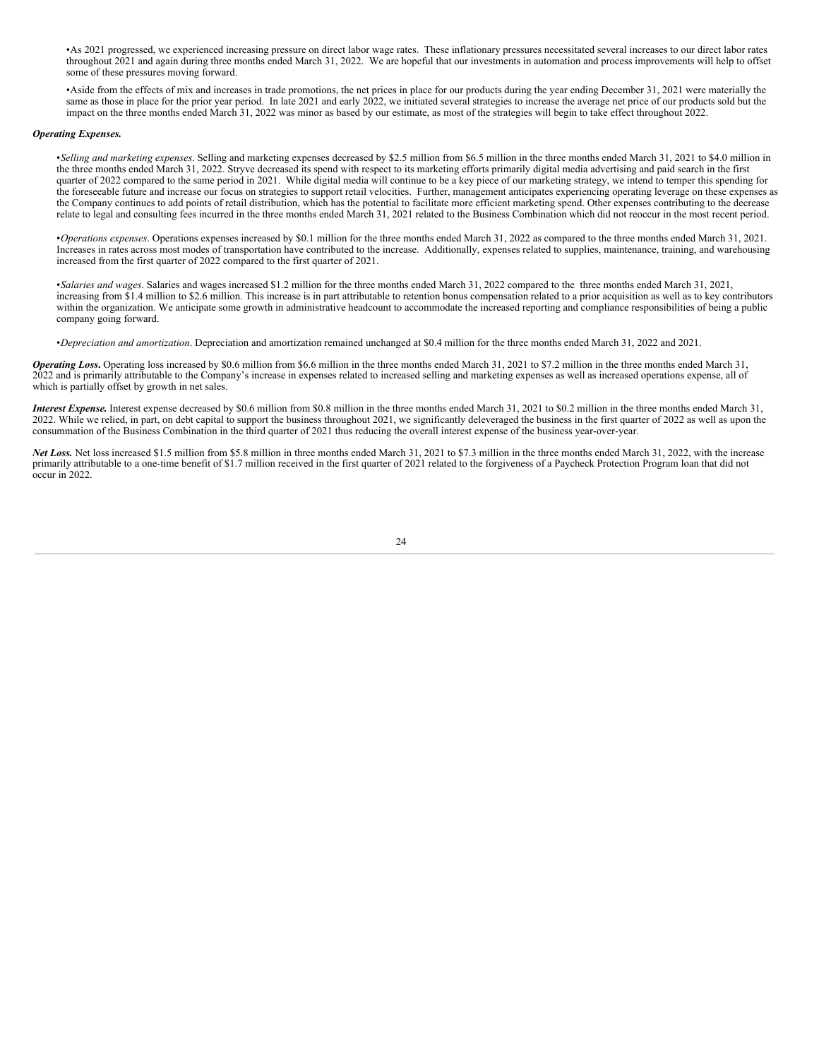- As 2021 progressed, we experienced increasing pressure on direct labor wage rates. These inflationary pressures necessitated several increases to our direct labor rates throughout 2021 and again during three months ended March 31, 2022. We are hopeful that our investments in automation and process improvements will help to offset some of these pressures moving forward.

- Aside from the effects of mix and increases in trade promotions, the net prices in place for our products during the year ending December 31, 2021 were materially the same as those in place for the prior year period. In late 2021 and early 2022, we initiated several strategies to increase the average net price of our products sold but the impact on the three months ended March 31, 2022 was minor as based by our estimate, as most of the strategies will begin to take effect throughout 2022.

***Operating Expenses.***

- *Selling and marketing expenses*. Selling and marketing expenses decreased by $2.5 million from $6.5 million in the three months ended March 31, 2021 to $4.0 million in the three months ended March 31, 2022. Stryve decreased its spend with respect to its marketing efforts primarily digital media advertising and paid search in the first quarter of 2022 compared to the same period in 2021. While digital media will continue to be a key piece of our marketing strategy, we intend to temper this spending for the foreseeable future and increase our focus on strategies to support retail velocities. Further, management anticipates experiencing operating leverage on these expenses as the Company continues to add points of retail distribution, which has the potential to facilitate more efficient marketing spend. Other expenses contributing to the decrease relate to legal and consulting fees incurred in the three months ended March 31, 2021 related to the Business Combination which did not reoccur in the most recent period.

- *Operations expenses*. Operations expenses increased by $0.1 million for the three months ended March 31, 2022 as compared to the three months ended March 31, 2021. Increases in rates across most modes of transportation have contributed to the increase. Additionally, expenses related to supplies, maintenance, training, and warehousing increased from the first quarter of 2022 compared to the first quarter of 2021.

- *Salaries and wages*. Salaries and wages increased $1.2 million for the three months ended March 31, 2022 compared to the three months ended March 31, 2021, increasing from $1.4 million to $2.6 million. This increase is in part attributable to retention bonus compensation related to a prior acquisition as well as to key contributors within the organization. We anticipate some growth in administrative headcount to accommodate the increased reporting and compliance responsibilities of being a public company going forward.

- *Depreciation and amortization*. Depreciation and amortization remained unchanged at $0.4 million for the three months ended March 31, 2022 and 2021.

***Operating Loss*.** Operating loss increased by $0.6 million from $6.6 million in the three months ended March 31, 2021 to $7.2 million in the three months ended March 31, 2022 and is primarily attributable to the Company's increase in expenses related to increased selling and marketing expenses as well as increased operations expense, all of which is partially offset by growth in net sales.

***Interest Expense.*** Interest expense decreased by $0.6 million from $0.8 million in the three months ended March 31, 2021 to $0.2 million in the three months ended March 31, 2022. While we relied, in part, on debt capital to support the business throughout 2021, we significantly deleveraged the business in the first quarter of 2022 as well as upon the consummation of the Business Combination in the third quarter of 2021 thus reducing the overall interest expense of the business year-over-year.

***Net Loss.*** Net loss increased $1.5 million from $5.8 million in three months ended March 31, 2021 to $7.3 million in the three months ended March 31, 2022, with the increase primarily attributable to a one-time benefit of $1.7 million received in the first quarter of 2021 related to the forgiveness of a Paycheck Protection Program loan that did not occur in 2022.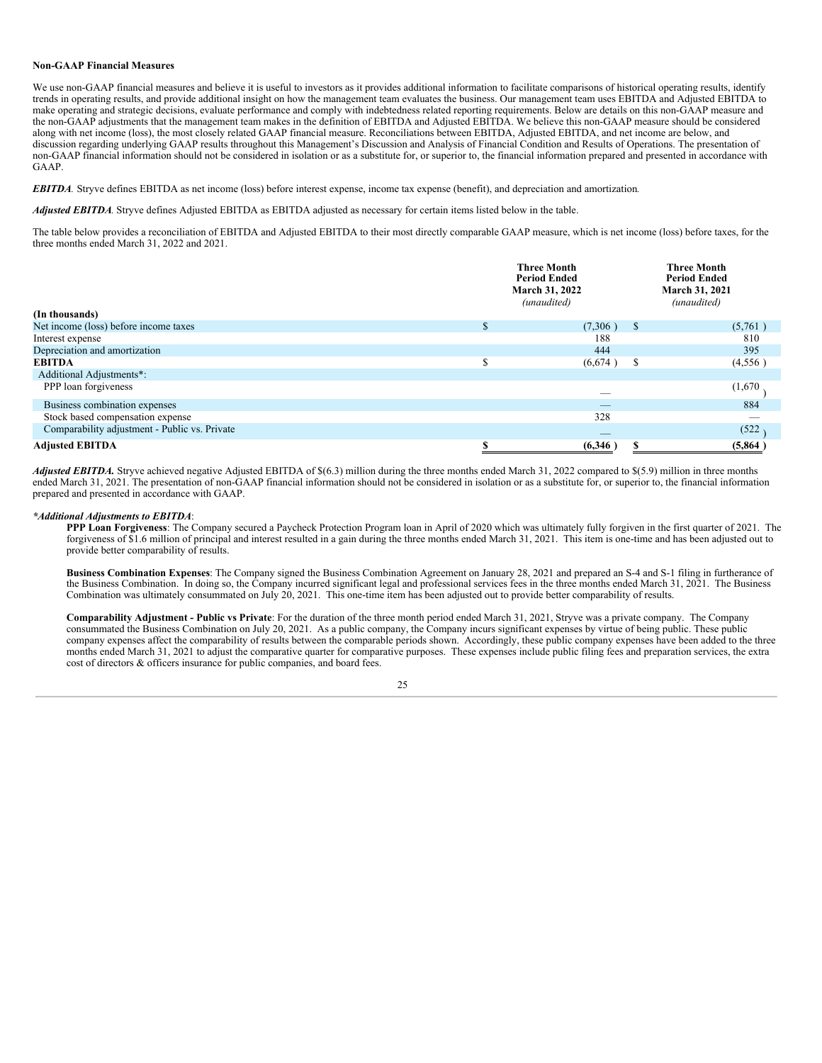**Non-GAAP Financial Measures**

We use non-GAAP financial measures and believe it is useful to investors as it provides additional information to facilitate comparisons of historical operating results, identify trends in operating results, and provide additional insight on how the management team evaluates the business. Our management team uses EBITDA and Adjusted EBITDA to make operating and strategic decisions, evaluate performance and comply with indebtedness related reporting requirements. Below are details on this non-GAAP measure and the non-GAAP adjustments that the management team makes in the definition of EBITDA and Adjusted EBITDA. We believe this non-GAAP measure should be considered along with net income (loss), the most closely related GAAP financial measure. Reconciliations between EBITDA, Adjusted EBITDA, and net income are below, and discussion regarding underlying GAAP results throughout this Management's Discussion and Analysis of Financial Condition and Results of Operations. The presentation of non-GAAP financial information should not be considered in isolation or as a substitute for, or superior to, the financial information prepared and presented in accordance with GAAP.

***EBITDA***. Stryve defines EBITDA as net income (loss) before interest expense, income tax expense (benefit), and depreciation and amortization.

***Adjusted EBITDA***. Stryve defines Adjusted EBITDA as EBITDA adjusted as necessary for certain items listed below in the table.

The table below provides a reconciliation of EBITDA and Adjusted EBITDA to their most directly comparable GAAP measure, which is net income (loss) before taxes, for the three months ended March 31, 2022 and 2021.

| (In thousands) | Three Month Period Ended March 31, 2022 *(unaudited)* | Three Month Period Ended March 31, 2021 *(unaudited)* |
|---|---|---|
| Net income (loss) before income taxes | $ (7,306) | $ (5,761) |
| Interest expense | 188 | 810 |
| Depreciation and amortization | 444 | 395 |
| **EBITDA** | $ (6,674) | $ (4,556) |
| Additional Adjustments*: | | |
| PPP loan forgiveness | — | (1,670) |
| Business combination expenses | — | 884 |
| Stock based compensation expense | 328 | — |
| Comparability adjustment - Public vs. Private | — | (522) |
| **Adjusted EBITDA** | **$ (6,346)** | **$ (5,864)** |

***Adjusted EBITDA.*** Stryve achieved negative Adjusted EBITDA of $(6.3) million during the three months ended March 31, 2022 compared to $(5.9) million in three months ended March 31, 2021. The presentation of non-GAAP financial information should not be considered in isolation or as a substitute for, or superior to, the financial information prepared and presented in accordance with GAAP.

***\*Additional Adjustments to EBITDA***:

**PPP Loan Forgiveness**: The Company secured a Paycheck Protection Program loan in April of 2020 which was ultimately fully forgiven in the first quarter of 2021. The forgiveness of $1.6 million of principal and interest resulted in a gain during the three months ended March 31, 2021. This item is one-time and has been adjusted out to provide better comparability of results.

**Business Combination Expenses**: The Company signed the Business Combination Agreement on January 28, 2021 and prepared an S-4 and S-1 filing in furtherance of the Business Combination. In doing so, the Company incurred significant legal and professional services fees in the three months ended March 31, 2021. The Business Combination was ultimately consummated on July 20, 2021. This one-time item has been adjusted out to provide better comparability of results.

**Comparability Adjustment - Public vs Private**: For the duration of the three month period ended March 31, 2021, Stryve was a private company. The Company consummated the Business Combination on July 20, 2021. As a public company, the Company incurs significant expenses by virtue of being public. These public company expenses affect the comparability of results between the comparable periods shown. Accordingly, these public company expenses have been added to the three months ended March 31, 2021 to adjust the comparative quarter for comparative purposes. These expenses include public filing fees and preparation services, the extra cost of directors & officers insurance for public companies, and board fees.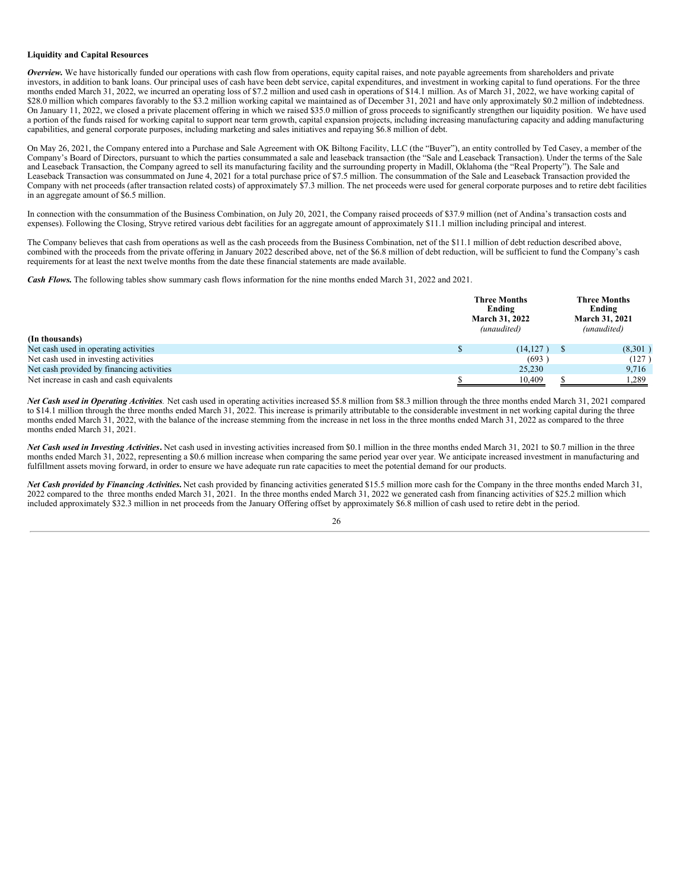**Liquidity and Capital Resources**

***Overview.*** We have historically funded our operations with cash flow from operations, equity capital raises, and note payable agreements from shareholders and private investors, in addition to bank loans. Our principal uses of cash have been debt service, capital expenditures, and investment in working capital to fund operations. For the three months ended March 31, 2022, we incurred an operating loss of $7.2 million and used cash in operations of $14.1 million. As of March 31, 2022, we have working capital of $28.0 million which compares favorably to the $3.2 million working capital we maintained as of December 31, 2021 and have only approximately $0.2 million of indebtedness. On January 11, 2022, we closed a private placement offering in which we raised $35.0 million of gross proceeds to significantly strengthen our liquidity position. We have used a portion of the funds raised for working capital to support near term growth, capital expansion projects, including increasing manufacturing capacity and adding manufacturing capabilities, and general corporate purposes, including marketing and sales initiatives and repaying $6.8 million of debt.

On May 26, 2021, the Company entered into a Purchase and Sale Agreement with OK Biltong Facility, LLC (the "Buyer"), an entity controlled by Ted Casey, a member of the Company's Board of Directors, pursuant to which the parties consummated a sale and leaseback transaction (the "Sale and Leaseback Transaction). Under the terms of the Sale and Leaseback Transaction, the Company agreed to sell its manufacturing facility and the surrounding property in Madill, Oklahoma (the "Real Property"). The Sale and Leaseback Transaction was consummated on June 4, 2021 for a total purchase price of $7.5 million. The consummation of the Sale and Leaseback Transaction provided the Company with net proceeds (after transaction related costs) of approximately $7.3 million. The net proceeds were used for general corporate purposes and to retire debt facilities in an aggregate amount of $6.5 million.

In connection with the consummation of the Business Combination, on July 20, 2021, the Company raised proceeds of $37.9 million (net of Andina's transaction costs and expenses). Following the Closing, Stryve retired various debt facilities for an aggregate amount of approximately $11.1 million including principal and interest.

The Company believes that cash from operations as well as the cash proceeds from the Business Combination, net of the $11.1 million of debt reduction described above, combined with the proceeds from the private offering in January 2022 described above, net of the $6.8 million of debt reduction, will be sufficient to fund the Company's cash requirements for at least the next twelve months from the date these financial statements are made available.

***Cash Flows.*** The following tables show summary cash flows information for the nine months ended March 31, 2022 and 2021.

| (In thousands) | Three Months Ending March 31, 2022 *(unaudited)* | Three Months Ending March 31, 2021 *(unaudited)* |
|---|---|---|
| Net cash used in operating activities | $ (14,127) | $ (8,301) |
| Net cash used in investing activities | (693) | (127) |
| Net cash provided by financing activities | 25,230 | 9,716 |
| Net increase in cash and cash equivalents | $ 10,409 | $ 1,289 |

***Net Cash used in Operating Activities.*** Net cash used in operating activities increased $5.8 million from $8.3 million through the three months ended March 31, 2021 compared to $14.1 million through the three months ended March 31, 2022. This increase is primarily attributable to the considerable investment in net working capital during the three months ended March 31, 2022, with the balance of the increase stemming from the increase in net loss in the three months ended March 31, 2022 as compared to the three months ended March 31, 2021.

***Net Cash used in Investing Activities.*** Net cash used in investing activities increased from $0.1 million in the three months ended March 31, 2021 to $0.7 million in the three months ended March 31, 2022, representing a $0.6 million increase when comparing the same period year over year. We anticipate increased investment in manufacturing and fulfillment assets moving forward, in order to ensure we have adequate run rate capacities to meet the potential demand for our products.

***Net Cash provided by Financing Activities.*** Net cash provided by financing activities generated $15.5 million more cash for the Company in the three months ended March 31, 2022 compared to the three months ended March 31, 2021. In the three months ended March 31, 2022 we generated cash from financing activities of $25.2 million which included approximately $32.3 million in net proceeds from the January Offering offset by approximately $6.8 million of cash used to retire debt in the period.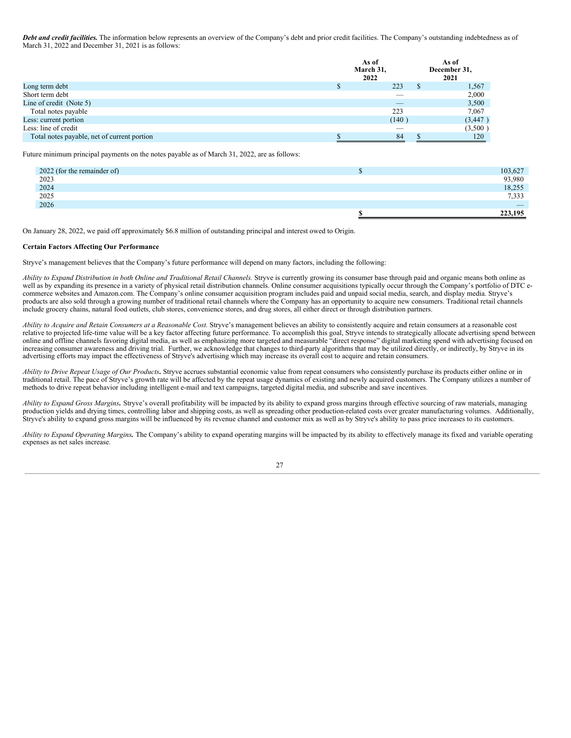***Debt and credit facilities.*** The information below represents an overview of the Company's debt and prior credit facilities. The Company's outstanding indebtedness as of March 31, 2022 and December 31, 2021 is as follows:

| | As of March 31, 2022 | As of December 31, 2021 |
|---|---|---|
| Long term debt | $ 223 | $ 1,567 |
| Short term debt | — | 2,000 |
| Line of credit (Note 5) | — | 3,500 |
| Total notes payable | 223 | 7,067 |
| Less: current portion | (140 ) | (3,447 ) |
| Less: line of credit | — | (3,500 ) |
| Total notes payable, net of current portion | $ 84 | $ 120 |

Future minimum principal payments on the notes payable as of March 31, 2022, are as follows:

| | |
|---|---|
| 2022 (for the remainder of) | $ 103,627 |
| 2023 | 93,980 |
| 2024 | 18,255 |
| 2025 | 7,333 |
| 2026 | — |
| | **$ 223,195** |

On January 28, 2022, we paid off approximately $6.8 million of outstanding principal and interest owed to Origin.

**Certain Factors Affecting Our Performance**

Stryve's management believes that the Company's future performance will depend on many factors, including the following:

*Ability to Expand Distribution in both Online and Traditional Retail Channels.* Stryve is currently growing its consumer base through paid and organic means both online as well as by expanding its presence in a variety of physical retail distribution channels. Online consumer acquisitions typically occur through the Company's portfolio of DTC e-commerce websites and Amazon.com. The Company's online consumer acquisition program includes paid and unpaid social media, search, and display media. Stryve's products are also sold through a growing number of traditional retail channels where the Company has an opportunity to acquire new consumers. Traditional retail channels include grocery chains, natural food outlets, club stores, convenience stores, and drug stores, all either direct or through distribution partners.

*Ability to Acquire and Retain Consumers at a Reasonable Cost.* Stryve's management believes an ability to consistently acquire and retain consumers at a reasonable cost relative to projected life-time value will be a key factor affecting future performance. To accomplish this goal, Stryve intends to strategically allocate advertising spend between online and offline channels favoring digital media, as well as emphasizing more targeted and measurable "direct response" digital marketing spend with advertising focused on increasing consumer awareness and driving trial. Further, we acknowledge that changes to third-party algorithms that may be utilized directly, or indirectly, by Stryve in its advertising efforts may impact the effectiveness of Stryve's advertising which may increase its overall cost to acquire and retain consumers.

*Ability to Drive Repeat Usage of Our Products***.** Stryve accrues substantial economic value from repeat consumers who consistently purchase its products either online or in traditional retail. The pace of Stryve's growth rate will be affected by the repeat usage dynamics of existing and newly acquired customers. The Company utilizes a number of methods to drive repeat behavior including intelligent e-mail and text campaigns, targeted digital media, and subscribe and save incentives.

*Ability to Expand Gross Margins***.** Stryve's overall profitability will be impacted by its ability to expand gross margins through effective sourcing of raw materials, managing production yields and drying times, controlling labor and shipping costs, as well as spreading other production-related costs over greater manufacturing volumes. Additionally, Stryve's ability to expand gross margins will be influenced by its revenue channel and customer mix as well as by Stryve's ability to pass price increases to its customers.

***Ability to Expand Operating Margins.*** The Company's ability to expand operating margins will be impacted by its ability to effectively manage its fixed and variable operating expenses as net sales increase.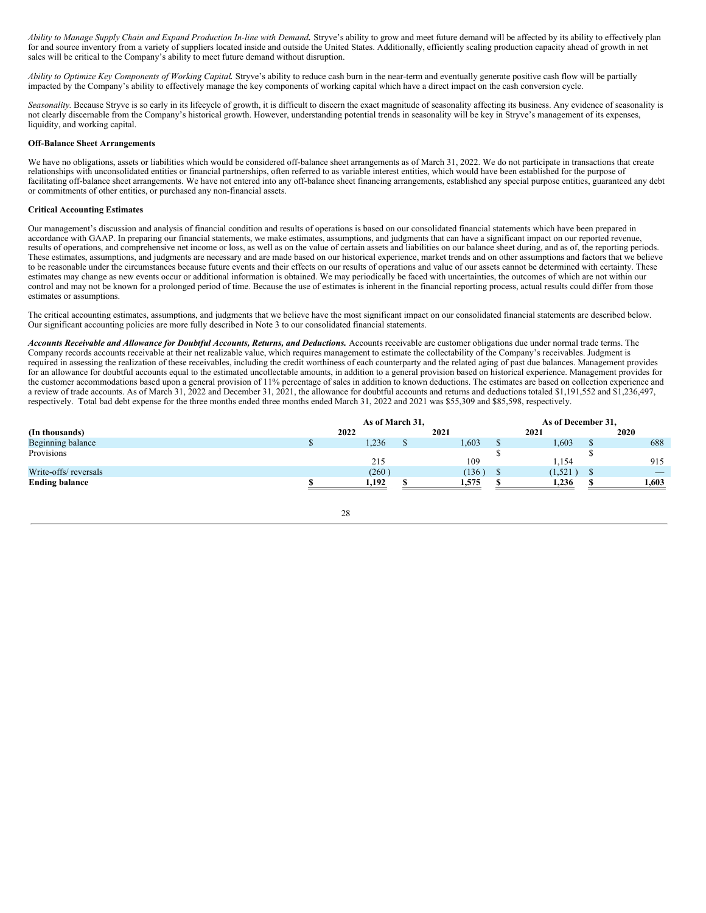*Ability to Manage Supply Chain and Expand Production In-line with Demand.* Stryve's ability to grow and meet future demand will be affected by its ability to effectively plan for and source inventory from a variety of suppliers located inside and outside the United States. Additionally, efficiently scaling production capacity ahead of growth in net sales will be critical to the Company's ability to meet future demand without disruption.

*Ability to Optimize Key Components of Working Capital.* Stryve's ability to reduce cash burn in the near-term and eventually generate positive cash flow will be partially impacted by the Company's ability to effectively manage the key components of working capital which have a direct impact on the cash conversion cycle.

*Seasonality.* Because Stryve is so early in its lifecycle of growth, it is difficult to discern the exact magnitude of seasonality affecting its business. Any evidence of seasonality is not clearly discernable from the Company's historical growth. However, understanding potential trends in seasonality will be key in Stryve's management of its expenses, liquidity, and working capital.

**Off-Balance Sheet Arrangements**

We have no obligations, assets or liabilities which would be considered off-balance sheet arrangements as of March 31, 2022. We do not participate in transactions that create relationships with unconsolidated entities or financial partnerships, often referred to as variable interest entities, which would have been established for the purpose of facilitating off-balance sheet arrangements. We have not entered into any off-balance sheet financing arrangements, established any special purpose entities, guaranteed any debt or commitments of other entities, or purchased any non-financial assets.

**Critical Accounting Estimates**

Our management's discussion and analysis of financial condition and results of operations is based on our consolidated financial statements which have been prepared in accordance with GAAP. In preparing our financial statements, we make estimates, assumptions, and judgments that can have a significant impact on our reported revenue, results of operations, and comprehensive net income or loss, as well as on the value of certain assets and liabilities on our balance sheet during, and as of, the reporting periods. These estimates, assumptions, and judgments are necessary and are made based on our historical experience, market trends and on other assumptions and factors that we believe to be reasonable under the circumstances because future events and their effects on our results of operations and value of our assets cannot be determined with certainty. These estimates may change as new events occur or additional information is obtained. We may periodically be faced with uncertainties, the outcomes of which are not within our control and may not be known for a prolonged period of time. Because the use of estimates is inherent in the financial reporting process, actual results could differ from those estimates or assumptions.

The critical accounting estimates, assumptions, and judgments that we believe have the most significant impact on our consolidated financial statements are described below. Our significant accounting policies are more fully described in Note 3 to our consolidated financial statements.

***Accounts Receivable and Allowance for Doubtful Accounts, Returns, and Deductions.*** Accounts receivable are customer obligations due under normal trade terms. The Company records accounts receivable at their net realizable value, which requires management to estimate the collectability of the Company's receivables. Judgment is required in assessing the realization of these receivables, including the credit worthiness of each counterparty and the related aging of past due balances. Management provides for an allowance for doubtful accounts equal to the estimated uncollectable amounts, in addition to a general provision based on historical experience. Management provides for the customer accommodations based upon a general provision of 11% percentage of sales in addition to known deductions. The estimates are based on collection experience and a review of trade accounts. As of March 31, 2022 and December 31, 2021, the allowance for doubtful accounts and returns and deductions totaled $1,191,552 and $1,236,497, respectively. Total bad debt expense for the three months ended three months ended March 31, 2022 and 2021 was $55,309 and $85,598, respectively.

| | As of March 31, | | As of December 31, | |
|---|---|---|---|---|
| **(In thousands)** | **2022** | **2021** | **2021** | **2020** |
| Beginning balance | $ 1,236 | $ 1,603 | $ 1,603 | $ 688 |
| Provisions | 215 | 109 | $ 1,154 | $ 915 |
| Write-offs/ reversals | (260) | (136) | $ (1,521) | $ — |
| **Ending balance** | **$ 1,192** | **$ 1,575** | **$ 1,236** | **$ 1,603** |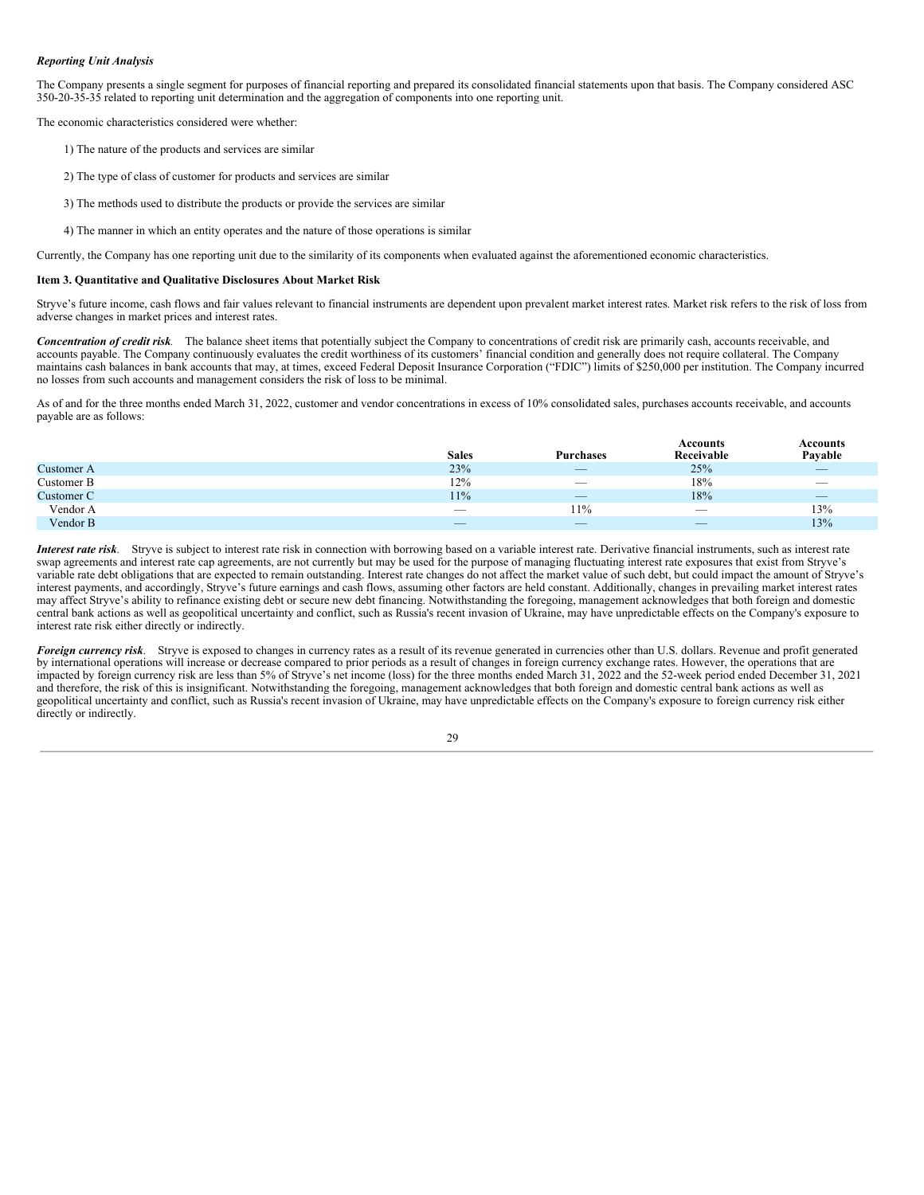***Reporting Unit Analysis***

The Company presents a single segment for purposes of financial reporting and prepared its consolidated financial statements upon that basis. The Company considered ASC 350-20-35-35 related to reporting unit determination and the aggregation of components into one reporting unit.

The economic characteristics considered were whether:

1) The nature of the products and services are similar

2) The type of class of customer for products and services are similar

3) The methods used to distribute the products or provide the services are similar

4) The manner in which an entity operates and the nature of those operations is similar

Currently, the Company has one reporting unit due to the similarity of its components when evaluated against the aforementioned economic characteristics.

**Item 3. Quantitative and Qualitative Disclosures About Market Risk**

Stryve's future income, cash flows and fair values relevant to financial instruments are dependent upon prevalent market interest rates. Market risk refers to the risk of loss from adverse changes in market prices and interest rates.

***Concentration of credit risk.*** The balance sheet items that potentially subject the Company to concentrations of credit risk are primarily cash, accounts receivable, and accounts payable. The Company continuously evaluates the credit worthiness of its customers' financial condition and generally does not require collateral. The Company maintains cash balances in bank accounts that may, at times, exceed Federal Deposit Insurance Corporation ("FDIC") limits of $250,000 per institution. The Company incurred no losses from such accounts and management considers the risk of loss to be minimal.

As of and for the three months ended March 31, 2022, customer and vendor concentrations in excess of 10% consolidated sales, purchases accounts receivable, and accounts payable are as follows:

| | Sales | Purchases | Accounts Receivable | Accounts Payable |
|---|---|---|---|---|
| Customer A | 23% | — | 25% | — |
| Customer B | 12% | — | 18% | — |
| Customer C | 11% | — | 18% | — |
| Vendor A | — | 11% | — | 13% |
| Vendor B | — | — | — | 13% |

***Interest rate risk***. Stryve is subject to interest rate risk in connection with borrowing based on a variable interest rate. Derivative financial instruments, such as interest rate swap agreements and interest rate cap agreements, are not currently but may be used for the purpose of managing fluctuating interest rate exposures that exist from Stryve's variable rate debt obligations that are expected to remain outstanding. Interest rate changes do not affect the market value of such debt, but could impact the amount of Stryve's interest payments, and accordingly, Stryve's future earnings and cash flows, assuming other factors are held constant. Additionally, changes in prevailing market interest rates may affect Stryve's ability to refinance existing debt or secure new debt financing. Notwithstanding the foregoing, management acknowledges that both foreign and domestic central bank actions as well as geopolitical uncertainty and conflict, such as Russia's recent invasion of Ukraine, may have unpredictable effects on the Company's exposure to interest rate risk either directly or indirectly.

***Foreign currency risk***. Stryve is exposed to changes in currency rates as a result of its revenue generated in currencies other than U.S. dollars. Revenue and profit generated by international operations will increase or decrease compared to prior periods as a result of changes in foreign currency exchange rates. However, the operations that are impacted by foreign currency risk are less than 5% of Stryve's net income (loss) for the three months ended March 31, 2022 and the 52-week period ended December 31, 2021 and therefore, the risk of this is insignificant. Notwithstanding the foregoing, management acknowledges that both foreign and domestic central bank actions as well as geopolitical uncertainty and conflict, such as Russia's recent invasion of Ukraine, may have unpredictable effects on the Company's exposure to foreign currency risk either directly or indirectly.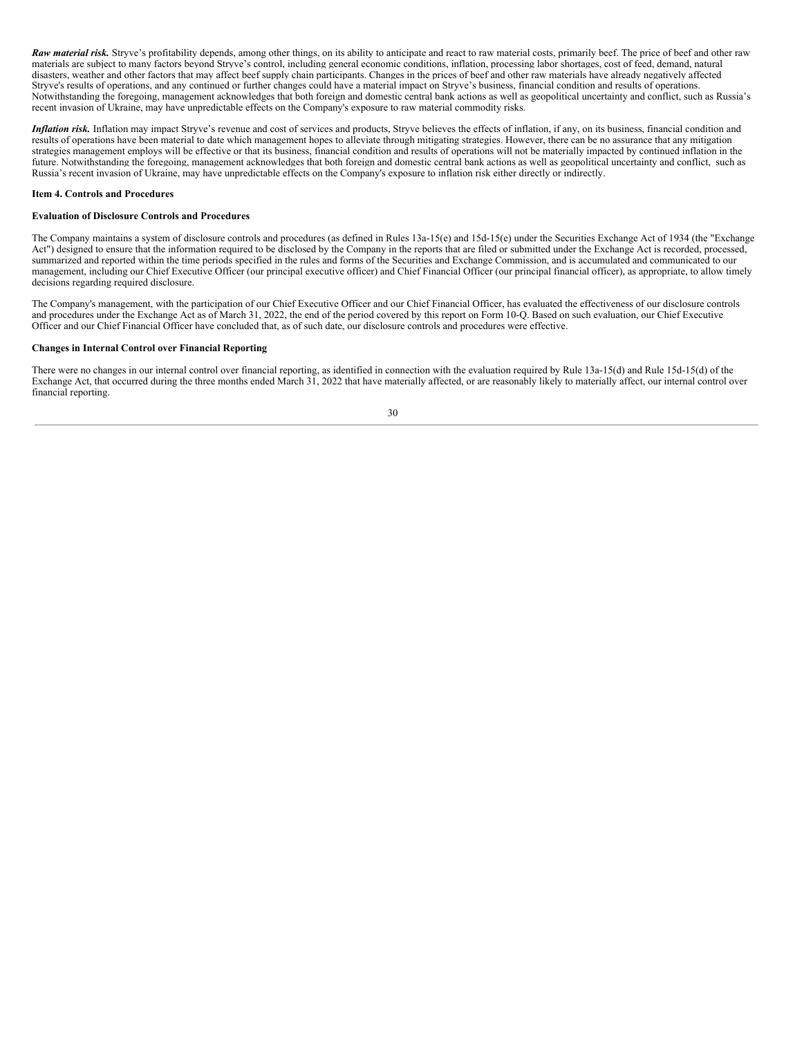***Raw material risk.*** Stryve's profitability depends, among other things, on its ability to anticipate and react to raw material costs, primarily beef. The price of beef and other raw materials are subject to many factors beyond Stryve's control, including general economic conditions, inflation, processing labor shortages, cost of feed, demand, natural disasters, weather and other factors that may affect beef supply chain participants. Changes in the prices of beef and other raw materials have already negatively affected Stryve's results of operations, and any continued or further changes could have a material impact on Stryve's business, financial condition and results of operations. Notwithstanding the foregoing, management acknowledges that both foreign and domestic central bank actions as well as geopolitical uncertainty and conflict, such as Russia's recent invasion of Ukraine, may have unpredictable effects on the Company's exposure to raw material commodity risks.

***Inflation risk.*** Inflation may impact Stryve's revenue and cost of services and products, Stryve believes the effects of inflation, if any, on its business, financial condition and results of operations have been material to date which management hopes to alleviate through mitigating strategies. However, there can be no assurance that any mitigation strategies management employs will be effective or that its business, financial condition and results of operations will not be materially impacted by continued inflation in the future. Notwithstanding the foregoing, management acknowledges that both foreign and domestic central bank actions as well as geopolitical uncertainty and conflict, such as Russia's recent invasion of Ukraine, may have unpredictable effects on the Company's exposure to inflation risk either directly or indirectly.

## Item 4. Controls and Procedures

### Evaluation of Disclosure Controls and Procedures

The Company maintains a system of disclosure controls and procedures (as defined in Rules 13a-15(e) and 15d-15(e) under the Securities Exchange Act of 1934 (the "Exchange Act") designed to ensure that the information required to be disclosed by the Company in the reports that are filed or submitted under the Exchange Act is recorded, processed, summarized and reported within the time periods specified in the rules and forms of the Securities and Exchange Commission, and is accumulated and communicated to our management, including our Chief Executive Officer (our principal executive officer) and Chief Financial Officer (our principal financial officer), as appropriate, to allow timely decisions regarding required disclosure.

The Company's management, with the participation of our Chief Executive Officer and our Chief Financial Officer, has evaluated the effectiveness of our disclosure controls and procedures under the Exchange Act as of March 31, 2022, the end of the period covered by this report on Form 10-Q. Based on such evaluation, our Chief Executive Officer and our Chief Financial Officer have concluded that, as of such date, our disclosure controls and procedures were effective.

### Changes in Internal Control over Financial Reporting

There were no changes in our internal control over financial reporting, as identified in connection with the evaluation required by Rule 13a-15(d) and Rule 15d-15(d) of the Exchange Act, that occurred during the three months ended March 31, 2022 that have materially affected, or are reasonably likely to materially affect, our internal control over financial reporting.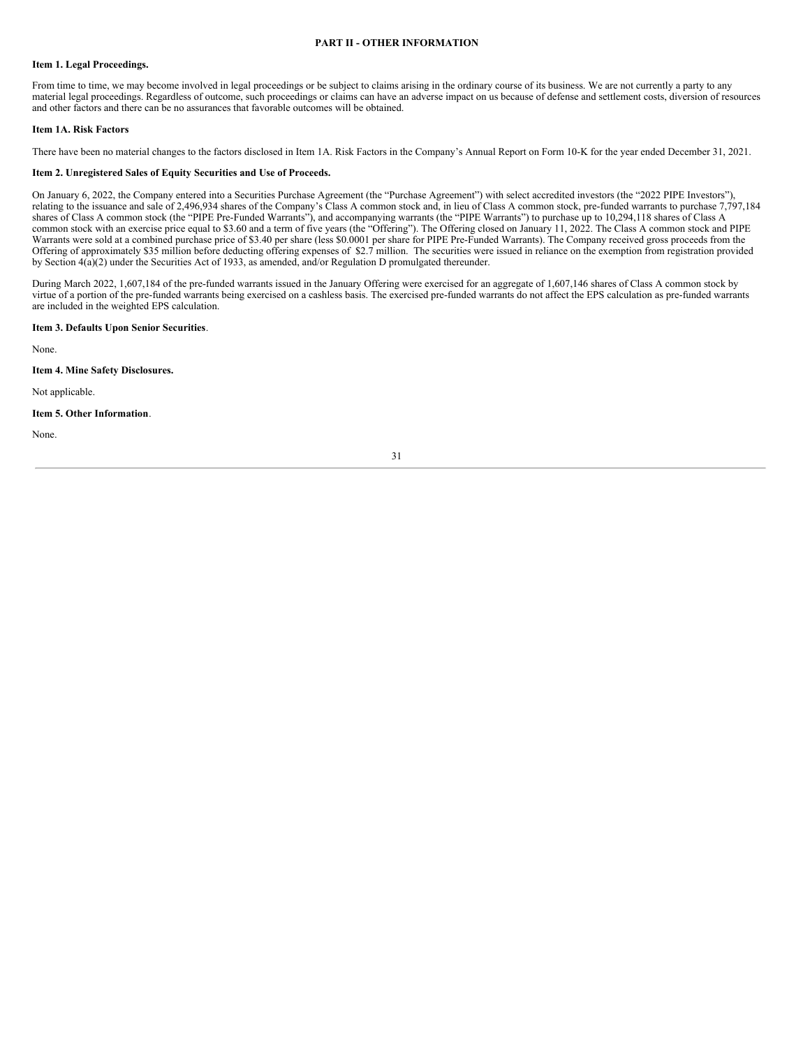# PART II - OTHER INFORMATION

**Item 1. Legal Proceedings.**

From time to time, we may become involved in legal proceedings or be subject to claims arising in the ordinary course of its business. We are not currently a party to any material legal proceedings. Regardless of outcome, such proceedings or claims can have an adverse impact on us because of defense and settlement costs, diversion of resources and other factors and there can be no assurances that favorable outcomes will be obtained.

**Item 1A. Risk Factors**

There have been no material changes to the factors disclosed in Item 1A. Risk Factors in the Company's Annual Report on Form 10-K for the year ended December 31, 2021.

**Item 2. Unregistered Sales of Equity Securities and Use of Proceeds.**

On January 6, 2022, the Company entered into a Securities Purchase Agreement (the "Purchase Agreement") with select accredited investors (the "2022 PIPE Investors"), relating to the issuance and sale of 2,496,934 shares of the Company's Class A common stock and, in lieu of Class A common stock, pre-funded warrants to purchase 7,797,184 shares of Class A common stock (the "PIPE Pre-Funded Warrants"), and accompanying warrants (the "PIPE Warrants") to purchase up to 10,294,118 shares of Class A common stock with an exercise price equal to $3.60 and a term of five years (the "Offering"). The Offering closed on January 11, 2022. The Class A common stock and PIPE Warrants were sold at a combined purchase price of $3.40 per share (less $0.0001 per share for PIPE Pre-Funded Warrants). The Company received gross proceeds from the Offering of approximately $35 million before deducting offering expenses of $2.7 million. The securities were issued in reliance on the exemption from registration provided by Section 4(a)(2) under the Securities Act of 1933, as amended, and/or Regulation D promulgated thereunder.

During March 2022, 1,607,184 of the pre-funded warrants issued in the January Offering were exercised for an aggregate of 1,607,146 shares of Class A common stock by virtue of a portion of the pre-funded warrants being exercised on a cashless basis. The exercised pre-funded warrants do not affect the EPS calculation as pre-funded warrants are included in the weighted EPS calculation.

**Item 3. Defaults Upon Senior Securities**.

None.

**Item 4. Mine Safety Disclosures.**

Not applicable.

**Item 5. Other Information**.

None.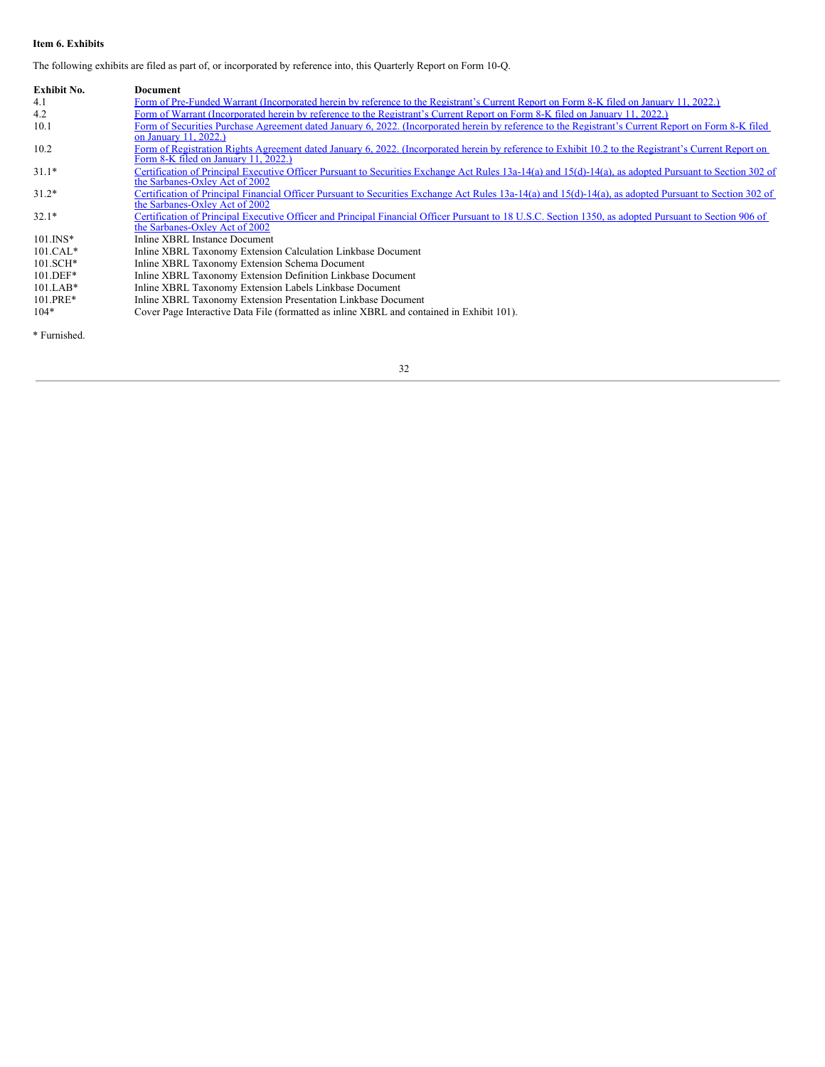**Item 6. Exhibits**

The following exhibits are filed as part of, or incorporated by reference into, this Quarterly Report on Form 10-Q.

| Exhibit No. | Document |
| --- | --- |
| 4.1 | Form of Pre-Funded Warrant (Incorporated herein by reference to the Registrant's Current Report on Form 8-K filed on January 11, 2022.) |
| 4.2 | Form of Warrant (Incorporated herein by reference to the Registrant's Current Report on Form 8-K filed on January 11, 2022.) |
| 10.1 | Form of Securities Purchase Agreement dated January 6, 2022. (Incorporated herein by reference to the Registrant's Current Report on Form 8-K filed on January 11, 2022.) |
| 10.2 | Form of Registration Rights Agreement dated January 6, 2022. (Incorporated herein by reference to Exhibit 10.2 to the Registrant's Current Report on Form 8-K filed on January 11, 2022.) |
| 31.1* | Certification of Principal Executive Officer Pursuant to Securities Exchange Act Rules 13a-14(a) and 15(d)-14(a), as adopted Pursuant to Section 302 of the Sarbanes-Oxley Act of 2002 |
| 31.2* | Certification of Principal Financial Officer Pursuant to Securities Exchange Act Rules 13a-14(a) and 15(d)-14(a), as adopted Pursuant to Section 302 of the Sarbanes-Oxley Act of 2002 |
| 32.1* | Certification of Principal Executive Officer and Principal Financial Officer Pursuant to 18 U.S.C. Section 1350, as adopted Pursuant to Section 906 of the Sarbanes-Oxley Act of 2002 |
| 101.INS* | Inline XBRL Instance Document |
| 101.CAL* | Inline XBRL Taxonomy Extension Calculation Linkbase Document |
| 101.SCH* | Inline XBRL Taxonomy Extension Schema Document |
| 101.DEF* | Inline XBRL Taxonomy Extension Definition Linkbase Document |
| 101.LAB* | Inline XBRL Taxonomy Extension Labels Linkbase Document |
| 101.PRE* | Inline XBRL Taxonomy Extension Presentation Linkbase Document |
| 104* | Cover Page Interactive Data File (formatted as inline XBRL and contained in Exhibit 101). |

* Furnished.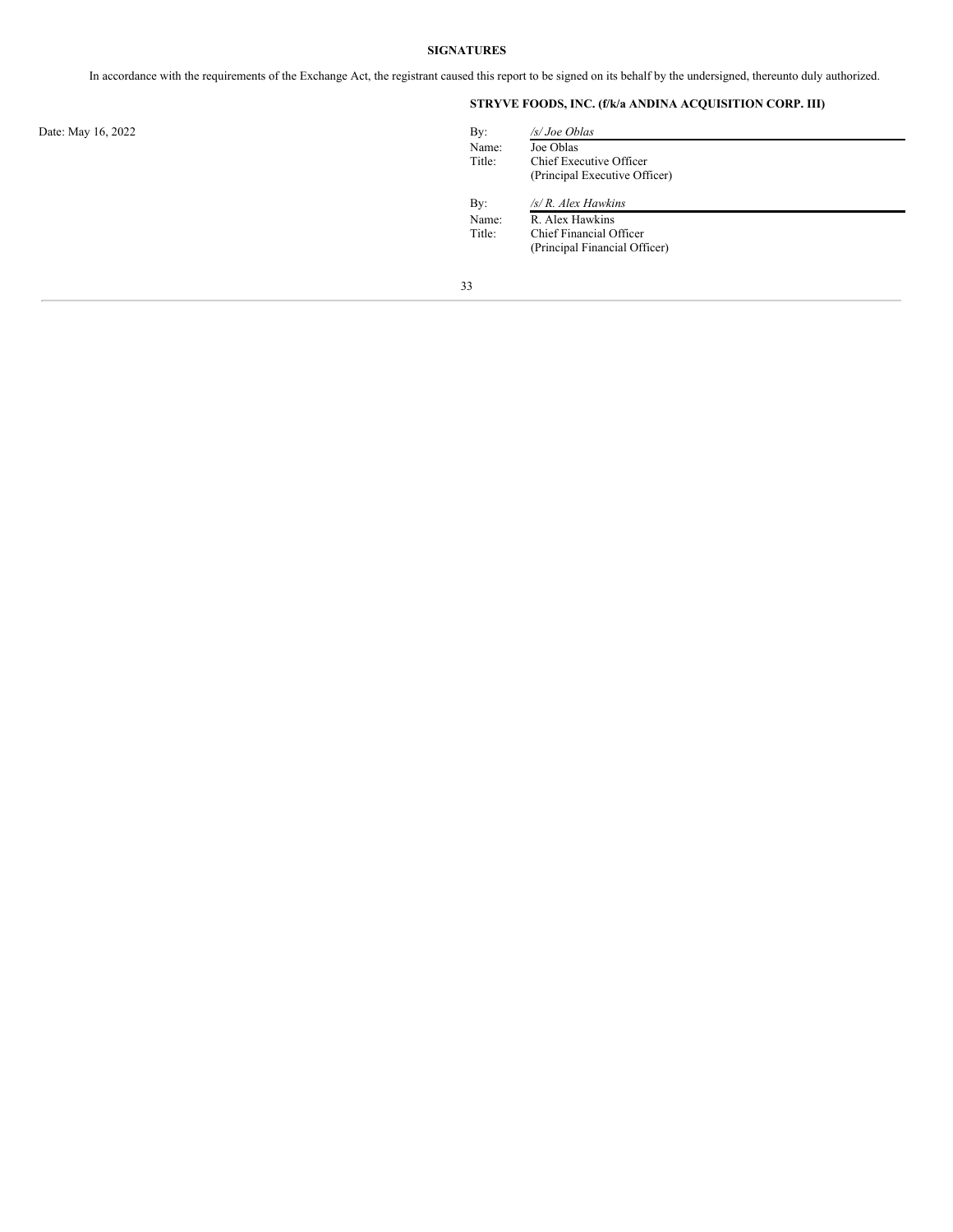**SIGNATURES**

In accordance with the requirements of the Exchange Act, the registrant caused this report to be signed on its behalf by the undersigned, thereunto duly authorized.

**STRYVE FOODS, INC. (f/k/a ANDINA ACQUISITION CORP. III)**

Date: May 16, 2022

By: */s/ Joe Oblas*
Name: Joe Oblas
Title: Chief Executive Officer
(Principal Executive Officer)

By: */s/ R. Alex Hawkins*
Name: R. Alex Hawkins
Title: Chief Financial Officer
(Principal Financial Officer)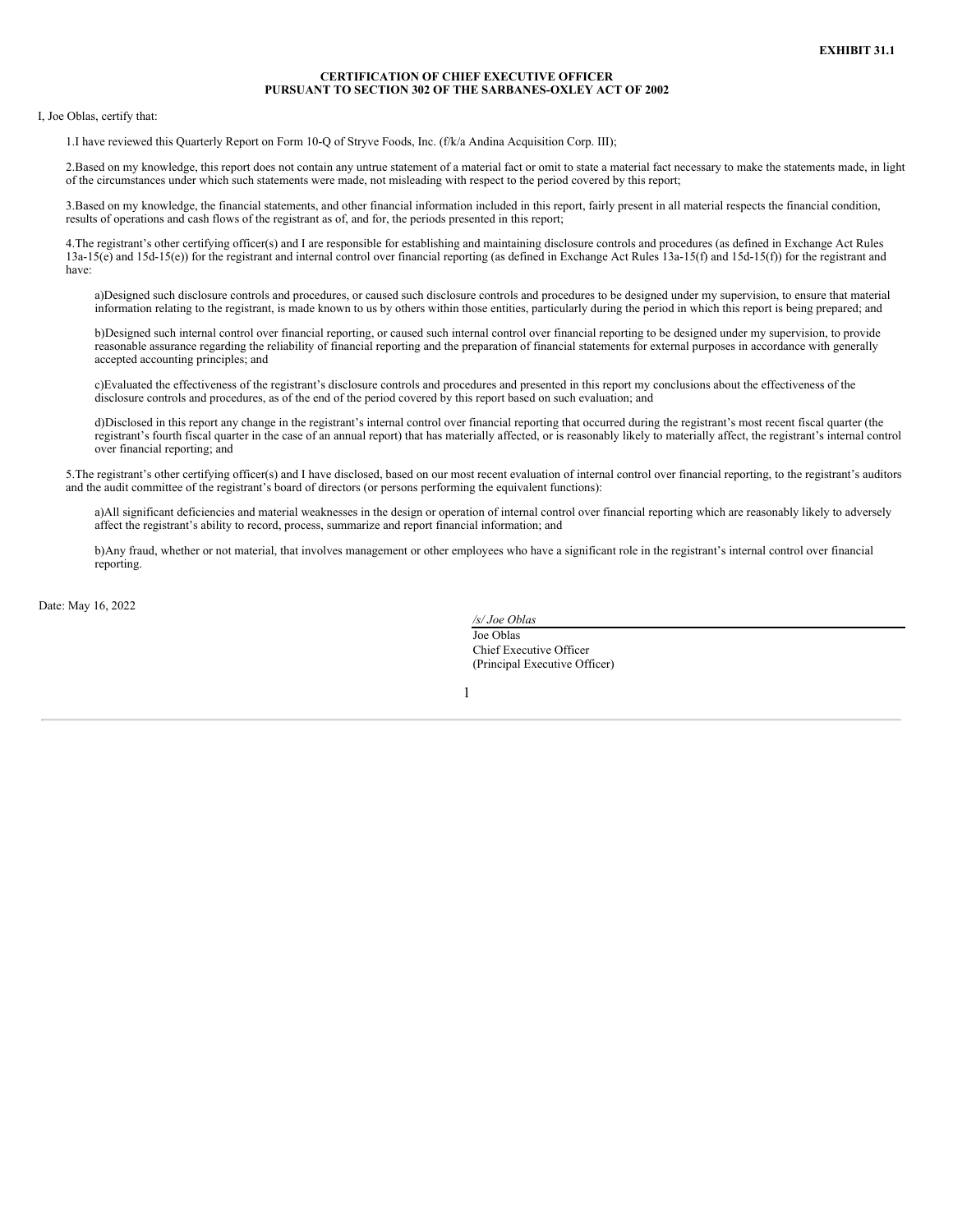**EXHIBIT 31.1**

**CERTIFICATION OF CHIEF EXECUTIVE OFFICER**
**PURSUANT TO SECTION 302 OF THE SARBANES-OXLEY ACT OF 2002**

I, Joe Oblas, certify that:

1. I have reviewed this Quarterly Report on Form 10-Q of Stryve Foods, Inc. (f/k/a Andina Acquisition Corp. III);

2. Based on my knowledge, this report does not contain any untrue statement of a material fact or omit to state a material fact necessary to make the statements made, in light of the circumstances under which such statements were made, not misleading with respect to the period covered by this report;

3. Based on my knowledge, the financial statements, and other financial information included in this report, fairly present in all material respects the financial condition, results of operations and cash flows of the registrant as of, and for, the periods presented in this report;

4. The registrant's other certifying officer(s) and I are responsible for establishing and maintaining disclosure controls and procedures (as defined in Exchange Act Rules 13a-15(e) and 15d-15(e)) for the registrant and internal control over financial reporting (as defined in Exchange Act Rules 13a-15(f) and 15d-15(f)) for the registrant and have:

   a) Designed such disclosure controls and procedures, or caused such disclosure controls and procedures to be designed under my supervision, to ensure that material information relating to the registrant, is made known to us by others within those entities, particularly during the period in which this report is being prepared; and

   b) Designed such internal control over financial reporting, or caused such internal control over financial reporting to be designed under my supervision, to provide reasonable assurance regarding the reliability of financial reporting and the preparation of financial statements for external purposes in accordance with generally accepted accounting principles; and

   c) Evaluated the effectiveness of the registrant's disclosure controls and procedures and presented in this report my conclusions about the effectiveness of the disclosure controls and procedures, as of the end of the period covered by this report based on such evaluation; and

   d) Disclosed in this report any change in the registrant's internal control over financial reporting that occurred during the registrant's most recent fiscal quarter (the registrant's fourth fiscal quarter in the case of an annual report) that has materially affected, or is reasonably likely to materially affect, the registrant's internal control over financial reporting; and

5. The registrant's other certifying officer(s) and I have disclosed, based on our most recent evaluation of internal control over financial reporting, to the registrant's auditors and the audit committee of the registrant's board of directors (or persons performing the equivalent functions):

   a) All significant deficiencies and material weaknesses in the design or operation of internal control over financial reporting which are reasonably likely to adversely affect the registrant's ability to record, process, summarize and report financial information; and

   b) Any fraud, whether or not material, that involves management or other employees who have a significant role in the registrant's internal control over financial reporting.

Date: May 16, 2022

*/s/ Joe Oblas*
Joe Oblas
Chief Executive Officer
(Principal Executive Officer)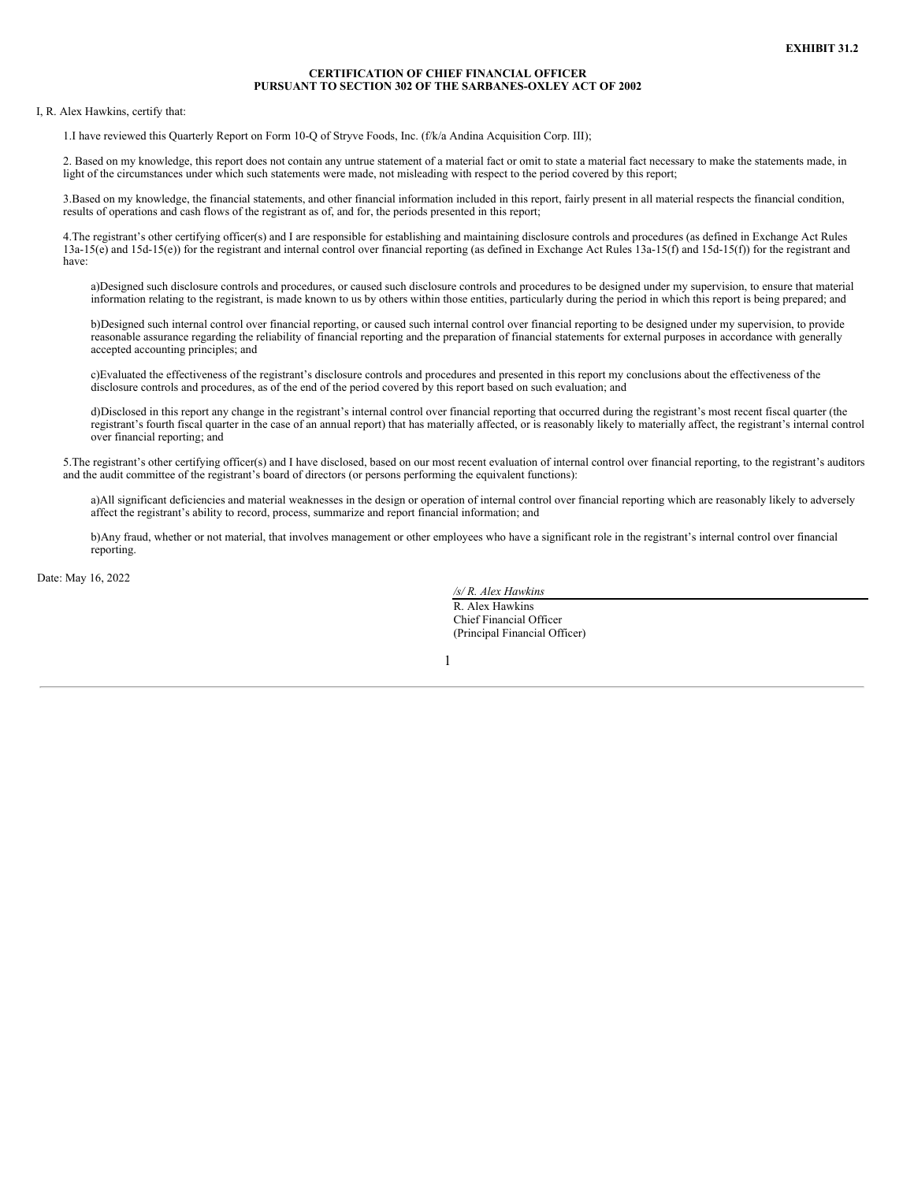**EXHIBIT 31.2**

**CERTIFICATION OF CHIEF FINANCIAL OFFICER**
**PURSUANT TO SECTION 302 OF THE SARBANES-OXLEY ACT OF 2002**

I, R. Alex Hawkins, certify that:

1.I have reviewed this Quarterly Report on Form 10-Q of Stryve Foods, Inc. (f/k/a Andina Acquisition Corp. III);

2. Based on my knowledge, this report does not contain any untrue statement of a material fact or omit to state a material fact necessary to make the statements made, in light of the circumstances under which such statements were made, not misleading with respect to the period covered by this report;

3.Based on my knowledge, the financial statements, and other financial information included in this report, fairly present in all material respects the financial condition, results of operations and cash flows of the registrant as of, and for, the periods presented in this report;

4.The registrant's other certifying officer(s) and I are responsible for establishing and maintaining disclosure controls and procedures (as defined in Exchange Act Rules 13a-15(e) and 15d-15(e)) for the registrant and internal control over financial reporting (as defined in Exchange Act Rules 13a-15(f) and 15d-15(f)) for the registrant and have:

a)Designed such disclosure controls and procedures, or caused such disclosure controls and procedures to be designed under my supervision, to ensure that material information relating to the registrant, is made known to us by others within those entities, particularly during the period in which this report is being prepared; and

b)Designed such internal control over financial reporting, or caused such internal control over financial reporting to be designed under my supervision, to provide reasonable assurance regarding the reliability of financial reporting and the preparation of financial statements for external purposes in accordance with generally accepted accounting principles; and

c)Evaluated the effectiveness of the registrant's disclosure controls and procedures and presented in this report my conclusions about the effectiveness of the disclosure controls and procedures, as of the end of the period covered by this report based on such evaluation; and

d)Disclosed in this report any change in the registrant's internal control over financial reporting that occurred during the registrant's most recent fiscal quarter (the registrant's fourth fiscal quarter in the case of an annual report) that has materially affected, or is reasonably likely to materially affect, the registrant's internal control over financial reporting; and

5.The registrant's other certifying officer(s) and I have disclosed, based on our most recent evaluation of internal control over financial reporting, to the registrant's auditors and the audit committee of the registrant's board of directors (or persons performing the equivalent functions):

a)All significant deficiencies and material weaknesses in the design or operation of internal control over financial reporting which are reasonably likely to adversely affect the registrant's ability to record, process, summarize and report financial information; and

b)Any fraud, whether or not material, that involves management or other employees who have a significant role in the registrant's internal control over financial reporting.

Date: May 16, 2022

*/s/ R. Alex Hawkins*
R. Alex Hawkins
Chief Financial Officer
(Principal Financial Officer)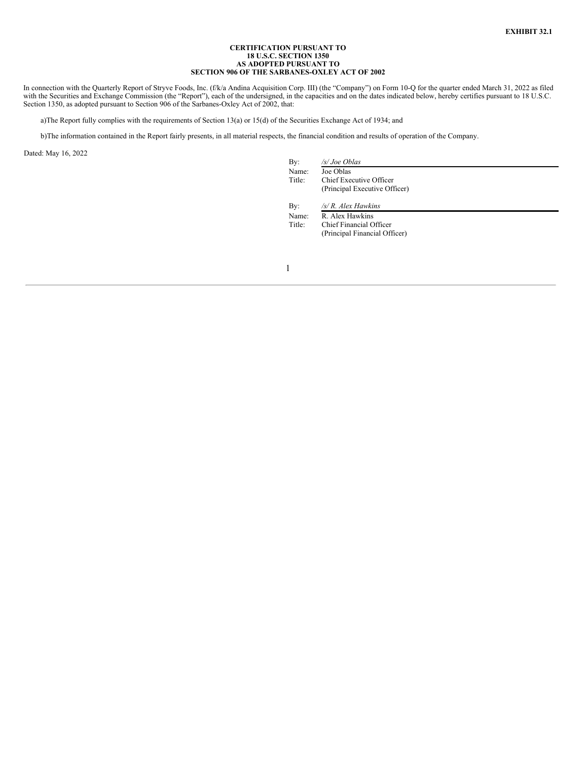**EXHIBIT 32.1**

**CERTIFICATION PURSUANT TO**
**18 U.S.C. SECTION 1350**
**AS ADOPTED PURSUANT TO**
**SECTION 906 OF THE SARBANES-OXLEY ACT OF 2002**

In connection with the Quarterly Report of Stryve Foods, Inc. (f/k/a Andina Acquisition Corp. III) (the "Company") on Form 10-Q for the quarter ended March 31, 2022 as filed with the Securities and Exchange Commission (the "Report"), each of the undersigned, in the capacities and on the dates indicated below, hereby certifies pursuant to 18 U.S.C. Section 1350, as adopted pursuant to Section 906 of the Sarbanes-Oxley Act of 2002, that:

a)The Report fully complies with the requirements of Section 13(a) or 15(d) of the Securities Exchange Act of 1934; and

b)The information contained in the Report fairly presents, in all material respects, the financial condition and results of operation of the Company.

Dated: May 16, 2022

| | |
|---|---|
| By: | */s/ Joe Oblas* |
| Name: | Joe Oblas |
| Title: | Chief Executive Officer<br>(Principal Executive Officer) |
| By: | */s/ R. Alex Hawkins* |
| Name: | R. Alex Hawkins |
| Title: | Chief Financial Officer<br>(Principal Financial Officer) |